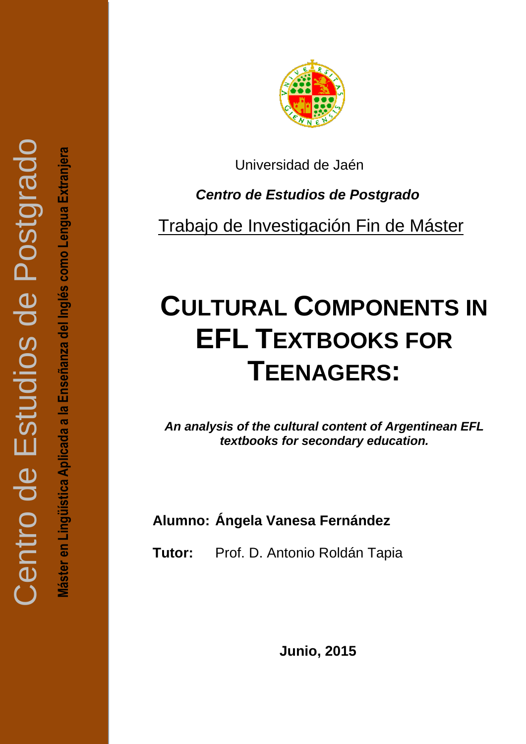Centro de Estudios de Postgrado

Máster en Lingüística Aplicada a la Enseñanza del Inglés como Lengua Extranjera

Universidad de Jaén

***Centro de Estudios de Postgrado***

Trabajo de Investigación Fin de Máster

# CULTURAL COMPONENTS IN EFL TEXTBOOKS FOR TEENAGERS:

***An analysis of the cultural content of Argentinean EFL textbooks for secondary education.***

**Alumno: Ángela Vanesa Fernández**

**Tutor:** Prof. D. Antonio Roldán Tapia

**Junio, 2015**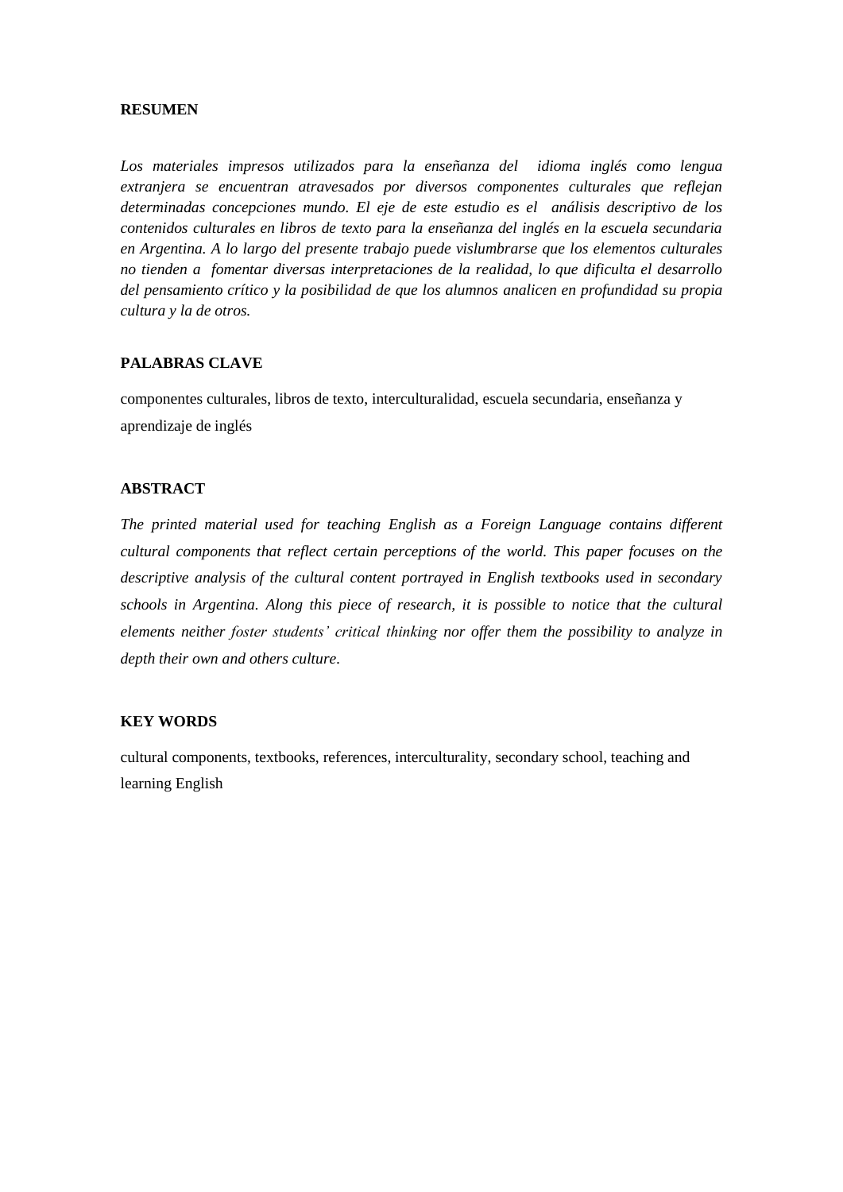## RESUMEN

*Los materiales impresos utilizados para la enseñanza del idioma inglés como lengua extranjera se encuentran atravesados por diversos componentes culturales que reflejan determinadas concepciones mundo. El eje de este estudio es el análisis descriptivo de los contenidos culturales en libros de texto para la enseñanza del inglés en la escuela secundaria en Argentina. A lo largo del presente trabajo puede vislumbrarse que los elementos culturales no tienden a fomentar diversas interpretaciones de la realidad, lo que dificulta el desarrollo del pensamiento crítico y la posibilidad de que los alumnos analicen en profundidad su propia cultura y la de otros.*

## PALABRAS CLAVE

componentes culturales, libros de texto, interculturalidad, escuela secundaria, enseñanza y aprendizaje de inglés

## ABSTRACT

*The printed material used for teaching English as a Foreign Language contains different cultural components that reflect certain perceptions of the world. This paper focuses on the descriptive analysis of the cultural content portrayed in English textbooks used in secondary schools in Argentina. Along this piece of research, it is possible to notice that the cultural elements neither foster students' critical thinking nor offer them the possibility to analyze in depth their own and others culture.*

## KEY WORDS

cultural components, textbooks, references, interculturality, secondary school, teaching and learning English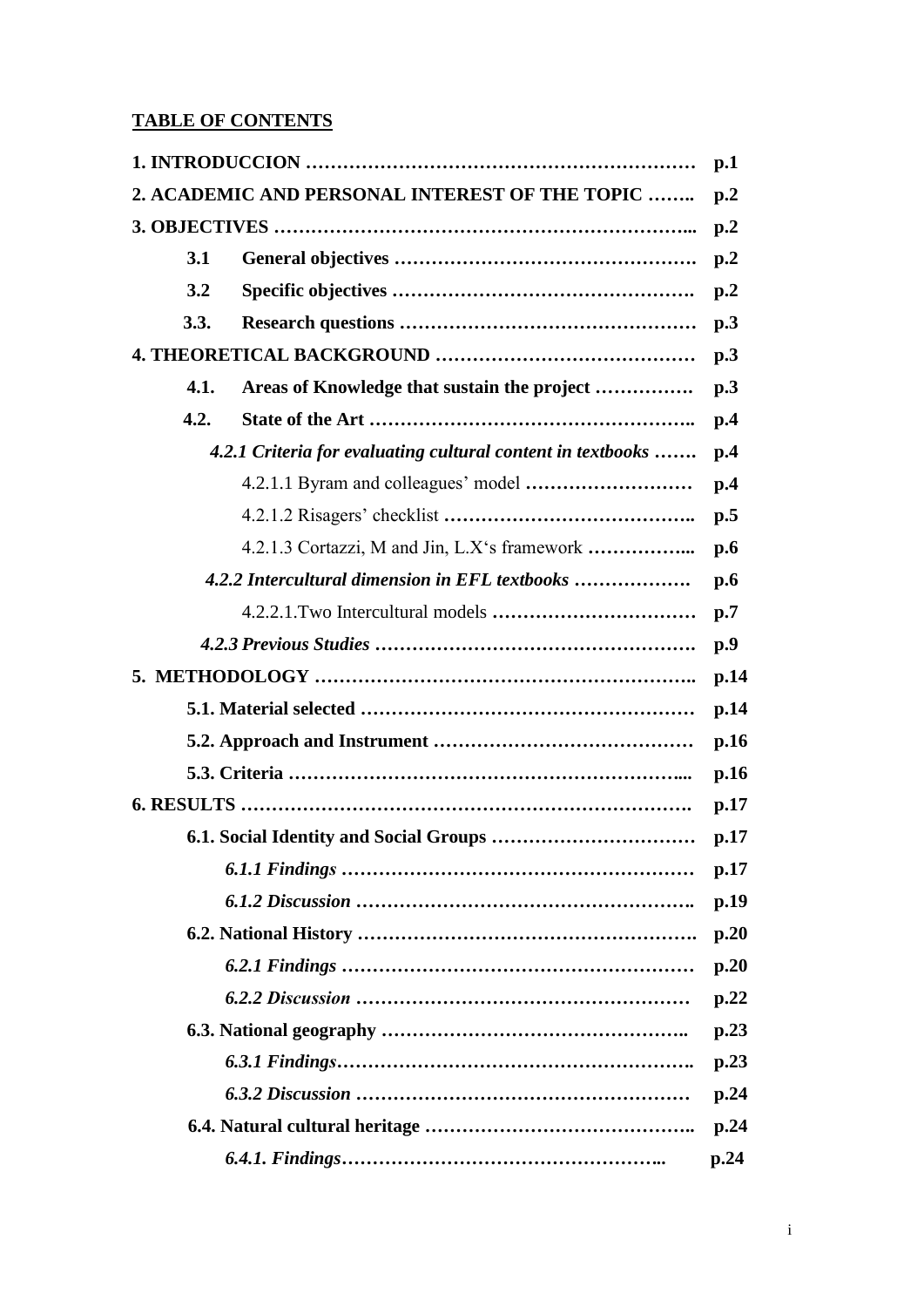## TABLE OF CONTENTS

| | |
|---|---|
| **1. INTRODUCCION ……………………………………………………** | **p.1** |
| **2. ACADEMIC AND PERSONAL INTEREST OF THE TOPIC ……..** | **p.2** |
| **3. OBJECTIVES …………………………………………………………...** | **p.2** |
| **3.1 General objectives ……………………………………….** | **p.2** |
| **3.2 Specific objectives ……………………………………….** | **p.2** |
| **3.3. Research questions ………………………………………** | **p.3** |
| **4. THEORETICAL BACKGROUND …………………………………** | **p.3** |
| **4.1. Areas of Knowledge that sustain the project …………….** | **p.3** |
| **4.2. State of the Art …………………………………………..** | **p.4** |
| ***4.2.1 Criteria for evaluating cultural content in textbooks …….*** | **p.4** |
| 4.2.1.1 Byram and colleagues' model **………………………** | **p.4** |
| 4.2.1.2 Risagers' checklist **…………………………………..** | **p.5** |
| 4.2.1.3 Cortazzi, M and Jin, L.X's framework **……………...** | **p.6** |
| ***4.2.2 Intercultural dimension in EFL textbooks ……………….*** | **p.6** |
| 4.2.2.1.Two Intercultural models **……………………………** | **p.7** |
| ***4.2.3 Previous Studies ……………………………………………*** | **p.9** |
| **5. METHODOLOGY ……………………………………………………..** | **p.14** |
| **5.1. Material selected ………………………………………………** | **p.14** |
| **5.2. Approach and Instrument ……………………………………** | **p.16** |
| **5.3. Criteria ……………………………………………………...** | **p.16** |
| **6. RESULTS ……………………………………………………………….** | **p.17** |
| **6.1. Social Identity and Social Groups ……………………………** | **p.17** |
| ***6.1.1 Findings …………………………………………………*** | **p.17** |
| ***6.1.2 Discussion ………………………………………………..*** | **p.19** |
| **6.2. National History ……………………………………………….** | **p.20** |
| ***6.2.1 Findings …………………………………………………*** | **p.20** |
| ***6.2.2 Discussion ………………………………………………*** | **p.22** |
| **6.3. National geography …………………………………………..** | **p.23** |
| ***6.3.1 Findings……………………………………………………..*** | **p.23** |
| ***6.3.2 Discussion ………………………………………………*** | **p.24** |
| **6.4. Natural cultural heritage …………………………………..** | **p.24** |
| ***6.4.1. Findings……………………………………………...*** | **p.24** |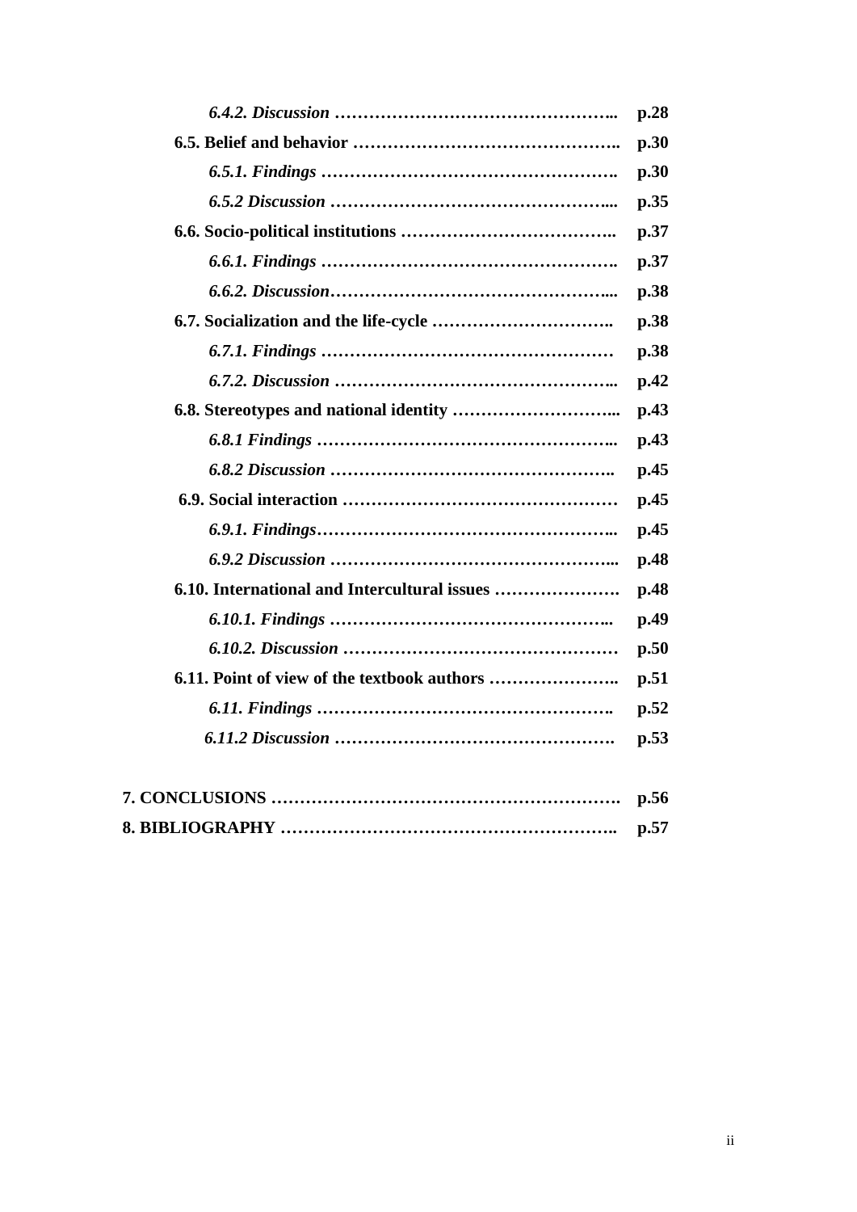*6.4.2. Discussion* …………………………………………….. **p.28**

**6.5. Belief and behavior** ……………………………………….. **p.30**

*6.5.1. Findings* ……………………………………………. **p.30**

*6.5.2 Discussion* …………………………………………... **p.35**

**6.6. Socio-political institutions** ……………………………….. **p.37**

*6.6.1. Findings* ……………………………………………. **p.37**

*6.6.2. Discussion*…………………………………………... **p.38**

**6.7. Socialization and the life-cycle** ………………………….. **p.38**

*6.7.1. Findings* …………………………………………… **p.38**

*6.7.2. Discussion* …………………………………………... **p.42**

**6.8. Stereotypes and national identity** ………………………... **p.43**

*6.8.1 Findings* ……………………………………………... **p.43**

*6.8.2 Discussion* ………………………………………….. **p.45**

**6.9. Social interaction** ………………………………………… **p.45**

*6.9.1. Findings*……………………………………………... **p.45**

*6.9.2 Discussion* …………………………………………... **p.48**

**6.10. International and Intercultural issues** …………………. **p.48**

*6.10.1. Findings* ………………………………………….. **p.49**

*6.10.2. Discussion* ………………………………………… **p.50**

**6.11. Point of view of the textbook authors** ………………….. **p.51**

*6.11. Findings* ……………………………………………. **p.52**

*6.11.2 Discussion* …………………………………………. **p.53**

**7. CONCLUSIONS** ……………………………………………………. **p.56**

**8. BIBLIOGRAPHY** ………………………………………………….. **p.57**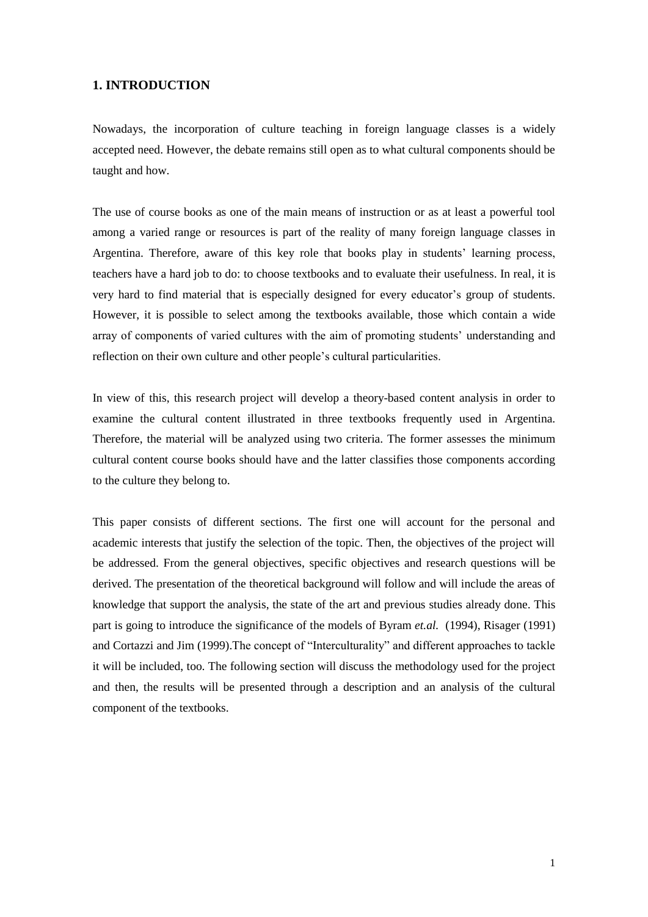## 1. INTRODUCTION

Nowadays, the incorporation of culture teaching in foreign language classes is a widely accepted need. However, the debate remains still open as to what cultural components should be taught and how.

The use of course books as one of the main means of instruction or as at least a powerful tool among a varied range or resources is part of the reality of many foreign language classes in Argentina. Therefore, aware of this key role that books play in students' learning process, teachers have a hard job to do: to choose textbooks and to evaluate their usefulness. In real, it is very hard to find material that is especially designed for every educator's group of students. However, it is possible to select among the textbooks available, those which contain a wide array of components of varied cultures with the aim of promoting students' understanding and reflection on their own culture and other people's cultural particularities.

In view of this, this research project will develop a theory-based content analysis in order to examine the cultural content illustrated in three textbooks frequently used in Argentina. Therefore, the material will be analyzed using two criteria. The former assesses the minimum cultural content course books should have and the latter classifies those components according to the culture they belong to.

This paper consists of different sections. The first one will account for the personal and academic interests that justify the selection of the topic. Then, the objectives of the project will be addressed. From the general objectives, specific objectives and research questions will be derived. The presentation of the theoretical background will follow and will include the areas of knowledge that support the analysis, the state of the art and previous studies already done. This part is going to introduce the significance of the models of Byram *et.al.* (1994), Risager (1991) and Cortazzi and Jim (1999).The concept of "Interculturality" and different approaches to tackle it will be included, too. The following section will discuss the methodology used for the project and then, the results will be presented through a description and an analysis of the cultural component of the textbooks.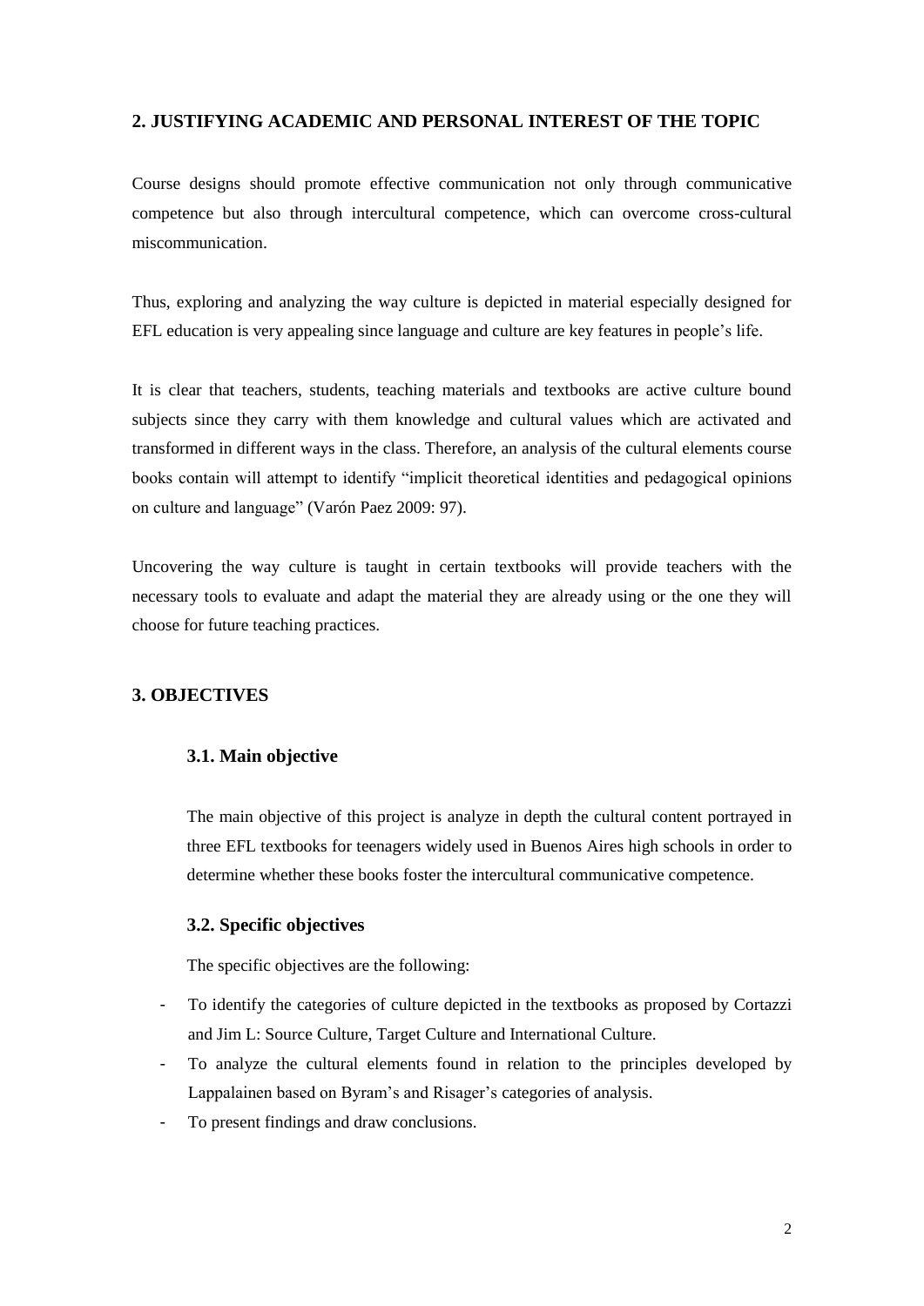## 2. JUSTIFYING ACADEMIC AND PERSONAL INTEREST OF THE TOPIC

Course designs should promote effective communication not only through communicative competence but also through intercultural competence, which can overcome cross-cultural miscommunication.

Thus, exploring and analyzing the way culture is depicted in material especially designed for EFL education is very appealing since language and culture are key features in people's life.

It is clear that teachers, students, teaching materials and textbooks are active culture bound subjects since they carry with them knowledge and cultural values which are activated and transformed in different ways in the class. Therefore, an analysis of the cultural elements course books contain will attempt to identify "implicit theoretical identities and pedagogical opinions on culture and language" (Varón Paez 2009: 97).

Uncovering the way culture is taught in certain textbooks will provide teachers with the necessary tools to evaluate and adapt the material they are already using or the one they will choose for future teaching practices.

## 3. OBJECTIVES

### 3.1. Main objective

The main objective of this project is analyze in depth the cultural content portrayed in three EFL textbooks for teenagers widely used in Buenos Aires high schools in order to determine whether these books foster the intercultural communicative competence.

### 3.2. Specific objectives

The specific objectives are the following:

- To identify the categories of culture depicted in the textbooks as proposed by Cortazzi and Jim L: Source Culture, Target Culture and International Culture.
- To analyze the cultural elements found in relation to the principles developed by Lappalainen based on Byram's and Risager's categories of analysis.
- To present findings and draw conclusions.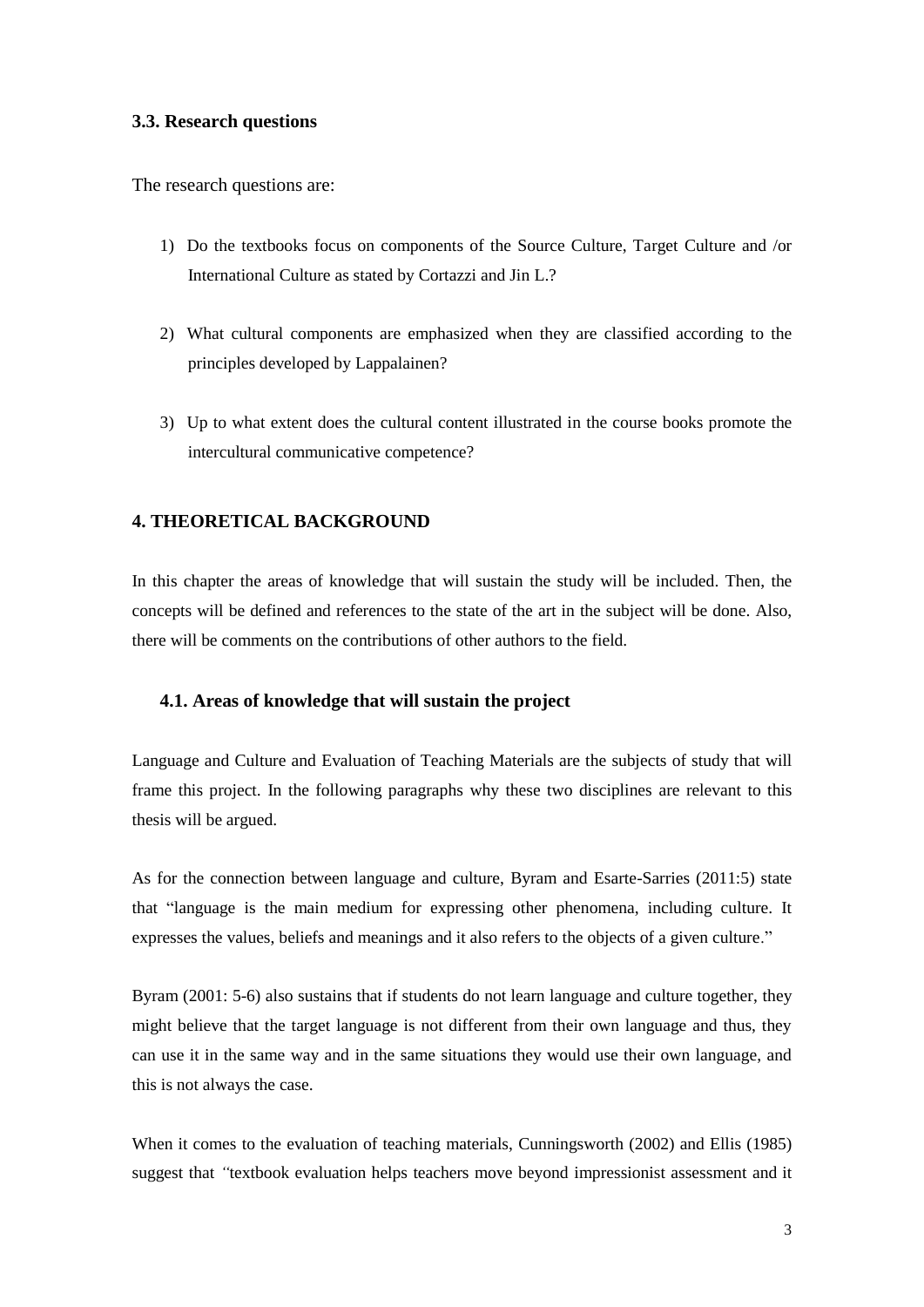### 3.3. Research questions

The research questions are:

1) Do the textbooks focus on components of the Source Culture, Target Culture and /or International Culture as stated by Cortazzi and Jin L.?

2) What cultural components are emphasized when they are classified according to the principles developed by Lappalainen?

3) Up to what extent does the cultural content illustrated in the course books promote the intercultural communicative competence?

## 4. THEORETICAL BACKGROUND

In this chapter the areas of knowledge that will sustain the study will be included. Then, the concepts will be defined and references to the state of the art in the subject will be done. Also, there will be comments on the contributions of other authors to the field.

### 4.1. Areas of knowledge that will sustain the project

Language and Culture and Evaluation of Teaching Materials are the subjects of study that will frame this project. In the following paragraphs why these two disciplines are relevant to this thesis will be argued.

As for the connection between language and culture, Byram and Esarte-Sarries (2011:5) state that "language is the main medium for expressing other phenomena, including culture. It expresses the values, beliefs and meanings and it also refers to the objects of a given culture."

Byram (2001: 5-6) also sustains that if students do not learn language and culture together, they might believe that the target language is not different from their own language and thus, they can use it in the same way and in the same situations they would use their own language, and this is not always the case.

When it comes to the evaluation of teaching materials, Cunningsworth (2002) and Ellis (1985) suggest that *"*textbook evaluation helps teachers move beyond impressionist assessment and it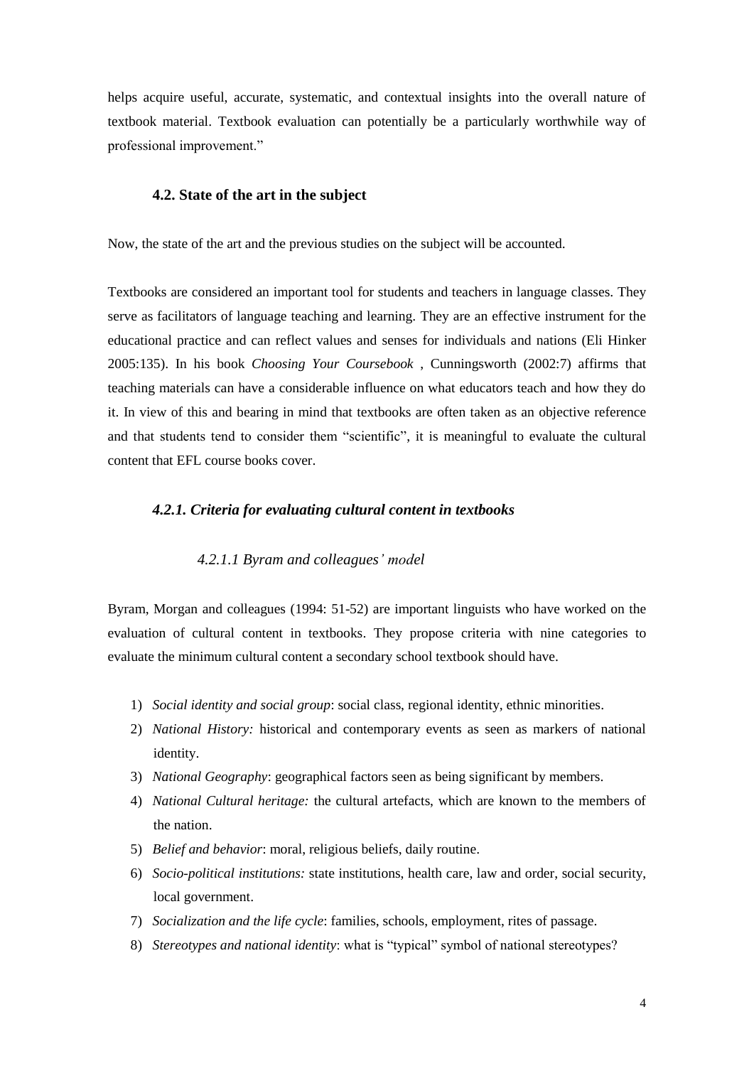helps acquire useful, accurate, systematic, and contextual insights into the overall nature of textbook material. Textbook evaluation can potentially be a particularly worthwhile way of professional improvement."

## 4.2. State of the art in the subject

Now, the state of the art and the previous studies on the subject will be accounted.

Textbooks are considered an important tool for students and teachers in language classes. They serve as facilitators of language teaching and learning. They are an effective instrument for the educational practice and can reflect values and senses for individuals and nations (Eli Hinker 2005:135). In his book *Choosing Your Coursebook* , Cunningsworth (2002:7) affirms that teaching materials can have a considerable influence on what educators teach and how they do it. In view of this and bearing in mind that textbooks are often taken as an objective reference and that students tend to consider them "scientific", it is meaningful to evaluate the cultural content that EFL course books cover.

### *4.2.1. Criteria for evaluating cultural content in textbooks*

#### *4.2.1.1 Byram and colleagues' model*

Byram, Morgan and colleagues (1994: 51-52) are important linguists who have worked on the evaluation of cultural content in textbooks. They propose criteria with nine categories to evaluate the minimum cultural content a secondary school textbook should have.

1) *Social identity and social group*: social class, regional identity, ethnic minorities.
2) *National History:* historical and contemporary events as seen as markers of national identity.
3) *National Geography*: geographical factors seen as being significant by members.
4) *National Cultural heritage:* the cultural artefacts, which are known to the members of the nation.
5) *Belief and behavior*: moral, religious beliefs, daily routine.
6) *Socio-political institutions:* state institutions, health care, law and order, social security, local government.
7) *Socialization and the life cycle*: families, schools, employment, rites of passage.
8) *Stereotypes and national identity*: what is "typical" symbol of national stereotypes?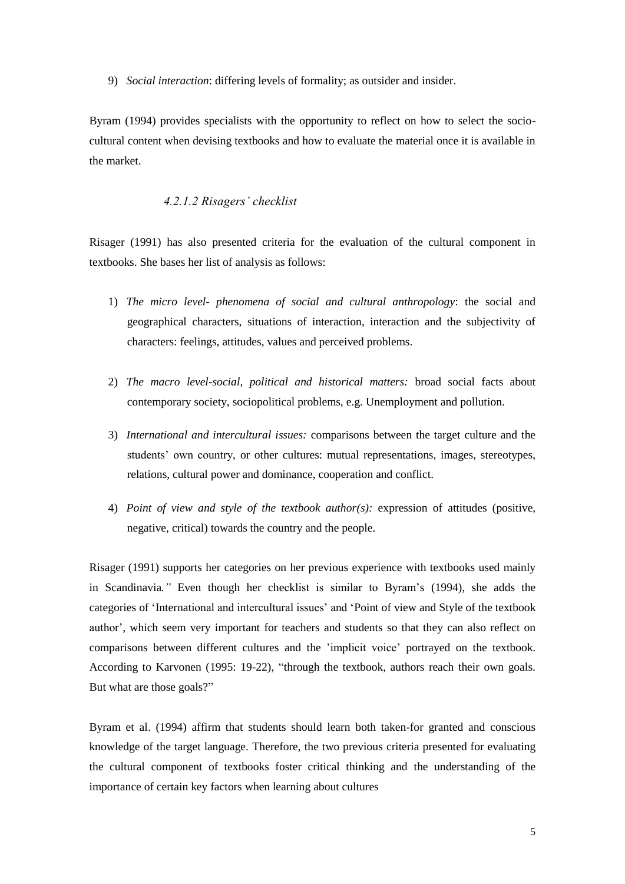9) *Social interaction*: differing levels of formality; as outsider and insider.

Byram (1994) provides specialists with the opportunity to reflect on how to select the socio-cultural content when devising textbooks and how to evaluate the material once it is available in the market.

#### *4.2.1.2 Risagers' checklist*

Risager (1991) has also presented criteria for the evaluation of the cultural component in textbooks. She bases her list of analysis as follows:

1) *The micro level- phenomena of social and cultural anthropology*: the social and geographical characters, situations of interaction, interaction and the subjectivity of characters: feelings, attitudes, values and perceived problems.

2) *The macro level-social, political and historical matters:* broad social facts about contemporary society, sociopolitical problems, e.g. Unemployment and pollution.

3) *International and intercultural issues:* comparisons between the target culture and the students' own country, or other cultures: mutual representations, images, stereotypes, relations, cultural power and dominance, cooperation and conflict.

4) *Point of view and style of the textbook author(s):* expression of attitudes (positive, negative, critical) towards the country and the people.

Risager (1991) supports her categories on her previous experience with textbooks used mainly in Scandinavia*."* Even though her checklist is similar to Byram's (1994), she adds the categories of 'International and intercultural issues' and 'Point of view and Style of the textbook author', which seem very important for teachers and students so that they can also reflect on comparisons between different cultures and the 'implicit voice' portrayed on the textbook. According to Karvonen (1995: 19-22), "through the textbook, authors reach their own goals. But what are those goals?"

Byram et al. (1994) affirm that students should learn both taken-for granted and conscious knowledge of the target language. Therefore, the two previous criteria presented for evaluating the cultural component of textbooks foster critical thinking and the understanding of the importance of certain key factors when learning about cultures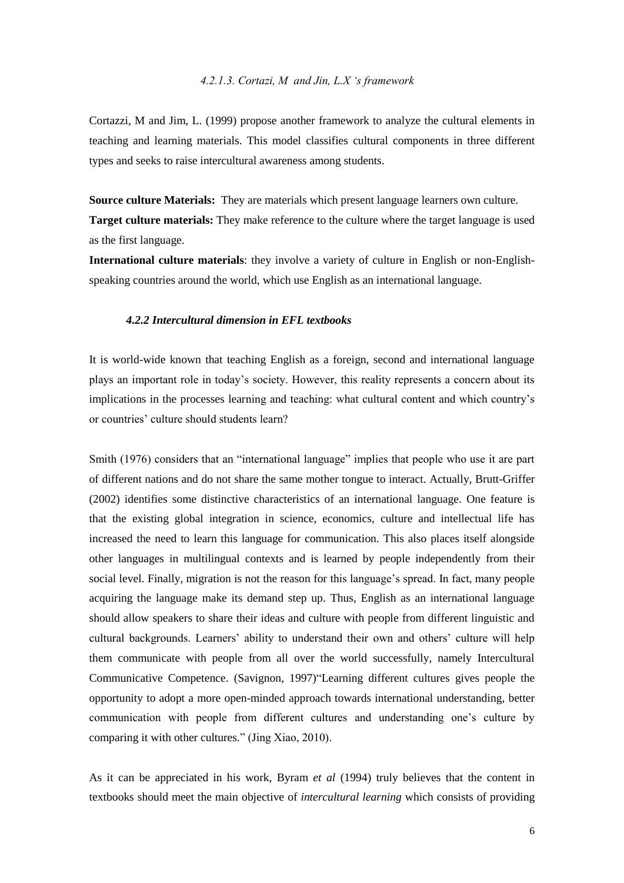#### *4.2.1.3. Cortazi, M and Jin, L.X 's framework*

Cortazzi, M and Jim, L. (1999) propose another framework to analyze the cultural elements in teaching and learning materials. This model classifies cultural components in three different types and seeks to raise intercultural awareness among students.

**Source culture Materials:** They are materials which present language learners own culture.
**Target culture materials:** They make reference to the culture where the target language is used as the first language.
**International culture materials**: they involve a variety of culture in English or non-English-speaking countries around the world, which use English as an international language.

### *4.2.2 Intercultural dimension in EFL textbooks*

It is world-wide known that teaching English as a foreign, second and international language plays an important role in today's society. However, this reality represents a concern about its implications in the processes learning and teaching: what cultural content and which country's or countries' culture should students learn?

Smith (1976) considers that an "international language" implies that people who use it are part of different nations and do not share the same mother tongue to interact. Actually, Brutt-Griffer (2002) identifies some distinctive characteristics of an international language. One feature is that the existing global integration in science, economics, culture and intellectual life has increased the need to learn this language for communication. This also places itself alongside other languages in multilingual contexts and is learned by people independently from their social level. Finally, migration is not the reason for this language's spread. In fact, many people acquiring the language make its demand step up. Thus, English as an international language should allow speakers to share their ideas and culture with people from different linguistic and cultural backgrounds. Learners' ability to understand their own and others' culture will help them communicate with people from all over the world successfully, namely Intercultural Communicative Competence. (Savignon, 1997)"Learning different cultures gives people the opportunity to adopt a more open-minded approach towards international understanding, better communication with people from different cultures and understanding one's culture by comparing it with other cultures." (Jing Xiao, 2010).

As it can be appreciated in his work, Byram *et al* (1994) truly believes that the content in textbooks should meet the main objective of *intercultural learning* which consists of providing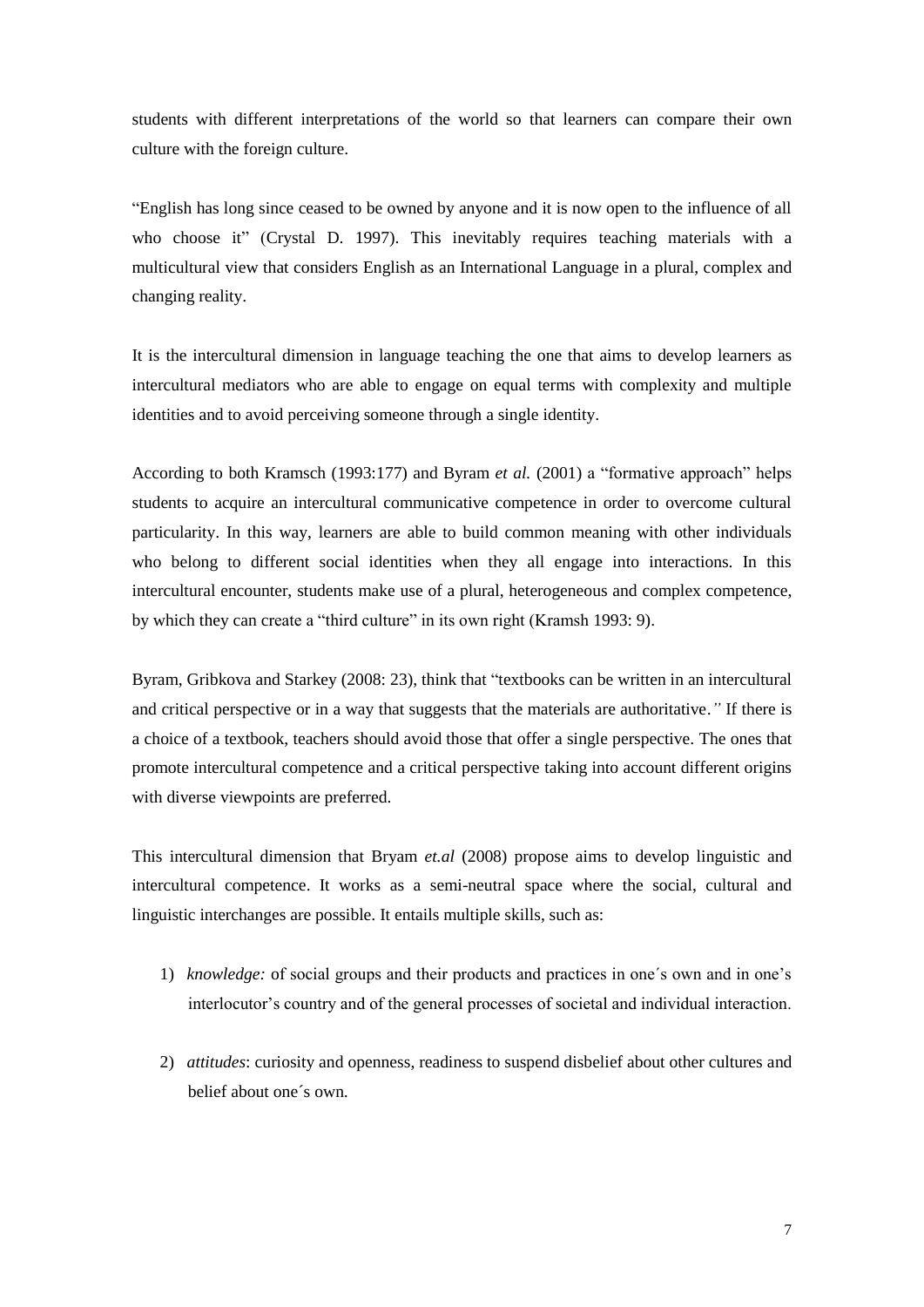students with different interpretations of the world so that learners can compare their own culture with the foreign culture.

"English has long since ceased to be owned by anyone and it is now open to the influence of all who choose it" (Crystal D. 1997). This inevitably requires teaching materials with a multicultural view that considers English as an International Language in a plural, complex and changing reality.

It is the intercultural dimension in language teaching the one that aims to develop learners as intercultural mediators who are able to engage on equal terms with complexity and multiple identities and to avoid perceiving someone through a single identity.

According to both Kramsch (1993:177) and Byram *et al.* (2001) a "formative approach" helps students to acquire an intercultural communicative competence in order to overcome cultural particularity. In this way, learners are able to build common meaning with other individuals who belong to different social identities when they all engage into interactions. In this intercultural encounter, students make use of a plural, heterogeneous and complex competence, by which they can create a "third culture" in its own right (Kramsh 1993: 9).

Byram, Gribkova and Starkey (2008: 23), think that "textbooks can be written in an intercultural and critical perspective or in a way that suggests that the materials are authoritative." If there is a choice of a textbook, teachers should avoid those that offer a single perspective. The ones that promote intercultural competence and a critical perspective taking into account different origins with diverse viewpoints are preferred.

This intercultural dimension that Bryam *et.al* (2008) propose aims to develop linguistic and intercultural competence. It works as a semi-neutral space where the social, cultural and linguistic interchanges are possible. It entails multiple skills, such as:

1) *knowledge:* of social groups and their products and practices in one´s own and in one's interlocutor's country and of the general processes of societal and individual interaction.

2) *attitudes*: curiosity and openness, readiness to suspend disbelief about other cultures and belief about one´s own.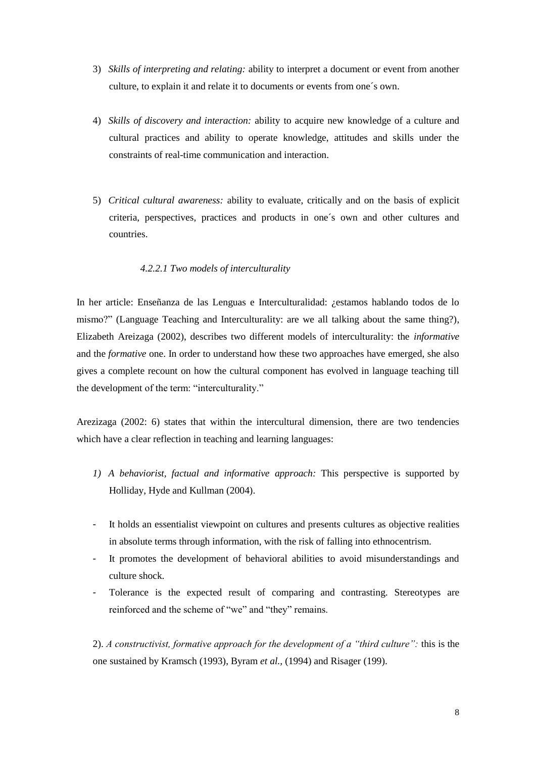3) *Skills of interpreting and relating:* ability to interpret a document or event from another culture, to explain it and relate it to documents or events from one´s own.

4) *Skills of discovery and interaction:* ability to acquire new knowledge of a culture and cultural practices and ability to operate knowledge, attitudes and skills under the constraints of real-time communication and interaction.

5) *Critical cultural awareness:* ability to evaluate, critically and on the basis of explicit criteria, perspectives, practices and products in one´s own and other cultures and countries.

#### *4.2.2.1 Two models of interculturality*

In her article: Enseñanza de las Lenguas e Interculturalidad: ¿estamos hablando todos de lo mismo?" (Language Teaching and Interculturality: are we all talking about the same thing?), Elizabeth Areizaga (2002), describes two different models of interculturality: the *informative* and the *formative* one. In order to understand how these two approaches have emerged, she also gives a complete recount on how the cultural component has evolved in language teaching till the development of the term: "interculturality."

Arezizaga (2002: 6) states that within the intercultural dimension, there are two tendencies which have a clear reflection in teaching and learning languages:

*1) A behaviorist, factual and informative approach:* This perspective is supported by Holliday, Hyde and Kullman (2004).

- It holds an essentialist viewpoint on cultures and presents cultures as objective realities in absolute terms through information, with the risk of falling into ethnocentrism.
- It promotes the development of behavioral abilities to avoid misunderstandings and culture shock.
- Tolerance is the expected result of comparing and contrasting. Stereotypes are reinforced and the scheme of "we" and "they" remains.

2). *A constructivist, formative approach for the development of a "third culture":* this is the one sustained by Kramsch (1993), Byram *et al.*, (1994) and Risager (199).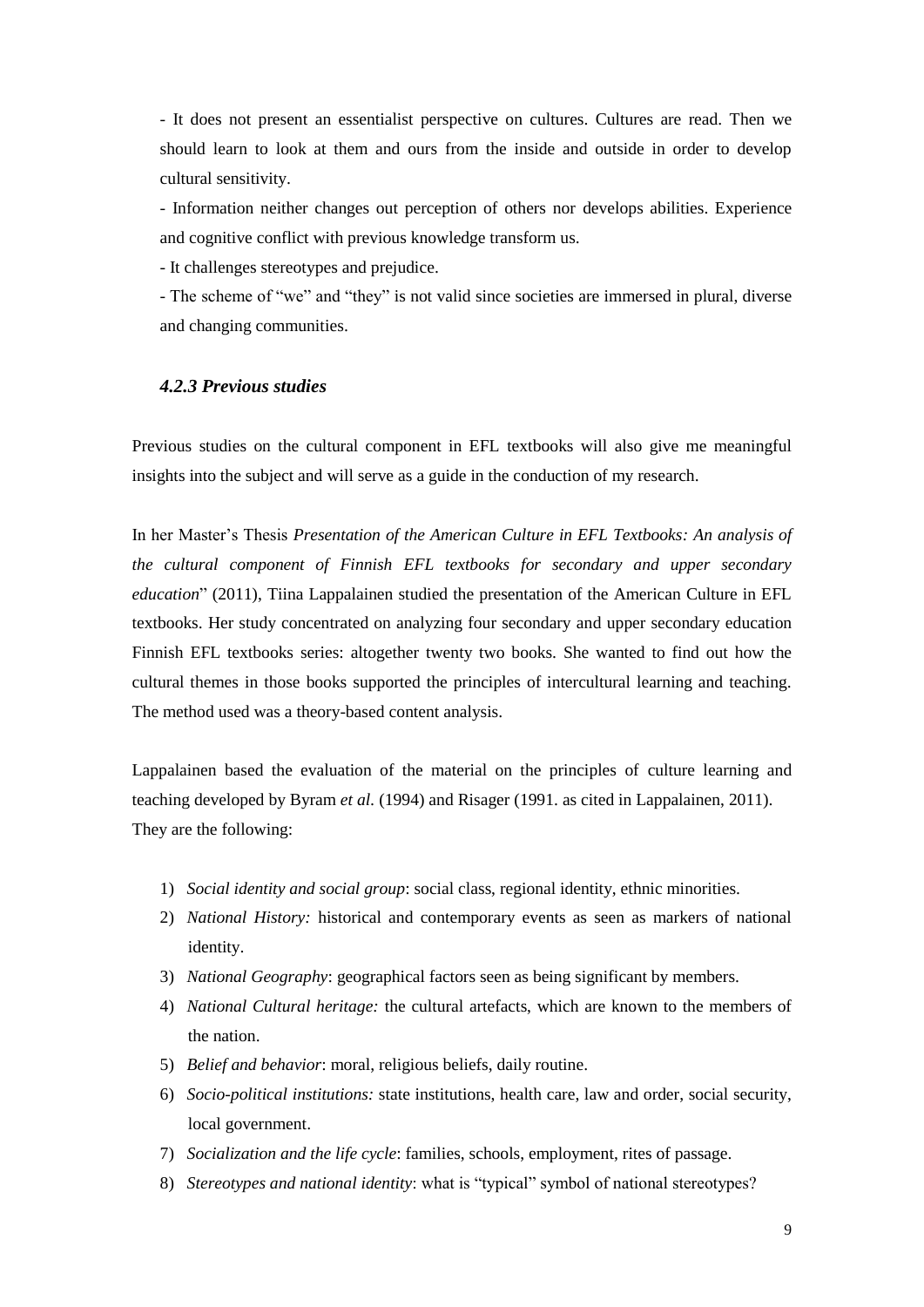- It does not present an essentialist perspective on cultures. Cultures are read. Then we should learn to look at them and ours from the inside and outside in order to develop cultural sensitivity.

- Information neither changes out perception of others nor develops abilities. Experience and cognitive conflict with previous knowledge transform us.

- It challenges stereotypes and prejudice.

- The scheme of "we" and "they" is not valid since societies are immersed in plural, diverse and changing communities.

### *4.2.3 Previous studies*

Previous studies on the cultural component in EFL textbooks will also give me meaningful insights into the subject and will serve as a guide in the conduction of my research.

In her Master's Thesis *Presentation of the American Culture in EFL Textbooks: An analysis of the cultural component of Finnish EFL textbooks for secondary and upper secondary education*" (2011), Tiina Lappalainen studied the presentation of the American Culture in EFL textbooks. Her study concentrated on analyzing four secondary and upper secondary education Finnish EFL textbooks series: altogether twenty two books. She wanted to find out how the cultural themes in those books supported the principles of intercultural learning and teaching. The method used was a theory-based content analysis.

Lappalainen based the evaluation of the material on the principles of culture learning and teaching developed by Byram *et al.* (1994) and Risager (1991. as cited in Lappalainen, 2011). They are the following:

1) *Social identity and social group*: social class, regional identity, ethnic minorities.
2) *National History:* historical and contemporary events as seen as markers of national identity.
3) *National Geography*: geographical factors seen as being significant by members.
4) *National Cultural heritage:* the cultural artefacts, which are known to the members of the nation.
5) *Belief and behavior*: moral, religious beliefs, daily routine.
6) *Socio-political institutions:* state institutions, health care, law and order, social security, local government.
7) *Socialization and the life cycle*: families, schools, employment, rites of passage.
8) *Stereotypes and national identity*: what is "typical" symbol of national stereotypes?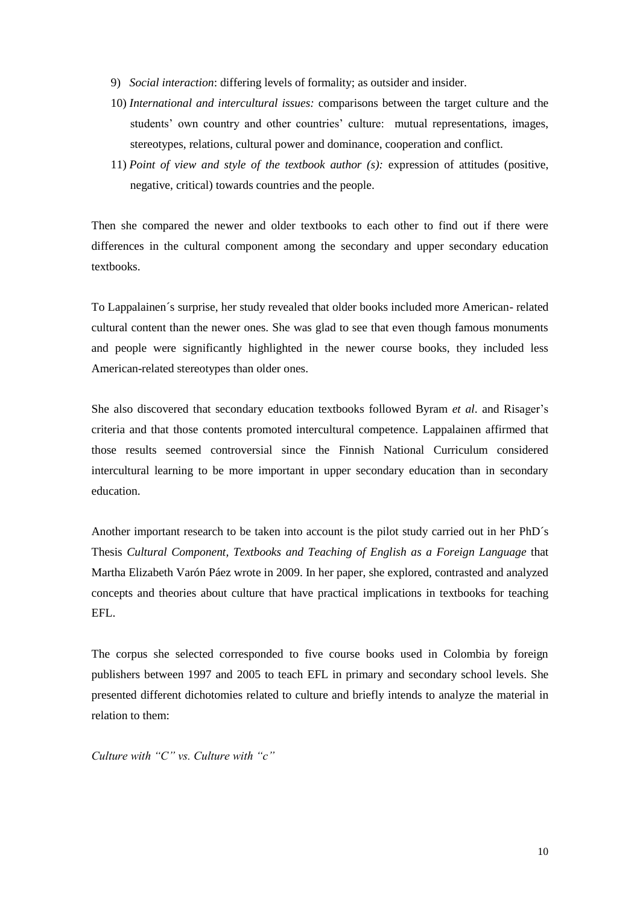9) *Social interaction*: differing levels of formality; as outsider and insider.
10) *International and intercultural issues:* comparisons between the target culture and the students' own country and other countries' culture: mutual representations, images, stereotypes, relations, cultural power and dominance, cooperation and conflict.
11) *Point of view and style of the textbook author (s):* expression of attitudes (positive, negative, critical) towards countries and the people.

Then she compared the newer and older textbooks to each other to find out if there were differences in the cultural component among the secondary and upper secondary education textbooks.

To Lappalainen´s surprise, her study revealed that older books included more American- related cultural content than the newer ones. She was glad to see that even though famous monuments and people were significantly highlighted in the newer course books, they included less American-related stereotypes than older ones.

She also discovered that secondary education textbooks followed Byram *et al*. and Risager's criteria and that those contents promoted intercultural competence. Lappalainen affirmed that those results seemed controversial since the Finnish National Curriculum considered intercultural learning to be more important in upper secondary education than in secondary education.

Another important research to be taken into account is the pilot study carried out in her PhD´s Thesis *Cultural Component, Textbooks and Teaching of English as a Foreign Language* that Martha Elizabeth Varón Páez wrote in 2009. In her paper, she explored, contrasted and analyzed concepts and theories about culture that have practical implications in textbooks for teaching EFL.

The corpus she selected corresponded to five course books used in Colombia by foreign publishers between 1997 and 2005 to teach EFL in primary and secondary school levels. She presented different dichotomies related to culture and briefly intends to analyze the material in relation to them:

*Culture with "C" vs. Culture with "c"*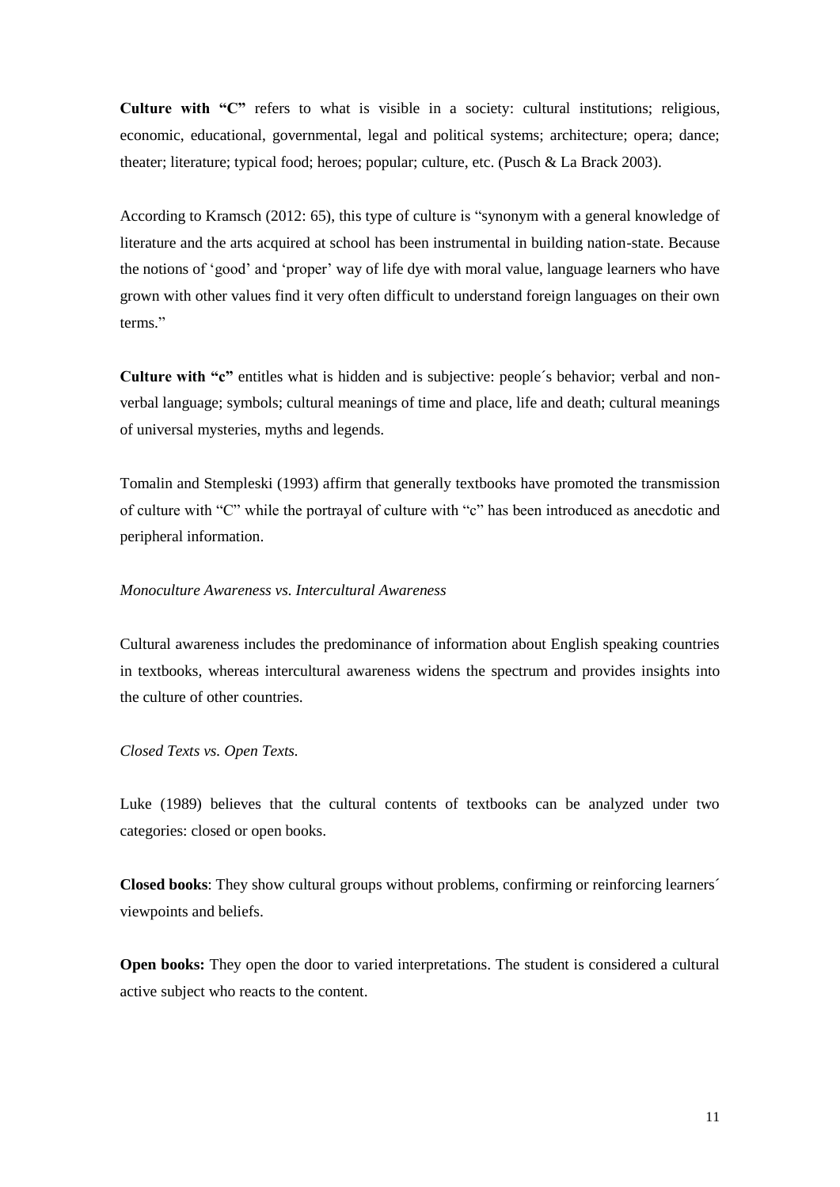**Culture with "C"** refers to what is visible in a society: cultural institutions; religious, economic, educational, governmental, legal and political systems; architecture; opera; dance; theater; literature; typical food; heroes; popular; culture, etc. (Pusch & La Brack 2003).

According to Kramsch (2012: 65), this type of culture is "synonym with a general knowledge of literature and the arts acquired at school has been instrumental in building nation-state. Because the notions of 'good' and 'proper' way of life dye with moral value, language learners who have grown with other values find it very often difficult to understand foreign languages on their own terms."

**Culture with "c"** entitles what is hidden and is subjective: people´s behavior; verbal and non-verbal language; symbols; cultural meanings of time and place, life and death; cultural meanings of universal mysteries, myths and legends.

Tomalin and Stempleski (1993) affirm that generally textbooks have promoted the transmission of culture with "C" while the portrayal of culture with "c" has been introduced as anecdotic and peripheral information.

*Monoculture Awareness vs. Intercultural Awareness*

Cultural awareness includes the predominance of information about English speaking countries in textbooks, whereas intercultural awareness widens the spectrum and provides insights into the culture of other countries.

*Closed Texts vs. Open Texts.*

Luke (1989) believes that the cultural contents of textbooks can be analyzed under two categories: closed or open books.

**Closed books**: They show cultural groups without problems, confirming or reinforcing learners´ viewpoints and beliefs.

**Open books:** They open the door to varied interpretations. The student is considered a cultural active subject who reacts to the content.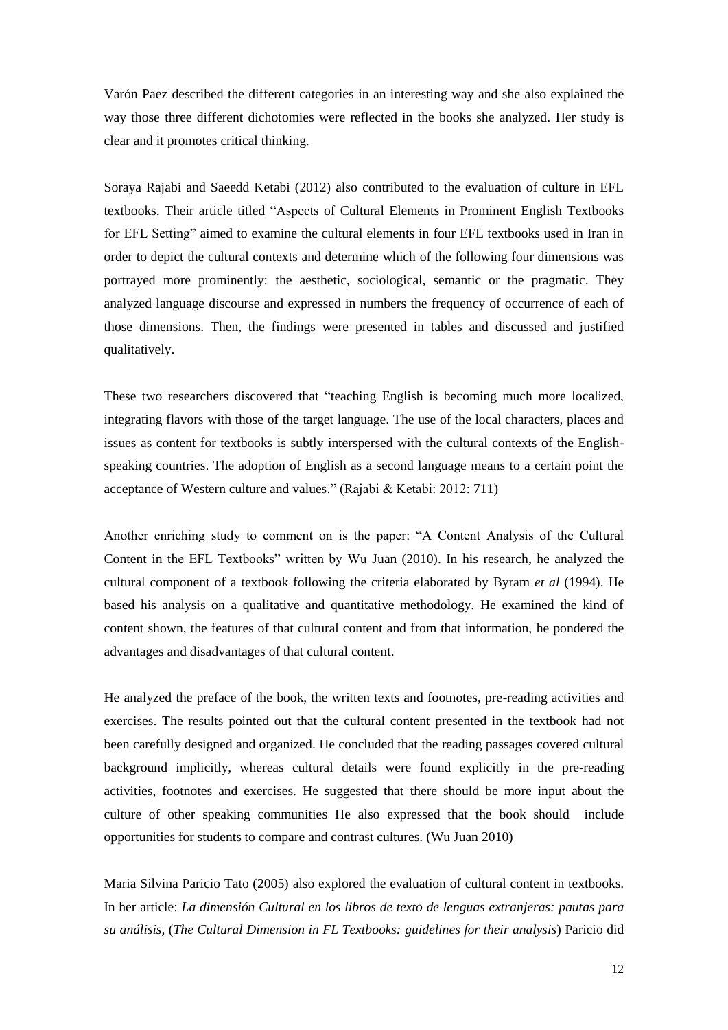Varón Paez described the different categories in an interesting way and she also explained the way those three different dichotomies were reflected in the books she analyzed. Her study is clear and it promotes critical thinking.

Soraya Rajabi and Saeedd Ketabi (2012) also contributed to the evaluation of culture in EFL textbooks. Their article titled "Aspects of Cultural Elements in Prominent English Textbooks for EFL Setting" aimed to examine the cultural elements in four EFL textbooks used in Iran in order to depict the cultural contexts and determine which of the following four dimensions was portrayed more prominently: the aesthetic, sociological, semantic or the pragmatic. They analyzed language discourse and expressed in numbers the frequency of occurrence of each of those dimensions. Then, the findings were presented in tables and discussed and justified qualitatively.

These two researchers discovered that "teaching English is becoming much more localized, integrating flavors with those of the target language. The use of the local characters, places and issues as content for textbooks is subtly interspersed with the cultural contexts of the English-speaking countries. The adoption of English as a second language means to a certain point the acceptance of Western culture and values." (Rajabi & Ketabi: 2012: 711)

Another enriching study to comment on is the paper: "A Content Analysis of the Cultural Content in the EFL Textbooks" written by Wu Juan (2010). In his research, he analyzed the cultural component of a textbook following the criteria elaborated by Byram *et al* (1994). He based his analysis on a qualitative and quantitative methodology. He examined the kind of content shown, the features of that cultural content and from that information, he pondered the advantages and disadvantages of that cultural content.

He analyzed the preface of the book, the written texts and footnotes, pre-reading activities and exercises. The results pointed out that the cultural content presented in the textbook had not been carefully designed and organized. He concluded that the reading passages covered cultural background implicitly, whereas cultural details were found explicitly in the pre-reading activities, footnotes and exercises. He suggested that there should be more input about the culture of other speaking communities He also expressed that the book should include opportunities for students to compare and contrast cultures. (Wu Juan 2010)

Maria Silvina Paricio Tato (2005) also explored the evaluation of cultural content in textbooks. In her article: *La dimensión Cultural en los libros de texto de lenguas extranjeras: pautas para su análisis,* (*The Cultural Dimension in FL Textbooks: guidelines for their analysis*) Paricio did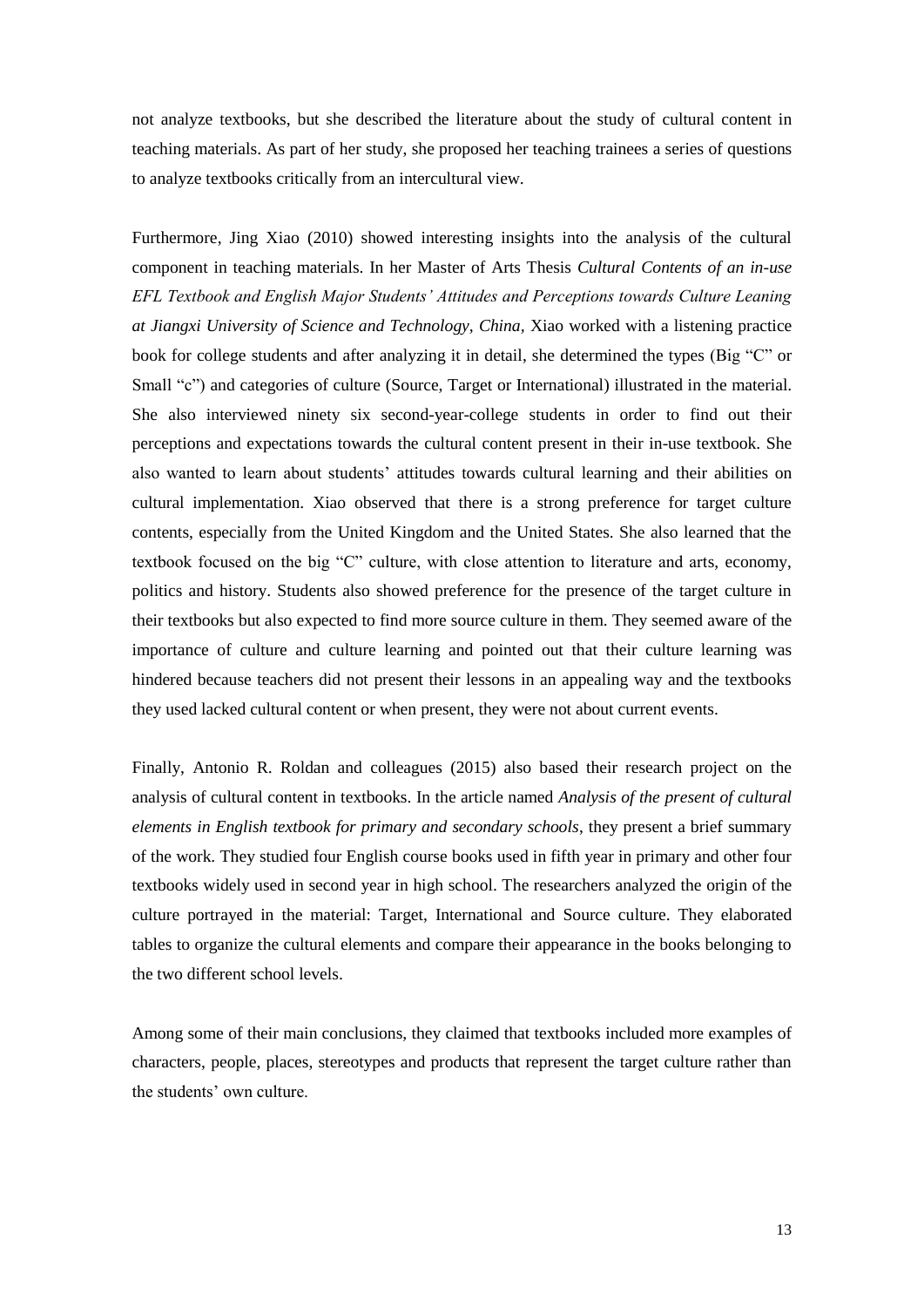not analyze textbooks, but she described the literature about the study of cultural content in teaching materials. As part of her study, she proposed her teaching trainees a series of questions to analyze textbooks critically from an intercultural view.

Furthermore, Jing Xiao (2010) showed interesting insights into the analysis of the cultural component in teaching materials. In her Master of Arts Thesis *Cultural Contents of an in-use EFL Textbook and English Major Students' Attitudes and Perceptions towards Culture Leaning at Jiangxi University of Science and Technology, China*, Xiao worked with a listening practice book for college students and after analyzing it in detail, she determined the types (Big "C" or Small "c") and categories of culture (Source, Target or International) illustrated in the material. She also interviewed ninety six second-year-college students in order to find out their perceptions and expectations towards the cultural content present in their in-use textbook. She also wanted to learn about students' attitudes towards cultural learning and their abilities on cultural implementation. Xiao observed that there is a strong preference for target culture contents, especially from the United Kingdom and the United States. She also learned that the textbook focused on the big "C" culture, with close attention to literature and arts, economy, politics and history. Students also showed preference for the presence of the target culture in their textbooks but also expected to find more source culture in them. They seemed aware of the importance of culture and culture learning and pointed out that their culture learning was hindered because teachers did not present their lessons in an appealing way and the textbooks they used lacked cultural content or when present, they were not about current events.

Finally, Antonio R. Roldan and colleagues (2015) also based their research project on the analysis of cultural content in textbooks. In the article named *Analysis of the present of cultural elements in English textbook for primary and secondary schools*, they present a brief summary of the work. They studied four English course books used in fifth year in primary and other four textbooks widely used in second year in high school. The researchers analyzed the origin of the culture portrayed in the material: Target, International and Source culture. They elaborated tables to organize the cultural elements and compare their appearance in the books belonging to the two different school levels.

Among some of their main conclusions, they claimed that textbooks included more examples of characters, people, places, stereotypes and products that represent the target culture rather than the students' own culture.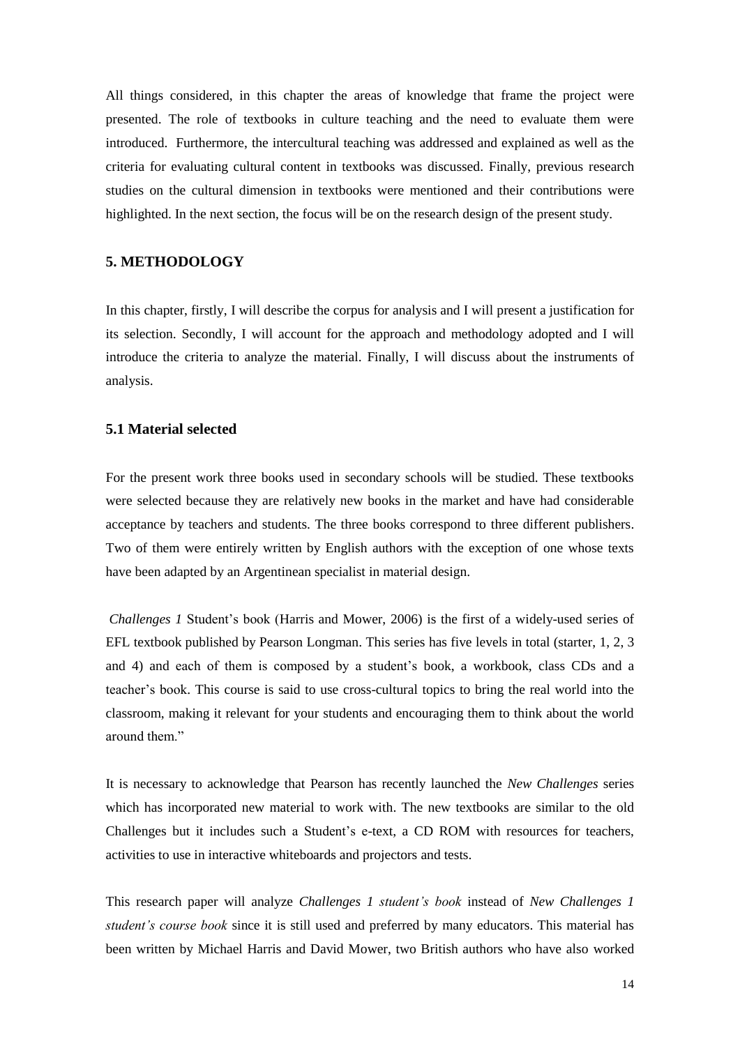All things considered, in this chapter the areas of knowledge that frame the project were presented. The role of textbooks in culture teaching and the need to evaluate them were introduced. Furthermore, the intercultural teaching was addressed and explained as well as the criteria for evaluating cultural content in textbooks was discussed. Finally, previous research studies on the cultural dimension in textbooks were mentioned and their contributions were highlighted. In the next section, the focus will be on the research design of the present study.

## 5. METHODOLOGY

In this chapter, firstly, I will describe the corpus for analysis and I will present a justification for its selection. Secondly, I will account for the approach and methodology adopted and I will introduce the criteria to analyze the material. Finally, I will discuss about the instruments of analysis.

### 5.1 Material selected

For the present work three books used in secondary schools will be studied. These textbooks were selected because they are relatively new books in the market and have had considerable acceptance by teachers and students. The three books correspond to three different publishers. Two of them were entirely written by English authors with the exception of one whose texts have been adapted by an Argentinean specialist in material design.

*Challenges 1* Student's book (Harris and Mower, 2006) is the first of a widely-used series of EFL textbook published by Pearson Longman. This series has five levels in total (starter, 1, 2, 3 and 4) and each of them is composed by a student's book, a workbook, class CDs and a teacher's book. This course is said to use cross-cultural topics to bring the real world into the classroom, making it relevant for your students and encouraging them to think about the world around them."

It is necessary to acknowledge that Pearson has recently launched the *New Challenges* series which has incorporated new material to work with. The new textbooks are similar to the old Challenges but it includes such a Student's e-text, a CD ROM with resources for teachers, activities to use in interactive whiteboards and projectors and tests.

This research paper will analyze *Challenges 1 student's book* instead of *New Challenges 1 student's course book* since it is still used and preferred by many educators. This material has been written by Michael Harris and David Mower, two British authors who have also worked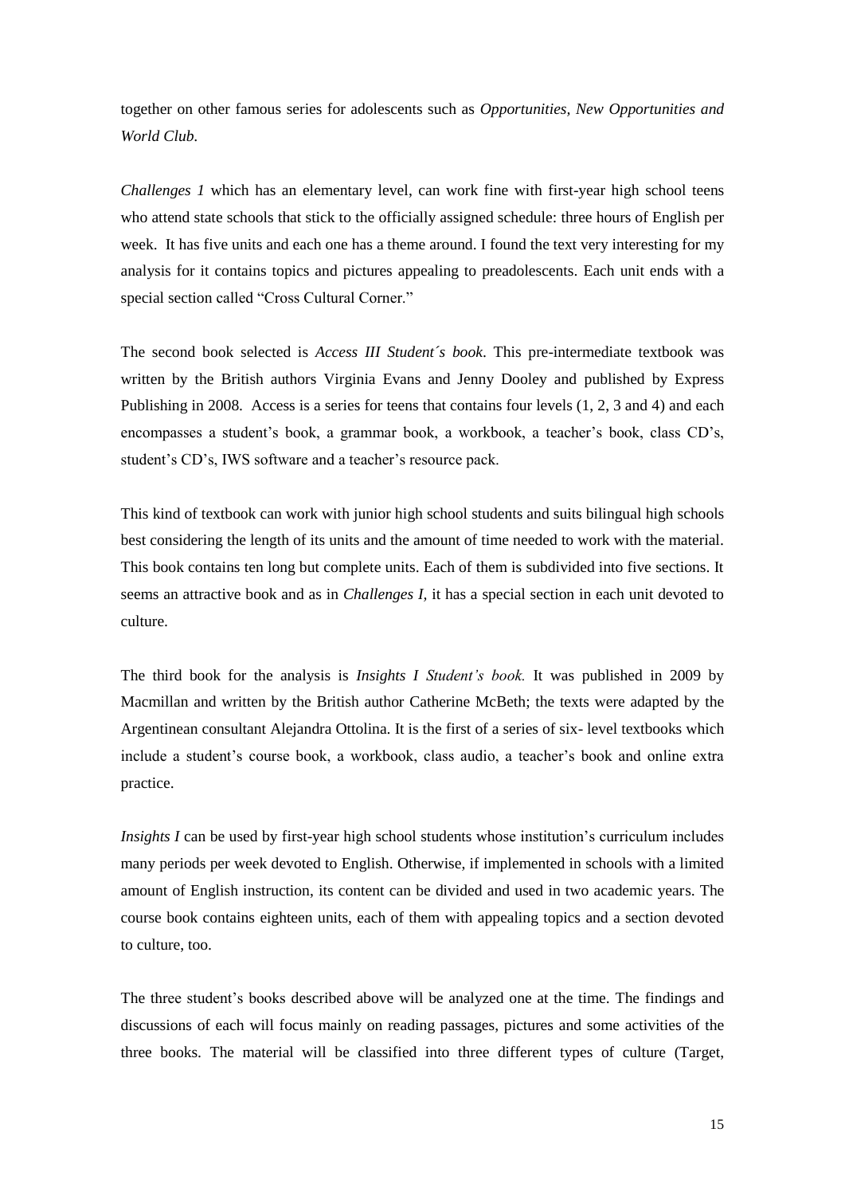together on other famous series for adolescents such as *Opportunities, New Opportunities and World Club*.

*Challenges 1* which has an elementary level, can work fine with first-year high school teens who attend state schools that stick to the officially assigned schedule: three hours of English per week. It has five units and each one has a theme around. I found the text very interesting for my analysis for it contains topics and pictures appealing to preadolescents. Each unit ends with a special section called "Cross Cultural Corner."

The second book selected is *Access III Student´s book*. This pre-intermediate textbook was written by the British authors Virginia Evans and Jenny Dooley and published by Express Publishing in 2008. Access is a series for teens that contains four levels (1, 2, 3 and 4) and each encompasses a student's book, a grammar book, a workbook, a teacher's book, class CD's, student's CD's, IWS software and a teacher's resource pack.

This kind of textbook can work with junior high school students and suits bilingual high schools best considering the length of its units and the amount of time needed to work with the material. This book contains ten long but complete units. Each of them is subdivided into five sections. It seems an attractive book and as in *Challenges I*, it has a special section in each unit devoted to culture.

The third book for the analysis is *Insights I Student's book.* It was published in 2009 by Macmillan and written by the British author Catherine McBeth; the texts were adapted by the Argentinean consultant Alejandra Ottolina. It is the first of a series of six- level textbooks which include a student's course book, a workbook, class audio, a teacher's book and online extra practice.

*Insights I* can be used by first-year high school students whose institution's curriculum includes many periods per week devoted to English. Otherwise, if implemented in schools with a limited amount of English instruction, its content can be divided and used in two academic years. The course book contains eighteen units, each of them with appealing topics and a section devoted to culture, too.

The three student's books described above will be analyzed one at the time. The findings and discussions of each will focus mainly on reading passages, pictures and some activities of the three books. The material will be classified into three different types of culture (Target,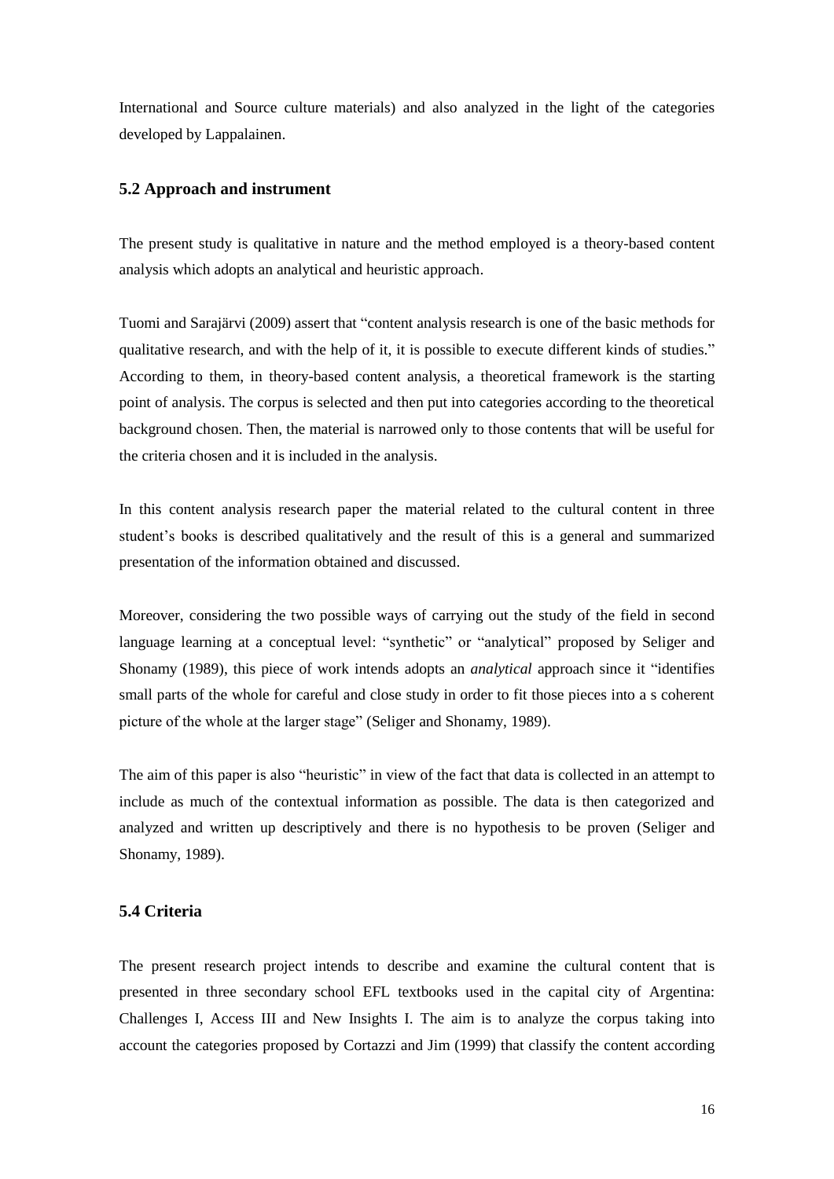International and Source culture materials) and also analyzed in the light of the categories developed by Lappalainen.

## 5.2 Approach and instrument

The present study is qualitative in nature and the method employed is a theory-based content analysis which adopts an analytical and heuristic approach.

Tuomi and Sarajärvi (2009) assert that "content analysis research is one of the basic methods for qualitative research, and with the help of it, it is possible to execute different kinds of studies." According to them, in theory-based content analysis, a theoretical framework is the starting point of analysis. The corpus is selected and then put into categories according to the theoretical background chosen. Then, the material is narrowed only to those contents that will be useful for the criteria chosen and it is included in the analysis.

In this content analysis research paper the material related to the cultural content in three student's books is described qualitatively and the result of this is a general and summarized presentation of the information obtained and discussed.

Moreover, considering the two possible ways of carrying out the study of the field in second language learning at a conceptual level: "synthetic" or "analytical" proposed by Seliger and Shonamy (1989), this piece of work intends adopts an *analytical* approach since it "identifies small parts of the whole for careful and close study in order to fit those pieces into a s coherent picture of the whole at the larger stage" (Seliger and Shonamy, 1989).

The aim of this paper is also "heuristic" in view of the fact that data is collected in an attempt to include as much of the contextual information as possible. The data is then categorized and analyzed and written up descriptively and there is no hypothesis to be proven (Seliger and Shonamy, 1989).

## 5.4 Criteria

The present research project intends to describe and examine the cultural content that is presented in three secondary school EFL textbooks used in the capital city of Argentina: Challenges I, Access III and New Insights I. The aim is to analyze the corpus taking into account the categories proposed by Cortazzi and Jim (1999) that classify the content according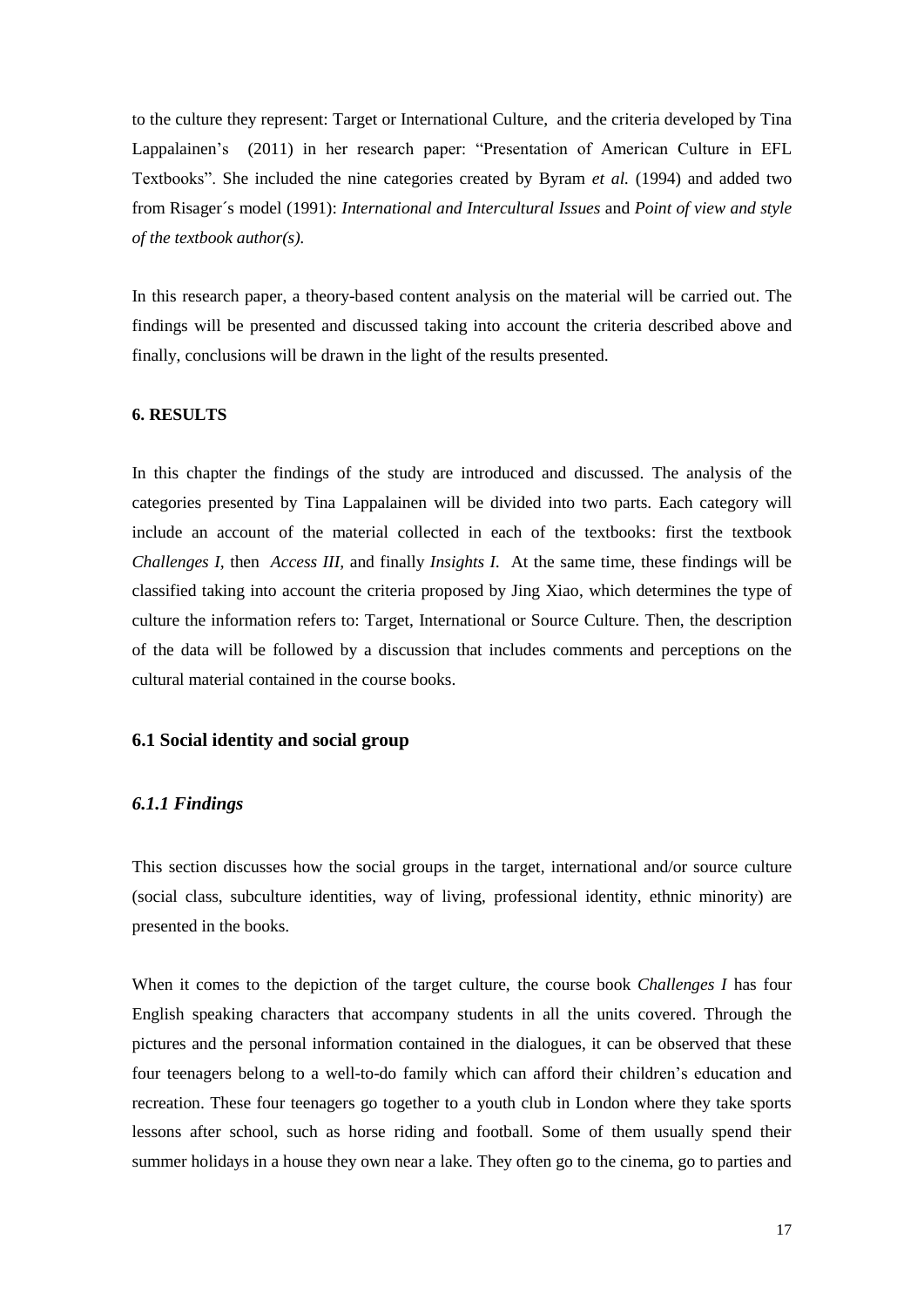to the culture they represent: Target or International Culture, and the criteria developed by Tina Lappalainen's (2011) in her research paper: "Presentation of American Culture in EFL Textbooks". She included the nine categories created by Byram *et al.* (1994) and added two from Risager´s model (1991): *International and Intercultural Issues* and *Point of view and style of the textbook author(s).*

In this research paper, a theory-based content analysis on the material will be carried out. The findings will be presented and discussed taking into account the criteria described above and finally, conclusions will be drawn in the light of the results presented.

## 6. RESULTS

In this chapter the findings of the study are introduced and discussed. The analysis of the categories presented by Tina Lappalainen will be divided into two parts. Each category will include an account of the material collected in each of the textbooks: first the textbook *Challenges I,* then *Access III,* and finally *Insights I.* At the same time, these findings will be classified taking into account the criteria proposed by Jing Xiao, which determines the type of culture the information refers to: Target, International or Source Culture. Then, the description of the data will be followed by a discussion that includes comments and perceptions on the cultural material contained in the course books.

### 6.1 Social identity and social group

#### *6.1.1 Findings*

This section discusses how the social groups in the target, international and/or source culture (social class, subculture identities, way of living, professional identity, ethnic minority) are presented in the books.

When it comes to the depiction of the target culture, the course book *Challenges I* has four English speaking characters that accompany students in all the units covered. Through the pictures and the personal information contained in the dialogues, it can be observed that these four teenagers belong to a well-to-do family which can afford their children's education and recreation. These four teenagers go together to a youth club in London where they take sports lessons after school, such as horse riding and football. Some of them usually spend their summer holidays in a house they own near a lake. They often go to the cinema, go to parties and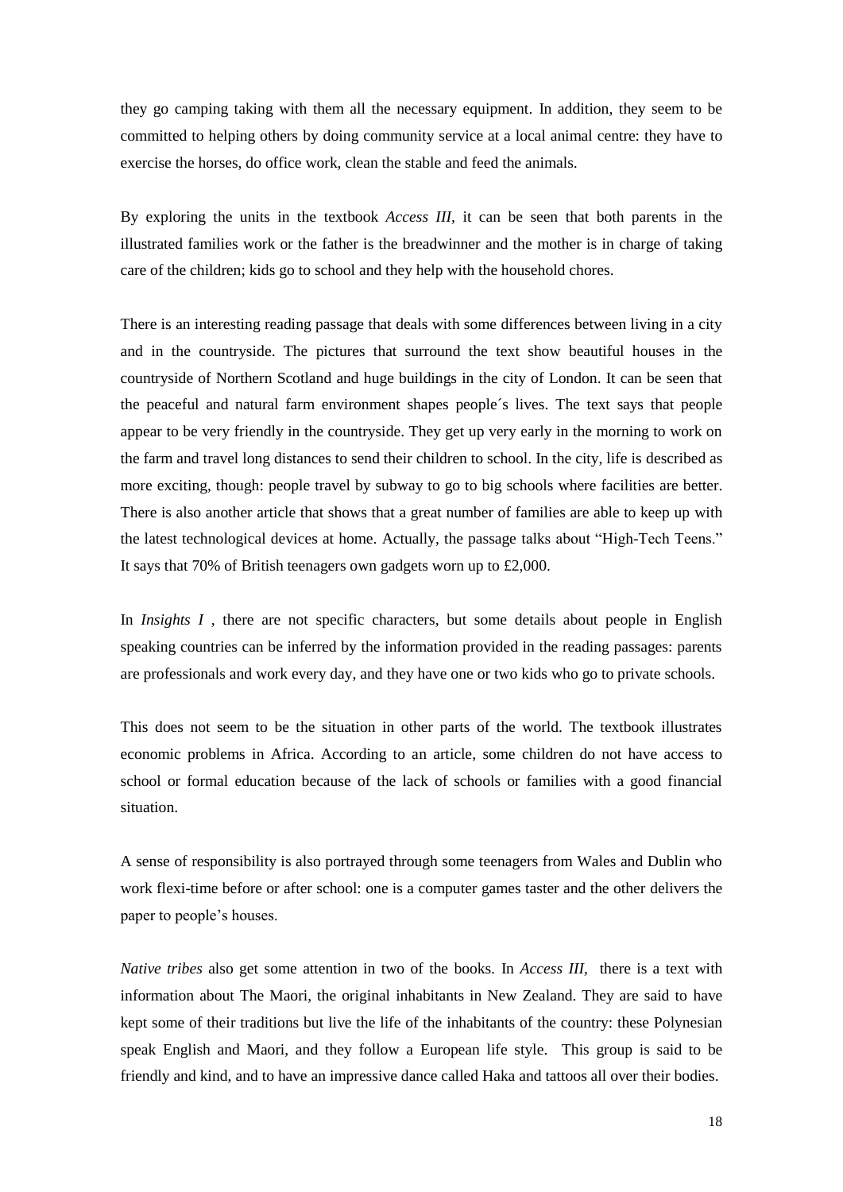they go camping taking with them all the necessary equipment. In addition, they seem to be committed to helping others by doing community service at a local animal centre: they have to exercise the horses, do office work, clean the stable and feed the animals.

By exploring the units in the textbook *Access III*, it can be seen that both parents in the illustrated families work or the father is the breadwinner and the mother is in charge of taking care of the children; kids go to school and they help with the household chores.

There is an interesting reading passage that deals with some differences between living in a city and in the countryside. The pictures that surround the text show beautiful houses in the countryside of Northern Scotland and huge buildings in the city of London. It can be seen that the peaceful and natural farm environment shapes people´s lives. The text says that people appear to be very friendly in the countryside. They get up very early in the morning to work on the farm and travel long distances to send their children to school. In the city, life is described as more exciting, though: people travel by subway to go to big schools where facilities are better. There is also another article that shows that a great number of families are able to keep up with the latest technological devices at home. Actually, the passage talks about "High-Tech Teens." It says that 70% of British teenagers own gadgets worn up to £2,000.

In *Insights I* , there are not specific characters, but some details about people in English speaking countries can be inferred by the information provided in the reading passages: parents are professionals and work every day, and they have one or two kids who go to private schools.

This does not seem to be the situation in other parts of the world. The textbook illustrates economic problems in Africa. According to an article, some children do not have access to school or formal education because of the lack of schools or families with a good financial situation.

A sense of responsibility is also portrayed through some teenagers from Wales and Dublin who work flexi-time before or after school: one is a computer games taster and the other delivers the paper to people's houses.

*Native tribes* also get some attention in two of the books. In *Access III*, there is a text with information about The Maori, the original inhabitants in New Zealand. They are said to have kept some of their traditions but live the life of the inhabitants of the country: these Polynesian speak English and Maori, and they follow a European life style. This group is said to be friendly and kind, and to have an impressive dance called Haka and tattoos all over their bodies.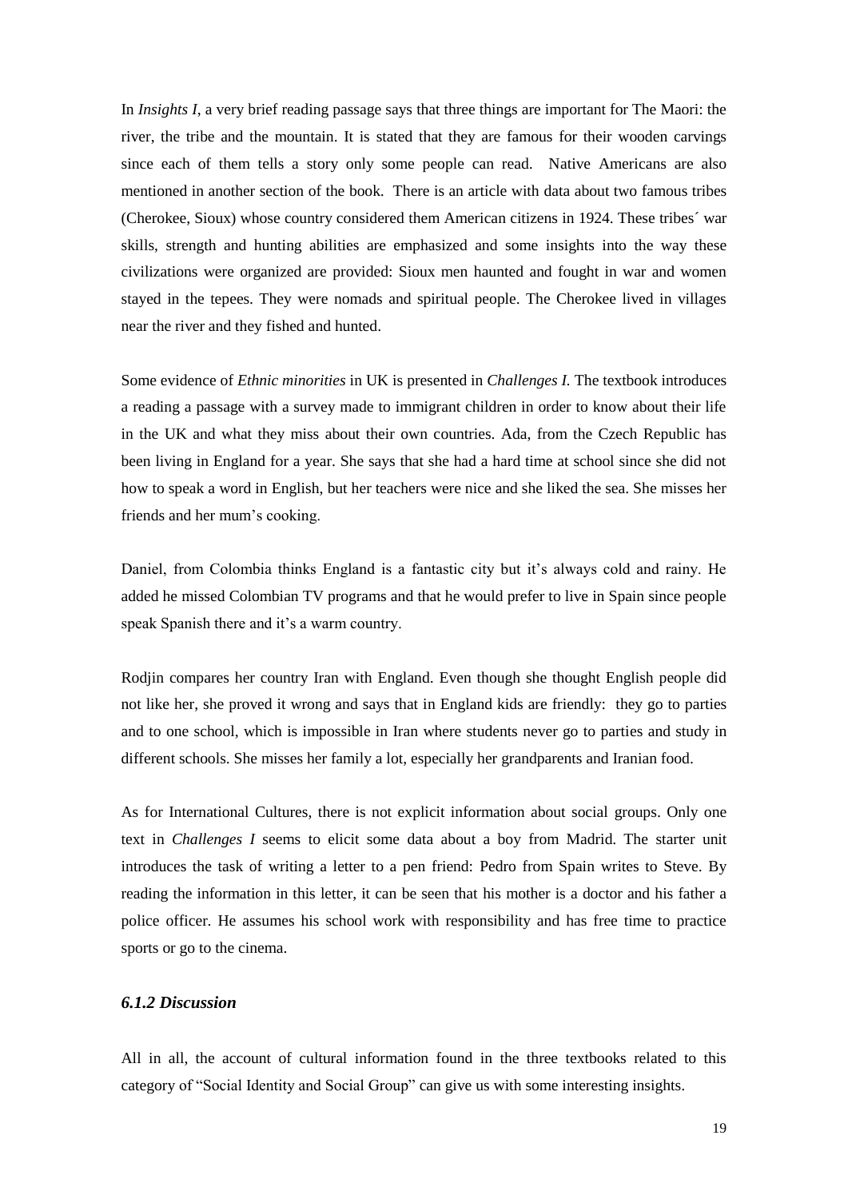In *Insights I*, a very brief reading passage says that three things are important for The Maori: the river, the tribe and the mountain. It is stated that they are famous for their wooden carvings since each of them tells a story only some people can read.  Native Americans are also mentioned in another section of the book.  There is an article with data about two famous tribes (Cherokee, Sioux) whose country considered them American citizens in 1924. These tribes´ war skills, strength and hunting abilities are emphasized and some insights into the way these civilizations were organized are provided: Sioux men haunted and fought in war and women stayed in the tepees. They were nomads and spiritual people. The Cherokee lived in villages near the river and they fished and hunted.

Some evidence of *Ethnic minorities* in UK is presented in *Challenges I.* The textbook introduces a reading a passage with a survey made to immigrant children in order to know about their life in the UK and what they miss about their own countries. Ada, from the Czech Republic has been living in England for a year. She says that she had a hard time at school since she did not how to speak a word in English, but her teachers were nice and she liked the sea. She misses her friends and her mum's cooking.

Daniel, from Colombia thinks England is a fantastic city but it's always cold and rainy. He added he missed Colombian TV programs and that he would prefer to live in Spain since people speak Spanish there and it's a warm country.

Rodjin compares her country Iran with England. Even though she thought English people did not like her, she proved it wrong and says that in England kids are friendly:  they go to parties and to one school, which is impossible in Iran where students never go to parties and study in different schools. She misses her family a lot, especially her grandparents and Iranian food.

As for International Cultures, there is not explicit information about social groups. Only one text in *Challenges I* seems to elicit some data about a boy from Madrid. The starter unit introduces the task of writing a letter to a pen friend: Pedro from Spain writes to Steve. By reading the information in this letter, it can be seen that his mother is a doctor and his father a police officer. He assumes his school work with responsibility and has free time to practice sports or go to the cinema.

### *6.1.2 Discussion*

All in all, the account of cultural information found in the three textbooks related to this category of "Social Identity and Social Group" can give us with some interesting insights.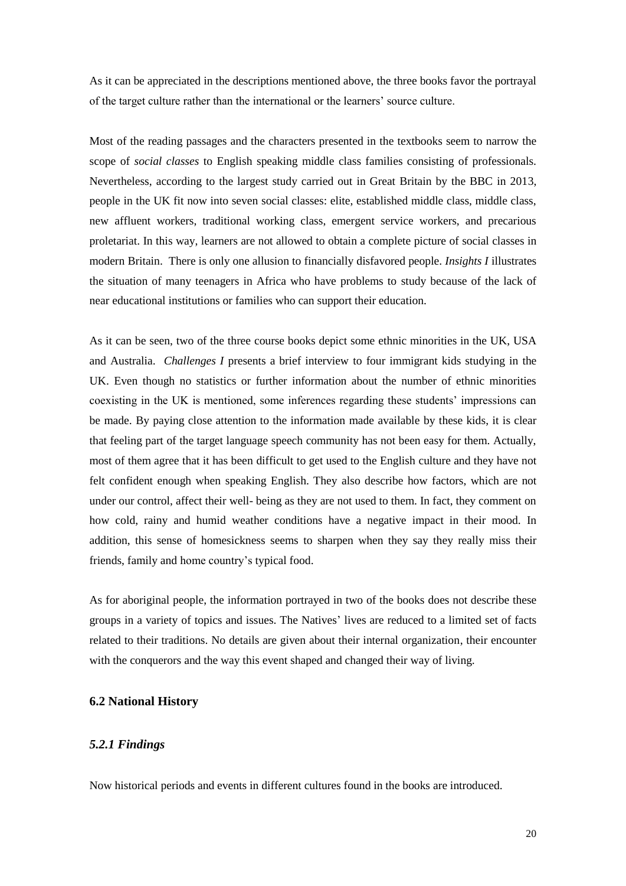As it can be appreciated in the descriptions mentioned above, the three books favor the portrayal of the target culture rather than the international or the learners' source culture.

Most of the reading passages and the characters presented in the textbooks seem to narrow the scope of *social classes* to English speaking middle class families consisting of professionals. Nevertheless, according to the largest study carried out in Great Britain by the BBC in 2013, people in the UK fit now into seven social classes: elite, established middle class, middle class, new affluent workers, traditional working class, emergent service workers, and precarious proletariat. In this way, learners are not allowed to obtain a complete picture of social classes in modern Britain. There is only one allusion to financially disfavored people. *Insights I* illustrates the situation of many teenagers in Africa who have problems to study because of the lack of near educational institutions or families who can support their education.

As it can be seen, two of the three course books depict some ethnic minorities in the UK, USA and Australia. *Challenges I* presents a brief interview to four immigrant kids studying in the UK. Even though no statistics or further information about the number of ethnic minorities coexisting in the UK is mentioned, some inferences regarding these students' impressions can be made. By paying close attention to the information made available by these kids, it is clear that feeling part of the target language speech community has not been easy for them. Actually, most of them agree that it has been difficult to get used to the English culture and they have not felt confident enough when speaking English. They also describe how factors, which are not under our control, affect their well- being as they are not used to them. In fact, they comment on how cold, rainy and humid weather conditions have a negative impact in their mood. In addition, this sense of homesickness seems to sharpen when they say they really miss their friends, family and home country's typical food.

As for aboriginal people, the information portrayed in two of the books does not describe these groups in a variety of topics and issues. The Natives' lives are reduced to a limited set of facts related to their traditions. No details are given about their internal organization, their encounter with the conquerors and the way this event shaped and changed their way of living.

## 6.2 National History

### *5.2.1 Findings*

Now historical periods and events in different cultures found in the books are introduced.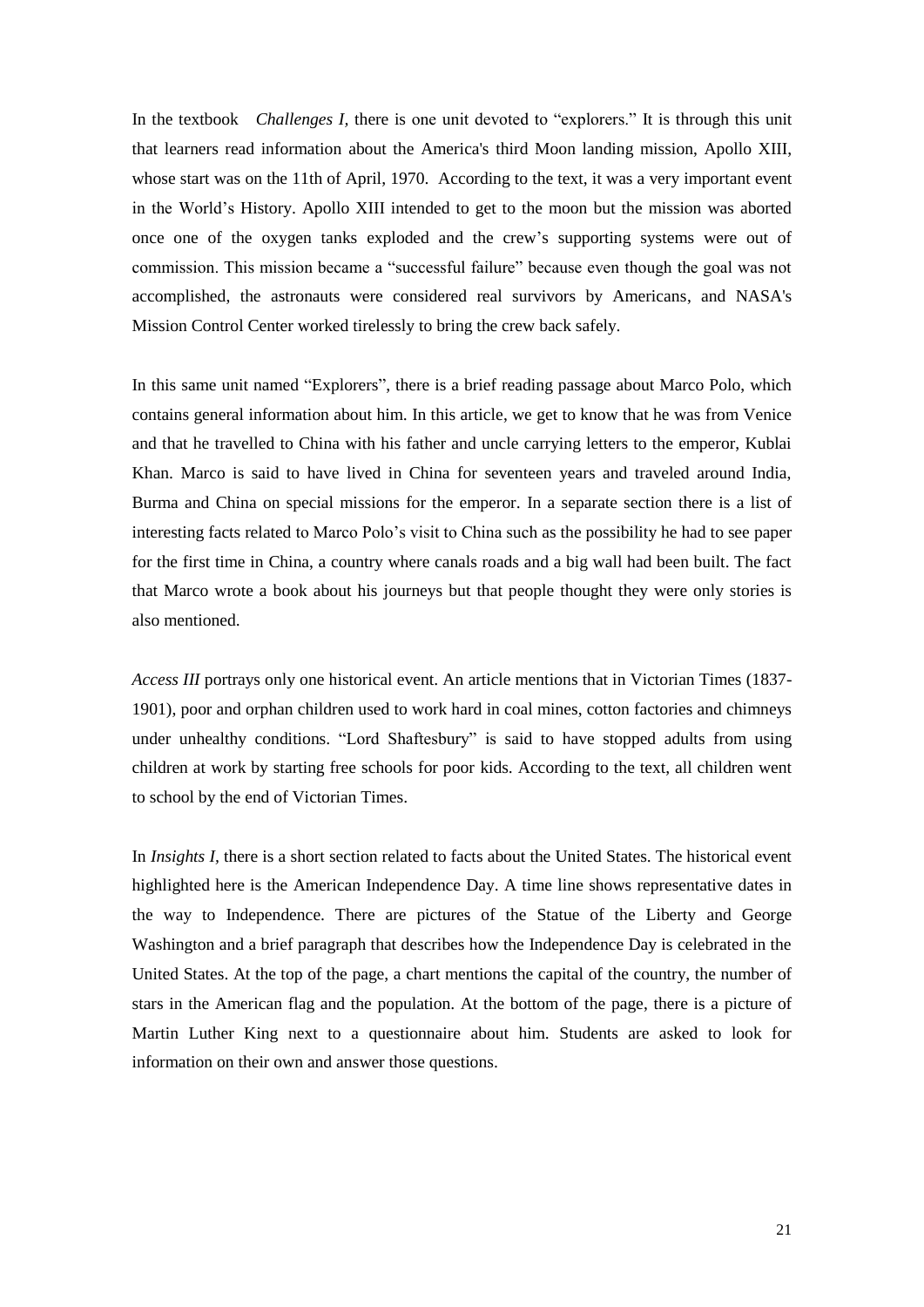In the textbook *Challenges I*, there is one unit devoted to "explorers." It is through this unit that learners read information about the America's third Moon landing mission, Apollo XIII, whose start was on the 11th of April, 1970. According to the text, it was a very important event in the World's History. Apollo XIII intended to get to the moon but the mission was aborted once one of the oxygen tanks exploded and the crew's supporting systems were out of commission. This mission became a "successful failure" because even though the goal was not accomplished, the astronauts were considered real survivors by Americans, and NASA's Mission Control Center worked tirelessly to bring the crew back safely.

In this same unit named "Explorers", there is a brief reading passage about Marco Polo, which contains general information about him. In this article, we get to know that he was from Venice and that he travelled to China with his father and uncle carrying letters to the emperor, Kublai Khan. Marco is said to have lived in China for seventeen years and traveled around India, Burma and China on special missions for the emperor. In a separate section there is a list of interesting facts related to Marco Polo's visit to China such as the possibility he had to see paper for the first time in China, a country where canals roads and a big wall had been built. The fact that Marco wrote a book about his journeys but that people thought they were only stories is also mentioned.

*Access III* portrays only one historical event. An article mentions that in Victorian Times (1837-1901), poor and orphan children used to work hard in coal mines, cotton factories and chimneys under unhealthy conditions. "Lord Shaftesbury" is said to have stopped adults from using children at work by starting free schools for poor kids. According to the text, all children went to school by the end of Victorian Times.

In *Insights I*, there is a short section related to facts about the United States. The historical event highlighted here is the American Independence Day. A time line shows representative dates in the way to Independence. There are pictures of the Statue of the Liberty and George Washington and a brief paragraph that describes how the Independence Day is celebrated in the United States. At the top of the page, a chart mentions the capital of the country, the number of stars in the American flag and the population. At the bottom of the page, there is a picture of Martin Luther King next to a questionnaire about him. Students are asked to look for information on their own and answer those questions.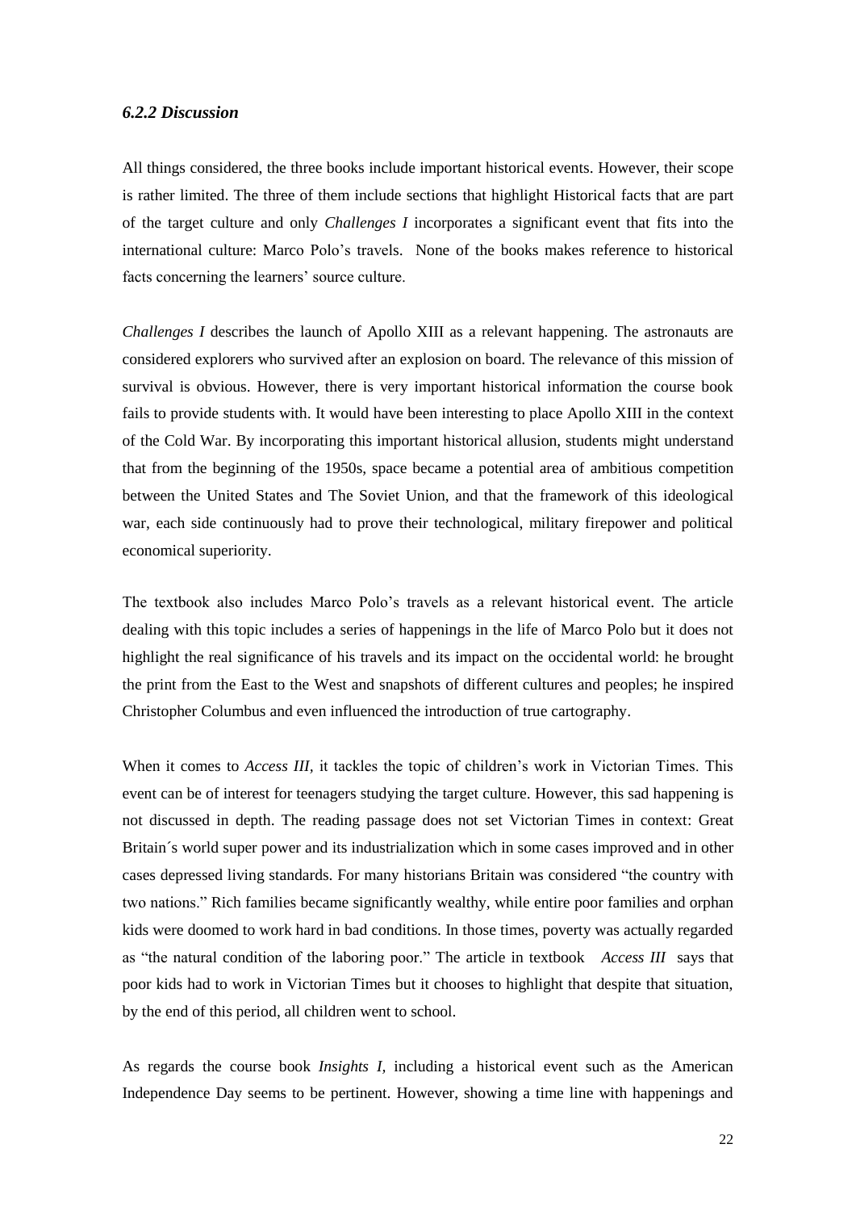### *6.2.2 Discussion*

All things considered, the three books include important historical events. However, their scope is rather limited. The three of them include sections that highlight Historical facts that are part of the target culture and only *Challenges I* incorporates a significant event that fits into the international culture: Marco Polo's travels. None of the books makes reference to historical facts concerning the learners' source culture.

*Challenges I* describes the launch of Apollo XIII as a relevant happening. The astronauts are considered explorers who survived after an explosion on board. The relevance of this mission of survival is obvious. However, there is very important historical information the course book fails to provide students with. It would have been interesting to place Apollo XIII in the context of the Cold War. By incorporating this important historical allusion, students might understand that from the beginning of the 1950s, space became a potential area of ambitious competition between the United States and The Soviet Union, and that the framework of this ideological war, each side continuously had to prove their technological, military firepower and political economical superiority.

The textbook also includes Marco Polo's travels as a relevant historical event. The article dealing with this topic includes a series of happenings in the life of Marco Polo but it does not highlight the real significance of his travels and its impact on the occidental world: he brought the print from the East to the West and snapshots of different cultures and peoples; he inspired Christopher Columbus and even influenced the introduction of true cartography.

When it comes to *Access III,* it tackles the topic of children's work in Victorian Times. This event can be of interest for teenagers studying the target culture. However, this sad happening is not discussed in depth. The reading passage does not set Victorian Times in context: Great Britain´s world super power and its industrialization which in some cases improved and in other cases depressed living standards. For many historians Britain was considered "the country with two nations." Rich families became significantly wealthy, while entire poor families and orphan kids were doomed to work hard in bad conditions. In those times, poverty was actually regarded as "the natural condition of the laboring poor." The article in textbook *Access III* says that poor kids had to work in Victorian Times but it chooses to highlight that despite that situation, by the end of this period, all children went to school.

As regards the course book *Insights I,* including a historical event such as the American Independence Day seems to be pertinent. However, showing a time line with happenings and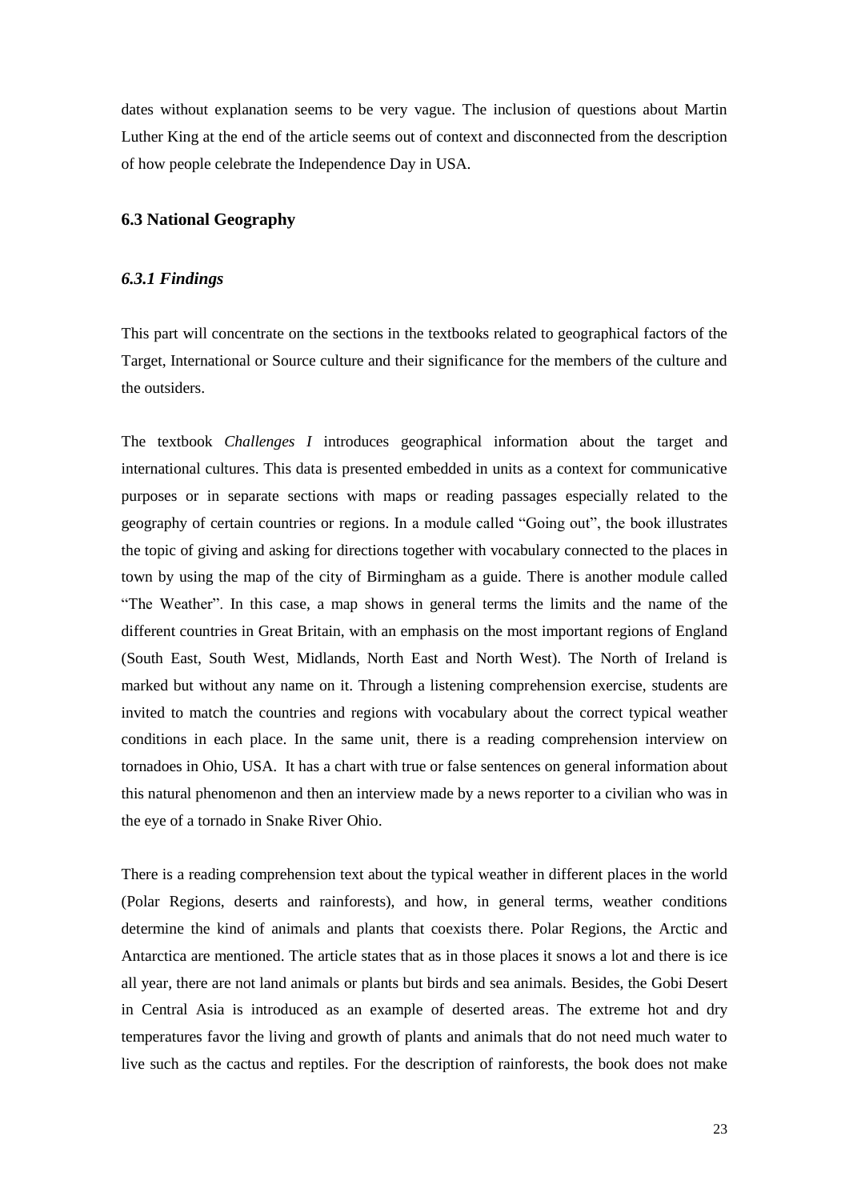dates without explanation seems to be very vague. The inclusion of questions about Martin Luther King at the end of the article seems out of context and disconnected from the description of how people celebrate the Independence Day in USA.

### 6.3 National Geography

#### *6.3.1 Findings*

This part will concentrate on the sections in the textbooks related to geographical factors of the Target, International or Source culture and their significance for the members of the culture and the outsiders.

The textbook *Challenges I* introduces geographical information about the target and international cultures. This data is presented embedded in units as a context for communicative purposes or in separate sections with maps or reading passages especially related to the geography of certain countries or regions. In a module called "Going out", the book illustrates the topic of giving and asking for directions together with vocabulary connected to the places in town by using the map of the city of Birmingham as a guide. There is another module called "The Weather". In this case, a map shows in general terms the limits and the name of the different countries in Great Britain, with an emphasis on the most important regions of England (South East, South West, Midlands, North East and North West). The North of Ireland is marked but without any name on it. Through a listening comprehension exercise, students are invited to match the countries and regions with vocabulary about the correct typical weather conditions in each place. In the same unit, there is a reading comprehension interview on tornadoes in Ohio, USA. It has a chart with true or false sentences on general information about this natural phenomenon and then an interview made by a news reporter to a civilian who was in the eye of a tornado in Snake River Ohio.

There is a reading comprehension text about the typical weather in different places in the world (Polar Regions, deserts and rainforests), and how, in general terms, weather conditions determine the kind of animals and plants that coexists there. Polar Regions, the Arctic and Antarctica are mentioned. The article states that as in those places it snows a lot and there is ice all year, there are not land animals or plants but birds and sea animals. Besides, the Gobi Desert in Central Asia is introduced as an example of deserted areas. The extreme hot and dry temperatures favor the living and growth of plants and animals that do not need much water to live such as the cactus and reptiles. For the description of rainforests, the book does not make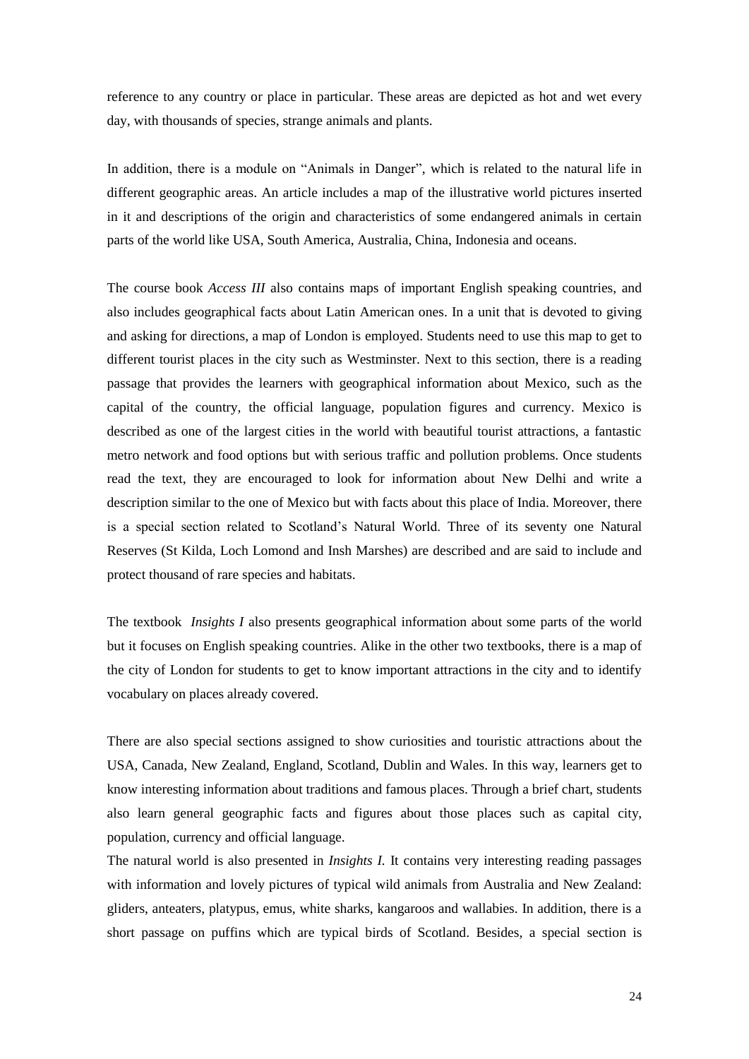reference to any country or place in particular. These areas are depicted as hot and wet every day, with thousands of species, strange animals and plants.

In addition, there is a module on "Animals in Danger", which is related to the natural life in different geographic areas. An article includes a map of the illustrative world pictures inserted in it and descriptions of the origin and characteristics of some endangered animals in certain parts of the world like USA, South America, Australia, China, Indonesia and oceans.

The course book *Access III* also contains maps of important English speaking countries, and also includes geographical facts about Latin American ones. In a unit that is devoted to giving and asking for directions, a map of London is employed. Students need to use this map to get to different tourist places in the city such as Westminster. Next to this section, there is a reading passage that provides the learners with geographical information about Mexico, such as the capital of the country, the official language, population figures and currency. Mexico is described as one of the largest cities in the world with beautiful tourist attractions, a fantastic metro network and food options but with serious traffic and pollution problems. Once students read the text, they are encouraged to look for information about New Delhi and write a description similar to the one of Mexico but with facts about this place of India. Moreover, there is a special section related to Scotland's Natural World. Three of its seventy one Natural Reserves (St Kilda, Loch Lomond and Insh Marshes) are described and are said to include and protect thousand of rare species and habitats.

The textbook *Insights I* also presents geographical information about some parts of the world but it focuses on English speaking countries. Alike in the other two textbooks, there is a map of the city of London for students to get to know important attractions in the city and to identify vocabulary on places already covered.

There are also special sections assigned to show curiosities and touristic attractions about the USA, Canada, New Zealand, England, Scotland, Dublin and Wales. In this way, learners get to know interesting information about traditions and famous places. Through a brief chart, students also learn general geographic facts and figures about those places such as capital city, population, currency and official language.
The natural world is also presented in *Insights I.* It contains very interesting reading passages with information and lovely pictures of typical wild animals from Australia and New Zealand: gliders, anteaters, platypus, emus, white sharks, kangaroos and wallabies. In addition, there is a short passage on puffins which are typical birds of Scotland. Besides, a special section is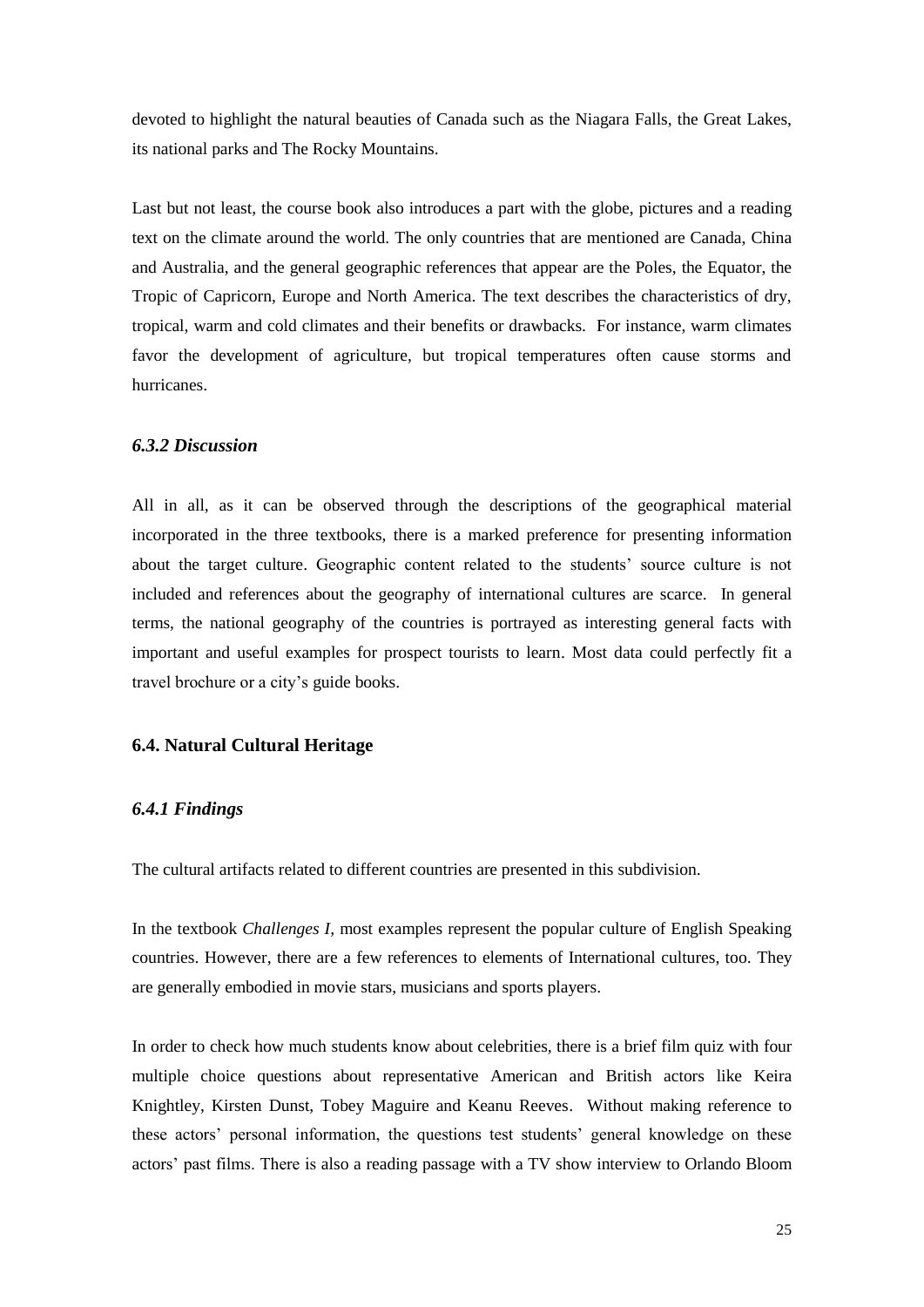devoted to highlight the natural beauties of Canada such as the Niagara Falls, the Great Lakes, its national parks and The Rocky Mountains.

Last but not least, the course book also introduces a part with the globe, pictures and a reading text on the climate around the world. The only countries that are mentioned are Canada, China and Australia, and the general geographic references that appear are the Poles, the Equator, the Tropic of Capricorn, Europe and North America. The text describes the characteristics of dry, tropical, warm and cold climates and their benefits or drawbacks. For instance, warm climates favor the development of agriculture, but tropical temperatures often cause storms and hurricanes.

### *6.3.2 Discussion*

All in all, as it can be observed through the descriptions of the geographical material incorporated in the three textbooks, there is a marked preference for presenting information about the target culture. Geographic content related to the students' source culture is not included and references about the geography of international cultures are scarce. In general terms, the national geography of the countries is portrayed as interesting general facts with important and useful examples for prospect tourists to learn. Most data could perfectly fit a travel brochure or a city's guide books.

## 6.4. Natural Cultural Heritage

### *6.4.1 Findings*

The cultural artifacts related to different countries are presented in this subdivision.

In the textbook *Challenges I,* most examples represent the popular culture of English Speaking countries. However, there are a few references to elements of International cultures, too. They are generally embodied in movie stars, musicians and sports players.

In order to check how much students know about celebrities, there is a brief film quiz with four multiple choice questions about representative American and British actors like Keira Knightley, Kirsten Dunst, Tobey Maguire and Keanu Reeves. Without making reference to these actors' personal information, the questions test students' general knowledge on these actors' past films. There is also a reading passage with a TV show interview to Orlando Bloom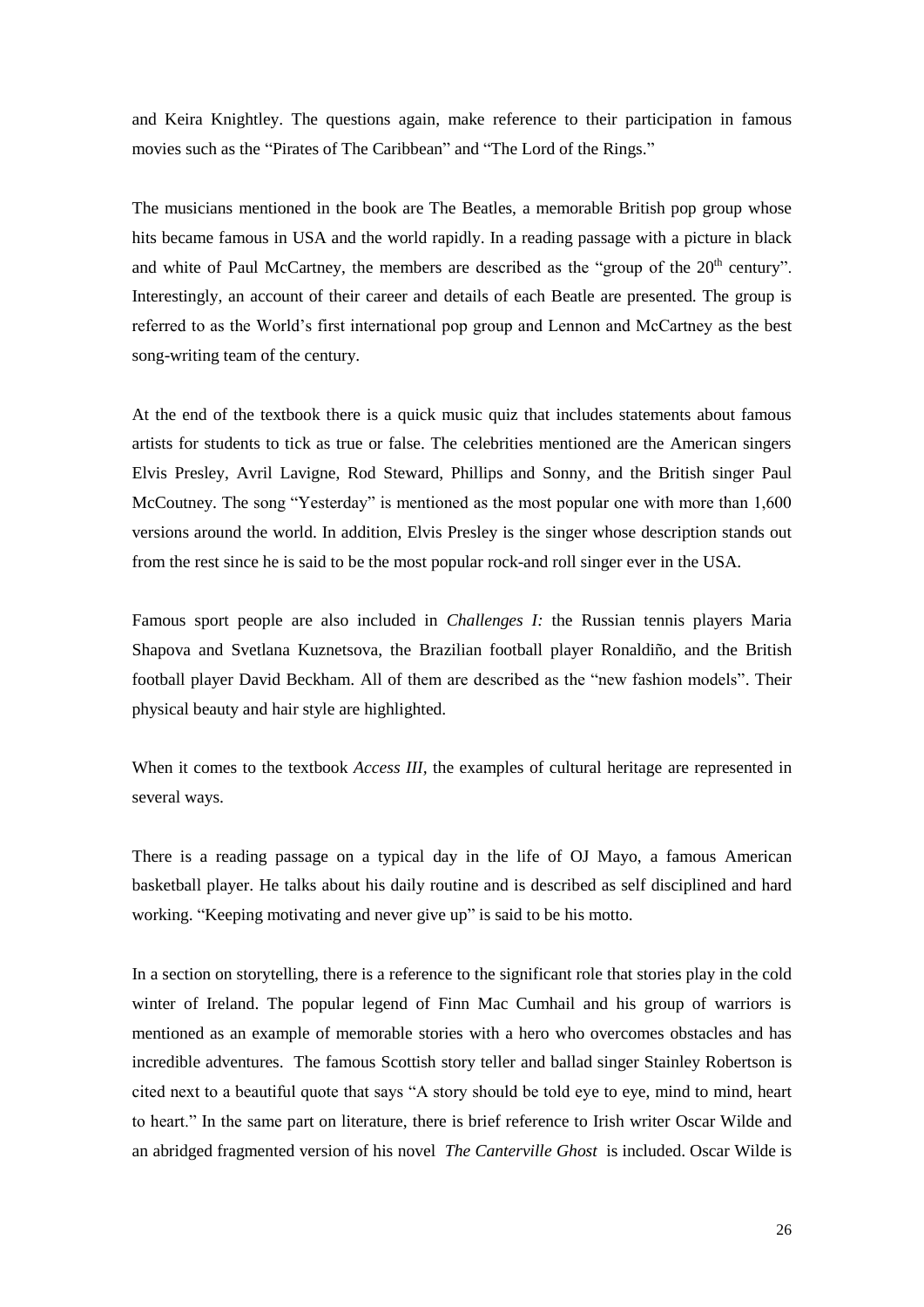and Keira Knightley. The questions again, make reference to their participation in famous movies such as the "Pirates of The Caribbean" and "The Lord of the Rings."

The musicians mentioned in the book are The Beatles, a memorable British pop group whose hits became famous in USA and the world rapidly. In a reading passage with a picture in black and white of Paul McCartney, the members are described as the "group of the 20th century". Interestingly, an account of their career and details of each Beatle are presented. The group is referred to as the World's first international pop group and Lennon and McCartney as the best song-writing team of the century.

At the end of the textbook there is a quick music quiz that includes statements about famous artists for students to tick as true or false. The celebrities mentioned are the American singers Elvis Presley, Avril Lavigne, Rod Steward, Phillips and Sonny, and the British singer Paul McCoutney. The song "Yesterday" is mentioned as the most popular one with more than 1,600 versions around the world. In addition, Elvis Presley is the singer whose description stands out from the rest since he is said to be the most popular rock-and roll singer ever in the USA.

Famous sport people are also included in *Challenges I:* the Russian tennis players Maria Shapova and Svetlana Kuznetsova, the Brazilian football player Ronaldiño, and the British football player David Beckham. All of them are described as the "new fashion models". Their physical beauty and hair style are highlighted.

When it comes to the textbook *Access III*, the examples of cultural heritage are represented in several ways.

There is a reading passage on a typical day in the life of OJ Mayo, a famous American basketball player. He talks about his daily routine and is described as self disciplined and hard working. "Keeping motivating and never give up" is said to be his motto.

In a section on storytelling, there is a reference to the significant role that stories play in the cold winter of Ireland. The popular legend of Finn Mac Cumhail and his group of warriors is mentioned as an example of memorable stories with a hero who overcomes obstacles and has incredible adventures. The famous Scottish story teller and ballad singer Stainley Robertson is cited next to a beautiful quote that says "A story should be told eye to eye, mind to mind, heart to heart." In the same part on literature, there is brief reference to Irish writer Oscar Wilde and an abridged fragmented version of his novel *The Canterville Ghost* is included. Oscar Wilde is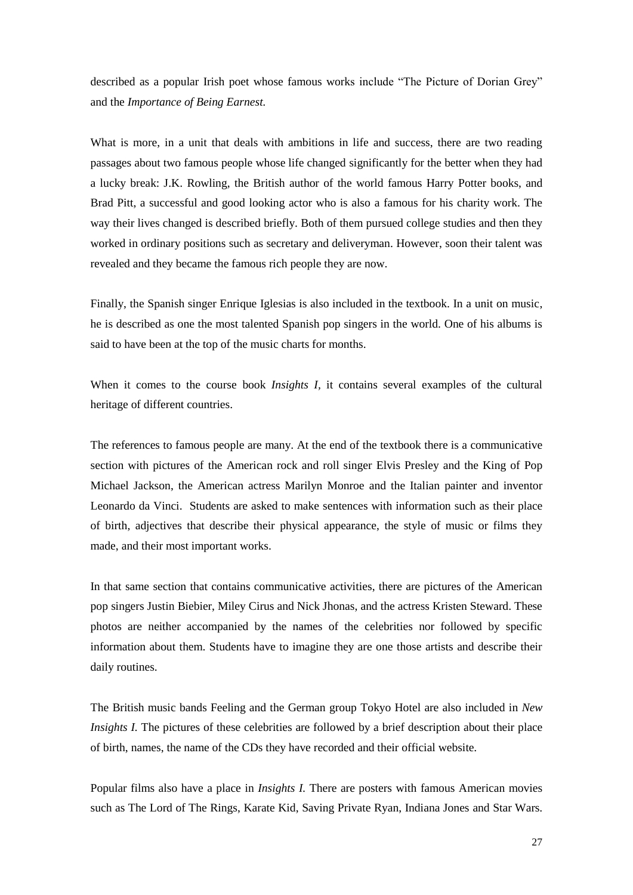described as a popular Irish poet whose famous works include "The Picture of Dorian Grey" and the *Importance of Being Earnest.*

What is more, in a unit that deals with ambitions in life and success, there are two reading passages about two famous people whose life changed significantly for the better when they had a lucky break: J.K. Rowling, the British author of the world famous Harry Potter books, and Brad Pitt, a successful and good looking actor who is also a famous for his charity work. The way their lives changed is described briefly. Both of them pursued college studies and then they worked in ordinary positions such as secretary and deliveryman. However, soon their talent was revealed and they became the famous rich people they are now.

Finally, the Spanish singer Enrique Iglesias is also included in the textbook. In a unit on music, he is described as one the most talented Spanish pop singers in the world. One of his albums is said to have been at the top of the music charts for months.

When it comes to the course book *Insights I,* it contains several examples of the cultural heritage of different countries.

The references to famous people are many. At the end of the textbook there is a communicative section with pictures of the American rock and roll singer Elvis Presley and the King of Pop Michael Jackson, the American actress Marilyn Monroe and the Italian painter and inventor Leonardo da Vinci. Students are asked to make sentences with information such as their place of birth, adjectives that describe their physical appearance, the style of music or films they made, and their most important works.

In that same section that contains communicative activities, there are pictures of the American pop singers Justin Biebier, Miley Cirus and Nick Jhonas, and the actress Kristen Steward. These photos are neither accompanied by the names of the celebrities nor followed by specific information about them. Students have to imagine they are one those artists and describe their daily routines.

The British music bands Feeling and the German group Tokyo Hotel are also included in *New Insights I.* The pictures of these celebrities are followed by a brief description about their place of birth, names, the name of the CDs they have recorded and their official website.

Popular films also have a place in *Insights I.* There are posters with famous American movies such as The Lord of The Rings, Karate Kid, Saving Private Ryan, Indiana Jones and Star Wars.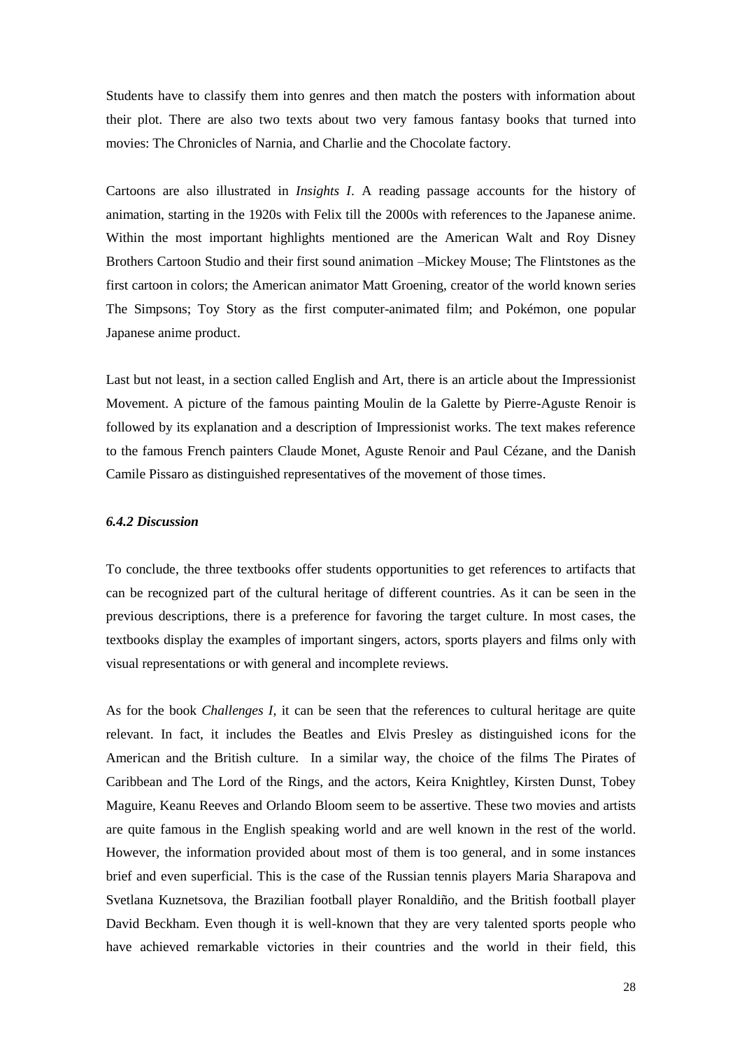Students have to classify them into genres and then match the posters with information about their plot. There are also two texts about two very famous fantasy books that turned into movies: The Chronicles of Narnia, and Charlie and the Chocolate factory.

Cartoons are also illustrated in *Insights I*. A reading passage accounts for the history of animation, starting in the 1920s with Felix till the 2000s with references to the Japanese anime. Within the most important highlights mentioned are the American Walt and Roy Disney Brothers Cartoon Studio and their first sound animation –Mickey Mouse; The Flintstones as the first cartoon in colors; the American animator Matt Groening, creator of the world known series The Simpsons; Toy Story as the first computer-animated film; and Pokémon, one popular Japanese anime product.

Last but not least, in a section called English and Art, there is an article about the Impressionist Movement. A picture of the famous painting Moulin de la Galette by Pierre-Aguste Renoir is followed by its explanation and a description of Impressionist works. The text makes reference to the famous French painters Claude Monet, Aguste Renoir and Paul Cézane, and the Danish Camile Pissaro as distinguished representatives of the movement of those times.

#### *6.4.2 Discussion*

To conclude, the three textbooks offer students opportunities to get references to artifacts that can be recognized part of the cultural heritage of different countries. As it can be seen in the previous descriptions, there is a preference for favoring the target culture. In most cases, the textbooks display the examples of important singers, actors, sports players and films only with visual representations or with general and incomplete reviews.

As for the book *Challenges I,* it can be seen that the references to cultural heritage are quite relevant. In fact, it includes the Beatles and Elvis Presley as distinguished icons for the American and the British culture. In a similar way, the choice of the films The Pirates of Caribbean and The Lord of the Rings, and the actors, Keira Knightley, Kirsten Dunst, Tobey Maguire, Keanu Reeves and Orlando Bloom seem to be assertive. These two movies and artists are quite famous in the English speaking world and are well known in the rest of the world. However, the information provided about most of them is too general, and in some instances brief and even superficial. This is the case of the Russian tennis players Maria Sharapova and Svetlana Kuznetsova, the Brazilian football player Ronaldiño, and the British football player David Beckham. Even though it is well-known that they are very talented sports people who have achieved remarkable victories in their countries and the world in their field, this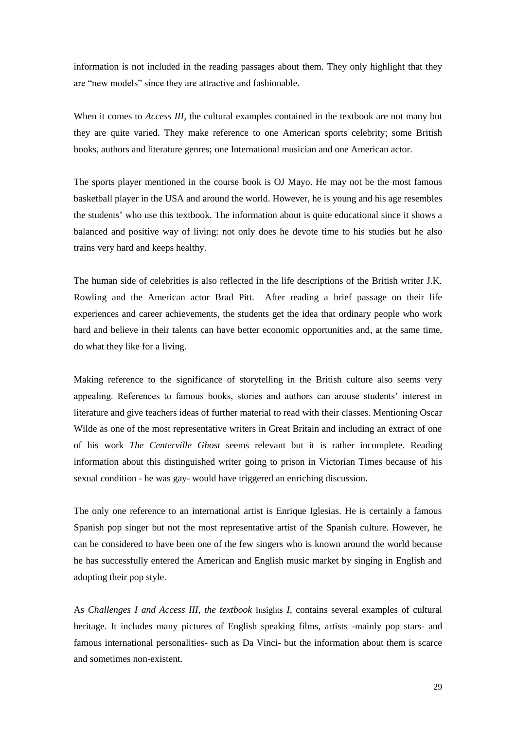information is not included in the reading passages about them. They only highlight that they are "new models" since they are attractive and fashionable.

When it comes to *Access III*, the cultural examples contained in the textbook are not many but they are quite varied. They make reference to one American sports celebrity; some British books, authors and literature genres; one International musician and one American actor.

The sports player mentioned in the course book is OJ Mayo. He may not be the most famous basketball player in the USA and around the world. However, he is young and his age resembles the students' who use this textbook. The information about is quite educational since it shows a balanced and positive way of living: not only does he devote time to his studies but he also trains very hard and keeps healthy.

The human side of celebrities is also reflected in the life descriptions of the British writer J.K. Rowling and the American actor Brad Pitt. After reading a brief passage on their life experiences and career achievements, the students get the idea that ordinary people who work hard and believe in their talents can have better economic opportunities and, at the same time, do what they like for a living.

Making reference to the significance of storytelling in the British culture also seems very appealing. References to famous books, stories and authors can arouse students' interest in literature and give teachers ideas of further material to read with their classes. Mentioning Oscar Wilde as one of the most representative writers in Great Britain and including an extract of one of his work *The Centerville Ghost* seems relevant but it is rather incomplete. Reading information about this distinguished writer going to prison in Victorian Times because of his sexual condition - he was gay- would have triggered an enriching discussion.

The only one reference to an international artist is Enrique Iglesias. He is certainly a famous Spanish pop singer but not the most representative artist of the Spanish culture. However, he can be considered to have been one of the few singers who is known around the world because he has successfully entered the American and English music market by singing in English and adopting their pop style.

As *Challenges I and Access III, the textbook* Insights *I*, contains several examples of cultural heritage. It includes many pictures of English speaking films, artists -mainly pop stars- and famous international personalities- such as Da Vinci- but the information about them is scarce and sometimes non-existent.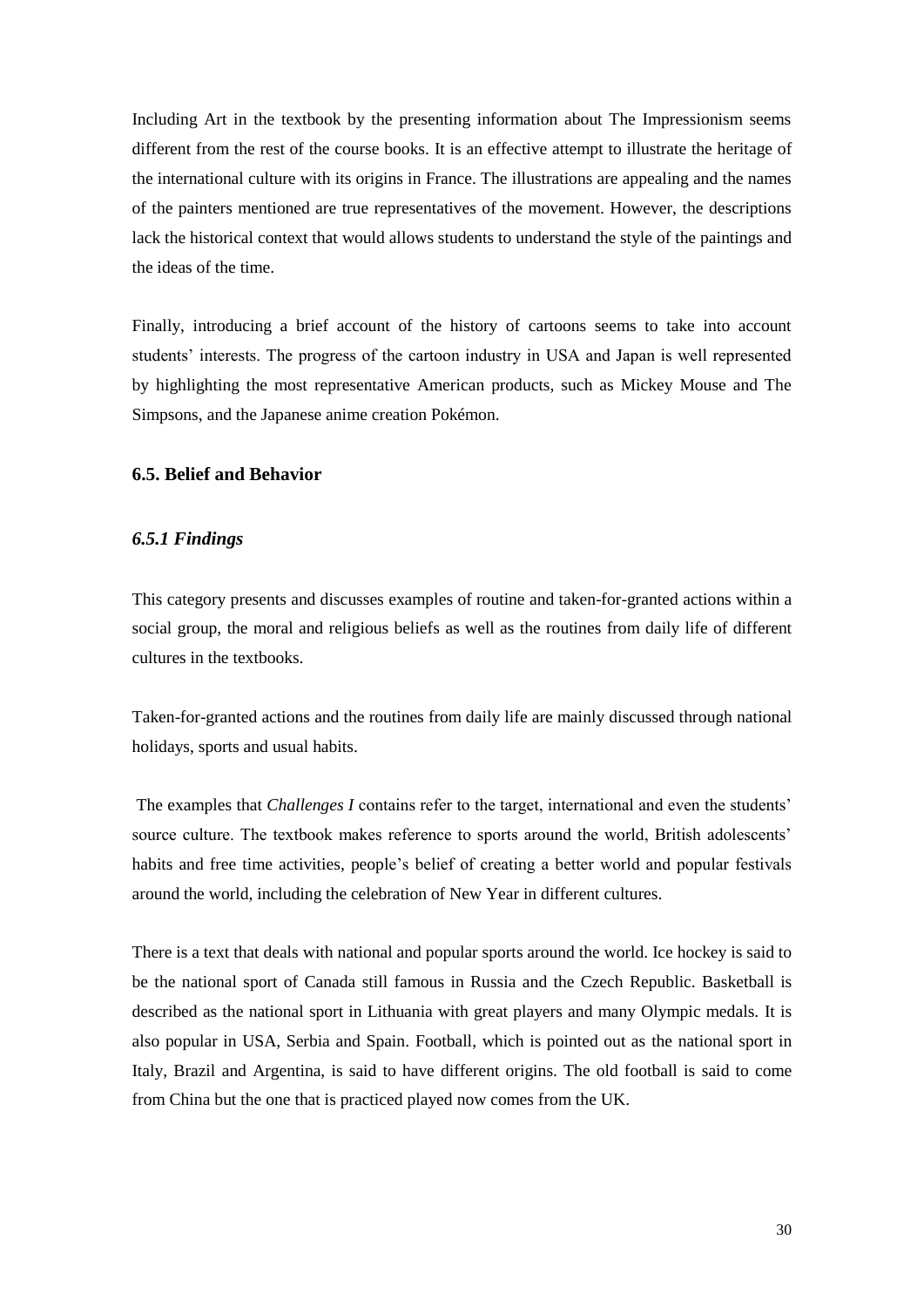Including Art in the textbook by the presenting information about The Impressionism seems different from the rest of the course books. It is an effective attempt to illustrate the heritage of the international culture with its origins in France. The illustrations are appealing and the names of the painters mentioned are true representatives of the movement. However, the descriptions lack the historical context that would allows students to understand the style of the paintings and the ideas of the time.

Finally, introducing a brief account of the history of cartoons seems to take into account students' interests. The progress of the cartoon industry in USA and Japan is well represented by highlighting the most representative American products, such as Mickey Mouse and The Simpsons, and the Japanese anime creation Pokémon.

### 6.5. Belief and Behavior

#### *6.5.1 Findings*

This category presents and discusses examples of routine and taken-for-granted actions within a social group, the moral and religious beliefs as well as the routines from daily life of different cultures in the textbooks.

Taken-for-granted actions and the routines from daily life are mainly discussed through national holidays, sports and usual habits.

The examples that *Challenges I* contains refer to the target, international and even the students' source culture. The textbook makes reference to sports around the world, British adolescents' habits and free time activities, people's belief of creating a better world and popular festivals around the world, including the celebration of New Year in different cultures.

There is a text that deals with national and popular sports around the world. Ice hockey is said to be the national sport of Canada still famous in Russia and the Czech Republic. Basketball is described as the national sport in Lithuania with great players and many Olympic medals. It is also popular in USA, Serbia and Spain. Football, which is pointed out as the national sport in Italy, Brazil and Argentina, is said to have different origins. The old football is said to come from China but the one that is practiced played now comes from the UK.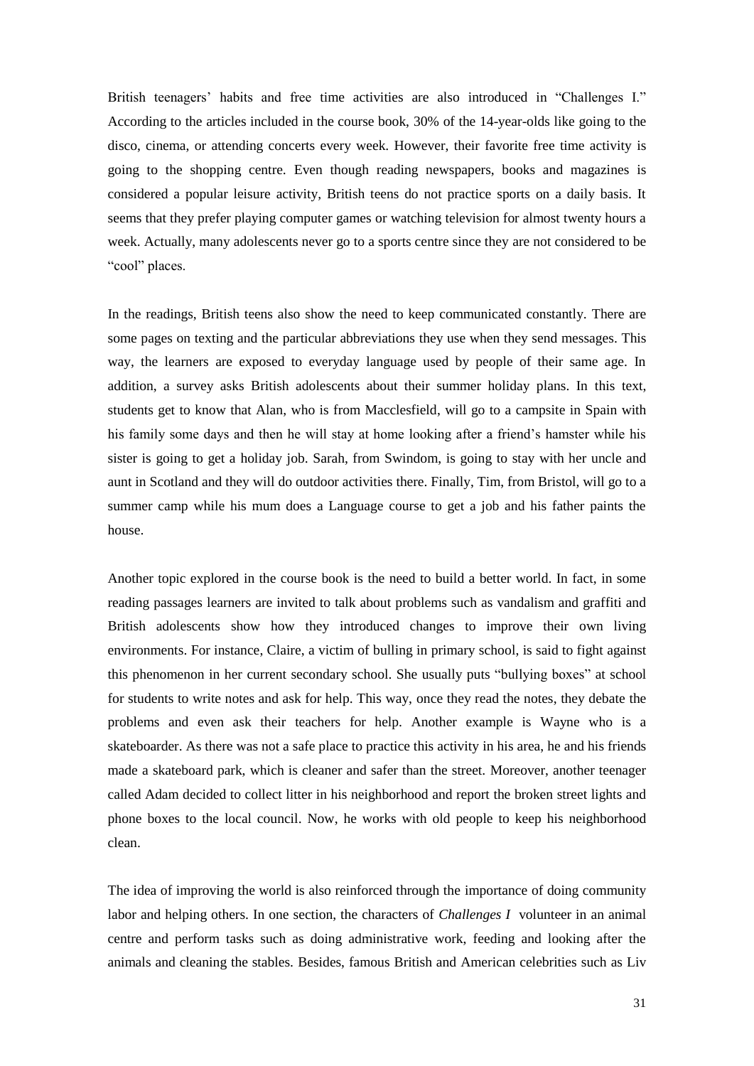British teenagers' habits and free time activities are also introduced in "Challenges I." According to the articles included in the course book, 30% of the 14-year-olds like going to the disco, cinema, or attending concerts every week. However, their favorite free time activity is going to the shopping centre. Even though reading newspapers, books and magazines is considered a popular leisure activity, British teens do not practice sports on a daily basis. It seems that they prefer playing computer games or watching television for almost twenty hours a week. Actually, many adolescents never go to a sports centre since they are not considered to be "cool" places.

In the readings, British teens also show the need to keep communicated constantly. There are some pages on texting and the particular abbreviations they use when they send messages. This way, the learners are exposed to everyday language used by people of their same age. In addition, a survey asks British adolescents about their summer holiday plans. In this text, students get to know that Alan, who is from Macclesfield, will go to a campsite in Spain with his family some days and then he will stay at home looking after a friend's hamster while his sister is going to get a holiday job. Sarah, from Swindom, is going to stay with her uncle and aunt in Scotland and they will do outdoor activities there. Finally, Tim, from Bristol, will go to a summer camp while his mum does a Language course to get a job and his father paints the house.

Another topic explored in the course book is the need to build a better world. In fact, in some reading passages learners are invited to talk about problems such as vandalism and graffiti and British adolescents show how they introduced changes to improve their own living environments. For instance, Claire, a victim of bulling in primary school, is said to fight against this phenomenon in her current secondary school. She usually puts "bullying boxes" at school for students to write notes and ask for help. This way, once they read the notes, they debate the problems and even ask their teachers for help. Another example is Wayne who is a skateboarder. As there was not a safe place to practice this activity in his area, he and his friends made a skateboard park, which is cleaner and safer than the street. Moreover, another teenager called Adam decided to collect litter in his neighborhood and report the broken street lights and phone boxes to the local council. Now, he works with old people to keep his neighborhood clean.

The idea of improving the world is also reinforced through the importance of doing community labor and helping others. In one section, the characters of *Challenges I* volunteer in an animal centre and perform tasks such as doing administrative work, feeding and looking after the animals and cleaning the stables. Besides, famous British and American celebrities such as Liv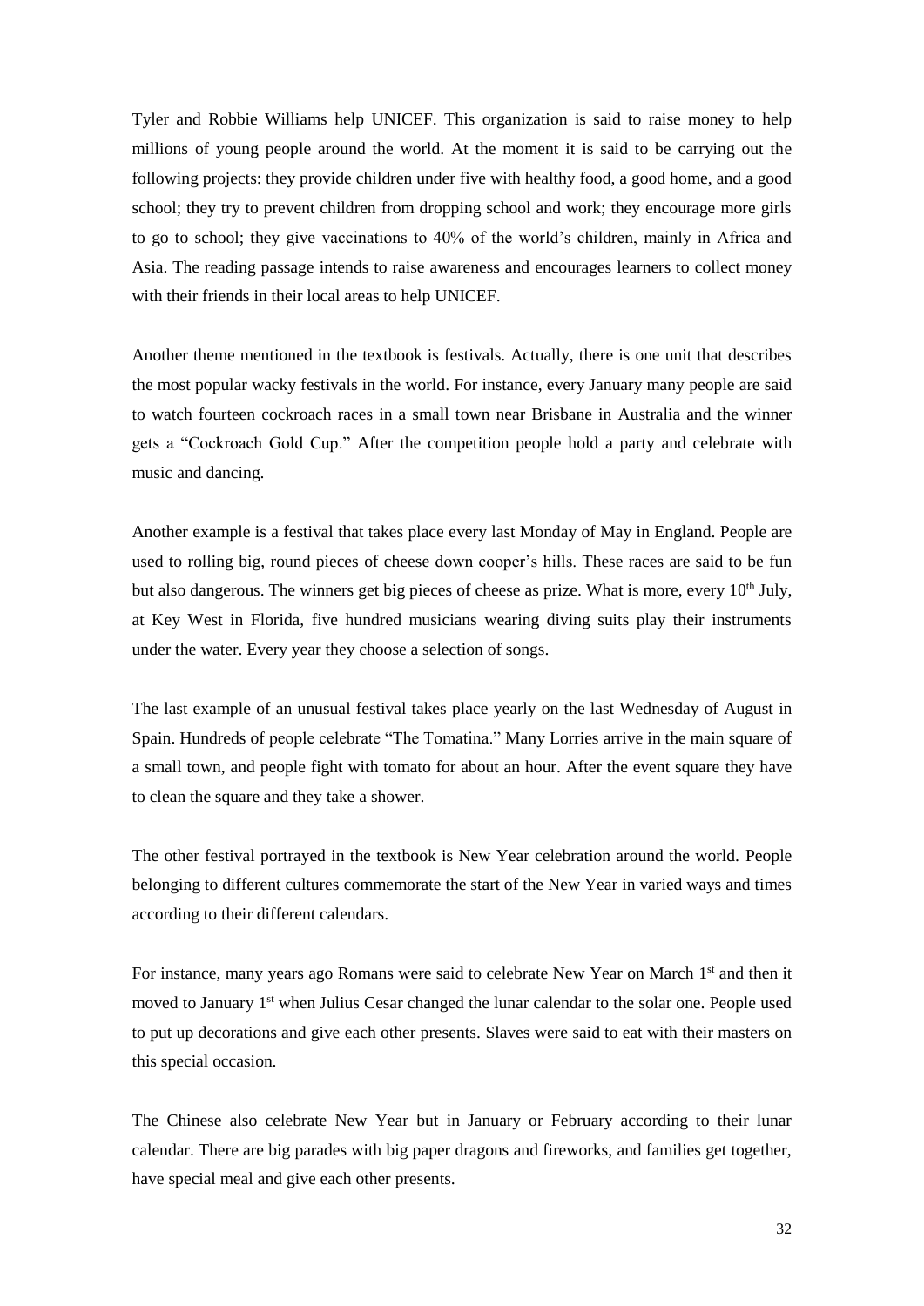Tyler and Robbie Williams help UNICEF. This organization is said to raise money to help millions of young people around the world. At the moment it is said to be carrying out the following projects: they provide children under five with healthy food, a good home, and a good school; they try to prevent children from dropping school and work; they encourage more girls to go to school; they give vaccinations to 40% of the world's children, mainly in Africa and Asia. The reading passage intends to raise awareness and encourages learners to collect money with their friends in their local areas to help UNICEF.

Another theme mentioned in the textbook is festivals. Actually, there is one unit that describes the most popular wacky festivals in the world. For instance, every January many people are said to watch fourteen cockroach races in a small town near Brisbane in Australia and the winner gets a "Cockroach Gold Cup." After the competition people hold a party and celebrate with music and dancing.

Another example is a festival that takes place every last Monday of May in England. People are used to rolling big, round pieces of cheese down cooper's hills. These races are said to be fun but also dangerous. The winners get big pieces of cheese as prize. What is more, every 10th July, at Key West in Florida, five hundred musicians wearing diving suits play their instruments under the water. Every year they choose a selection of songs.

The last example of an unusual festival takes place yearly on the last Wednesday of August in Spain. Hundreds of people celebrate "The Tomatina." Many Lorries arrive in the main square of a small town, and people fight with tomato for about an hour. After the event square they have to clean the square and they take a shower.

The other festival portrayed in the textbook is New Year celebration around the world. People belonging to different cultures commemorate the start of the New Year in varied ways and times according to their different calendars.

For instance, many years ago Romans were said to celebrate New Year on March 1st and then it moved to January 1st when Julius Cesar changed the lunar calendar to the solar one. People used to put up decorations and give each other presents. Slaves were said to eat with their masters on this special occasion.

The Chinese also celebrate New Year but in January or February according to their lunar calendar. There are big parades with big paper dragons and fireworks, and families get together, have special meal and give each other presents.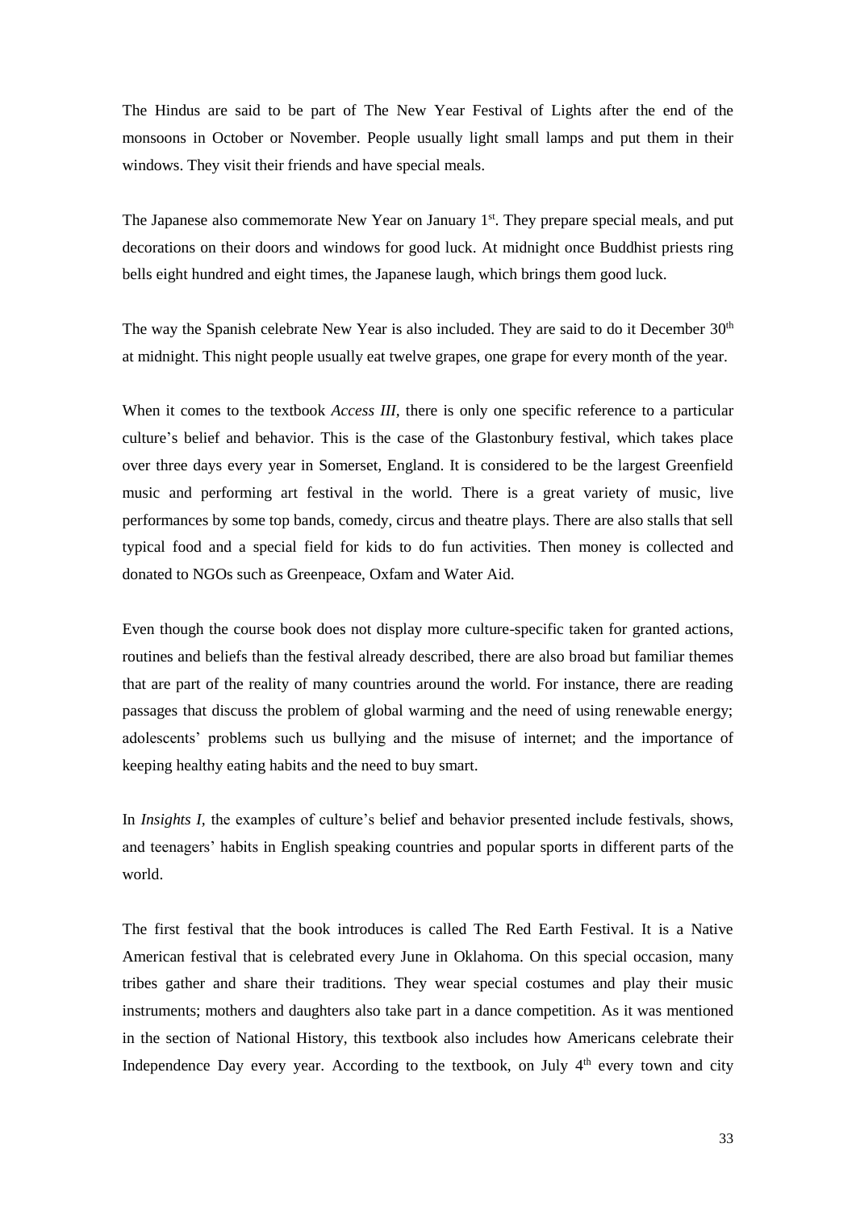The Hindus are said to be part of The New Year Festival of Lights after the end of the monsoons in October or November. People usually light small lamps and put them in their windows. They visit their friends and have special meals.

The Japanese also commemorate New Year on January 1st. They prepare special meals, and put decorations on their doors and windows for good luck. At midnight once Buddhist priests ring bells eight hundred and eight times, the Japanese laugh, which brings them good luck.

The way the Spanish celebrate New Year is also included. They are said to do it December 30th at midnight. This night people usually eat twelve grapes, one grape for every month of the year.

When it comes to the textbook *Access III,* there is only one specific reference to a particular culture's belief and behavior. This is the case of the Glastonbury festival, which takes place over three days every year in Somerset, England. It is considered to be the largest Greenfield music and performing art festival in the world. There is a great variety of music, live performances by some top bands, comedy, circus and theatre plays. There are also stalls that sell typical food and a special field for kids to do fun activities. Then money is collected and donated to NGOs such as Greenpeace, Oxfam and Water Aid.

Even though the course book does not display more culture-specific taken for granted actions, routines and beliefs than the festival already described, there are also broad but familiar themes that are part of the reality of many countries around the world. For instance, there are reading passages that discuss the problem of global warming and the need of using renewable energy; adolescents' problems such us bullying and the misuse of internet; and the importance of keeping healthy eating habits and the need to buy smart.

In *Insights I,* the examples of culture's belief and behavior presented include festivals, shows, and teenagers' habits in English speaking countries and popular sports in different parts of the world.

The first festival that the book introduces is called The Red Earth Festival. It is a Native American festival that is celebrated every June in Oklahoma. On this special occasion, many tribes gather and share their traditions. They wear special costumes and play their music instruments; mothers and daughters also take part in a dance competition. As it was mentioned in the section of National History, this textbook also includes how Americans celebrate their Independence Day every year. According to the textbook, on July 4th every town and city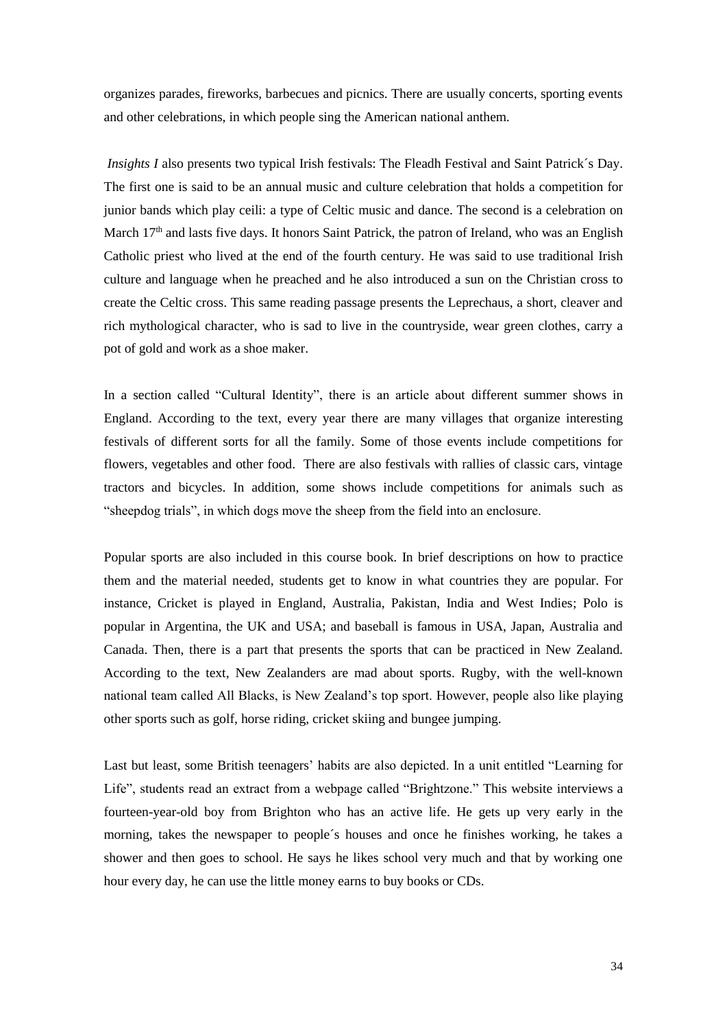organizes parades, fireworks, barbecues and picnics. There are usually concerts, sporting events and other celebrations, in which people sing the American national anthem.

*Insights I* also presents two typical Irish festivals: The Fleadh Festival and Saint Patrick´s Day. The first one is said to be an annual music and culture celebration that holds a competition for junior bands which play ceili: a type of Celtic music and dance. The second is a celebration on March 17th and lasts five days. It honors Saint Patrick, the patron of Ireland, who was an English Catholic priest who lived at the end of the fourth century. He was said to use traditional Irish culture and language when he preached and he also introduced a sun on the Christian cross to create the Celtic cross. This same reading passage presents the Leprechaus, a short, cleaver and rich mythological character, who is sad to live in the countryside, wear green clothes, carry a pot of gold and work as a shoe maker.

In a section called "Cultural Identity", there is an article about different summer shows in England. According to the text, every year there are many villages that organize interesting festivals of different sorts for all the family. Some of those events include competitions for flowers, vegetables and other food. There are also festivals with rallies of classic cars, vintage tractors and bicycles. In addition, some shows include competitions for animals such as "sheepdog trials", in which dogs move the sheep from the field into an enclosure.

Popular sports are also included in this course book. In brief descriptions on how to practice them and the material needed, students get to know in what countries they are popular. For instance, Cricket is played in England, Australia, Pakistan, India and West Indies; Polo is popular in Argentina, the UK and USA; and baseball is famous in USA, Japan, Australia and Canada. Then, there is a part that presents the sports that can be practiced in New Zealand. According to the text, New Zealanders are mad about sports. Rugby, with the well-known national team called All Blacks, is New Zealand's top sport. However, people also like playing other sports such as golf, horse riding, cricket skiing and bungee jumping.

Last but least, some British teenagers' habits are also depicted. In a unit entitled "Learning for Life", students read an extract from a webpage called "Brightzone." This website interviews a fourteen-year-old boy from Brighton who has an active life. He gets up very early in the morning, takes the newspaper to people´s houses and once he finishes working, he takes a shower and then goes to school. He says he likes school very much and that by working one hour every day, he can use the little money earns to buy books or CDs.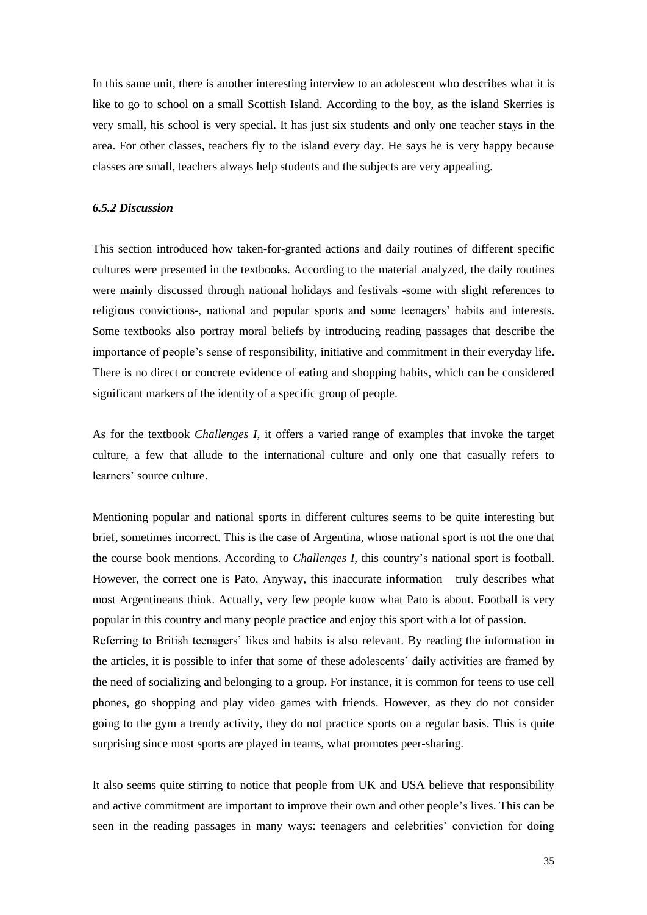In this same unit, there is another interesting interview to an adolescent who describes what it is like to go to school on a small Scottish Island. According to the boy, as the island Skerries is very small, his school is very special. It has just six students and only one teacher stays in the area. For other classes, teachers fly to the island every day. He says he is very happy because classes are small, teachers always help students and the subjects are very appealing.

### *6.5.2 Discussion*

This section introduced how taken-for-granted actions and daily routines of different specific cultures were presented in the textbooks. According to the material analyzed, the daily routines were mainly discussed through national holidays and festivals -some with slight references to religious convictions-, national and popular sports and some teenagers' habits and interests. Some textbooks also portray moral beliefs by introducing reading passages that describe the importance of people's sense of responsibility, initiative and commitment in their everyday life. There is no direct or concrete evidence of eating and shopping habits, which can be considered significant markers of the identity of a specific group of people.

As for the textbook *Challenges I,* it offers a varied range of examples that invoke the target culture, a few that allude to the international culture and only one that casually refers to learners' source culture.

Mentioning popular and national sports in different cultures seems to be quite interesting but brief, sometimes incorrect. This is the case of Argentina, whose national sport is not the one that the course book mentions. According to *Challenges I,* this country's national sport is football. However, the correct one is Pato. Anyway, this inaccurate information truly describes what most Argentineans think. Actually, very few people know what Pato is about. Football is very popular in this country and many people practice and enjoy this sport with a lot of passion.
Referring to British teenagers' likes and habits is also relevant. By reading the information in the articles, it is possible to infer that some of these adolescents' daily activities are framed by the need of socializing and belonging to a group. For instance, it is common for teens to use cell phones, go shopping and play video games with friends. However, as they do not consider going to the gym a trendy activity, they do not practice sports on a regular basis. This is quite surprising since most sports are played in teams, what promotes peer-sharing.

It also seems quite stirring to notice that people from UK and USA believe that responsibility and active commitment are important to improve their own and other people's lives. This can be seen in the reading passages in many ways: teenagers and celebrities' conviction for doing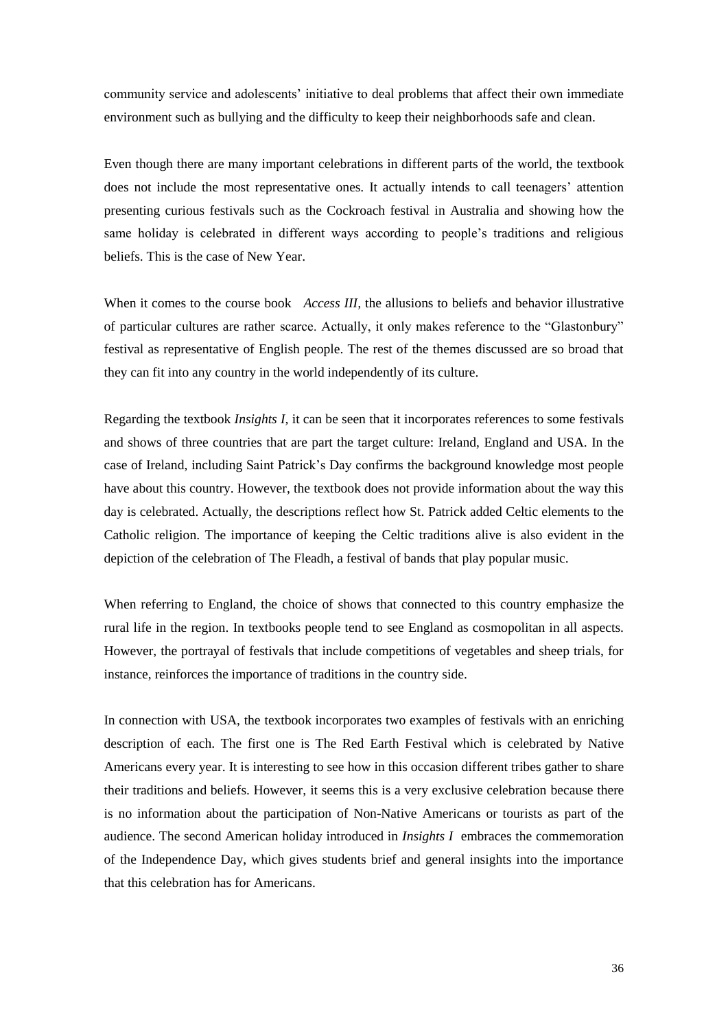community service and adolescents' initiative to deal problems that affect their own immediate environment such as bullying and the difficulty to keep their neighborhoods safe and clean.

Even though there are many important celebrations in different parts of the world, the textbook does not include the most representative ones. It actually intends to call teenagers' attention presenting curious festivals such as the Cockroach festival in Australia and showing how the same holiday is celebrated in different ways according to people's traditions and religious beliefs. This is the case of New Year.

When it comes to the course book *Access III,* the allusions to beliefs and behavior illustrative of particular cultures are rather scarce. Actually, it only makes reference to the "Glastonbury" festival as representative of English people. The rest of the themes discussed are so broad that they can fit into any country in the world independently of its culture.

Regarding the textbook *Insights I,* it can be seen that it incorporates references to some festivals and shows of three countries that are part the target culture: Ireland, England and USA. In the case of Ireland, including Saint Patrick's Day confirms the background knowledge most people have about this country. However, the textbook does not provide information about the way this day is celebrated. Actually, the descriptions reflect how St. Patrick added Celtic elements to the Catholic religion. The importance of keeping the Celtic traditions alive is also evident in the depiction of the celebration of The Fleadh, a festival of bands that play popular music.

When referring to England, the choice of shows that connected to this country emphasize the rural life in the region. In textbooks people tend to see England as cosmopolitan in all aspects. However, the portrayal of festivals that include competitions of vegetables and sheep trials, for instance, reinforces the importance of traditions in the country side.

In connection with USA, the textbook incorporates two examples of festivals with an enriching description of each. The first one is The Red Earth Festival which is celebrated by Native Americans every year. It is interesting to see how in this occasion different tribes gather to share their traditions and beliefs. However, it seems this is a very exclusive celebration because there is no information about the participation of Non-Native Americans or tourists as part of the audience. The second American holiday introduced in *Insights I* embraces the commemoration of the Independence Day, which gives students brief and general insights into the importance that this celebration has for Americans.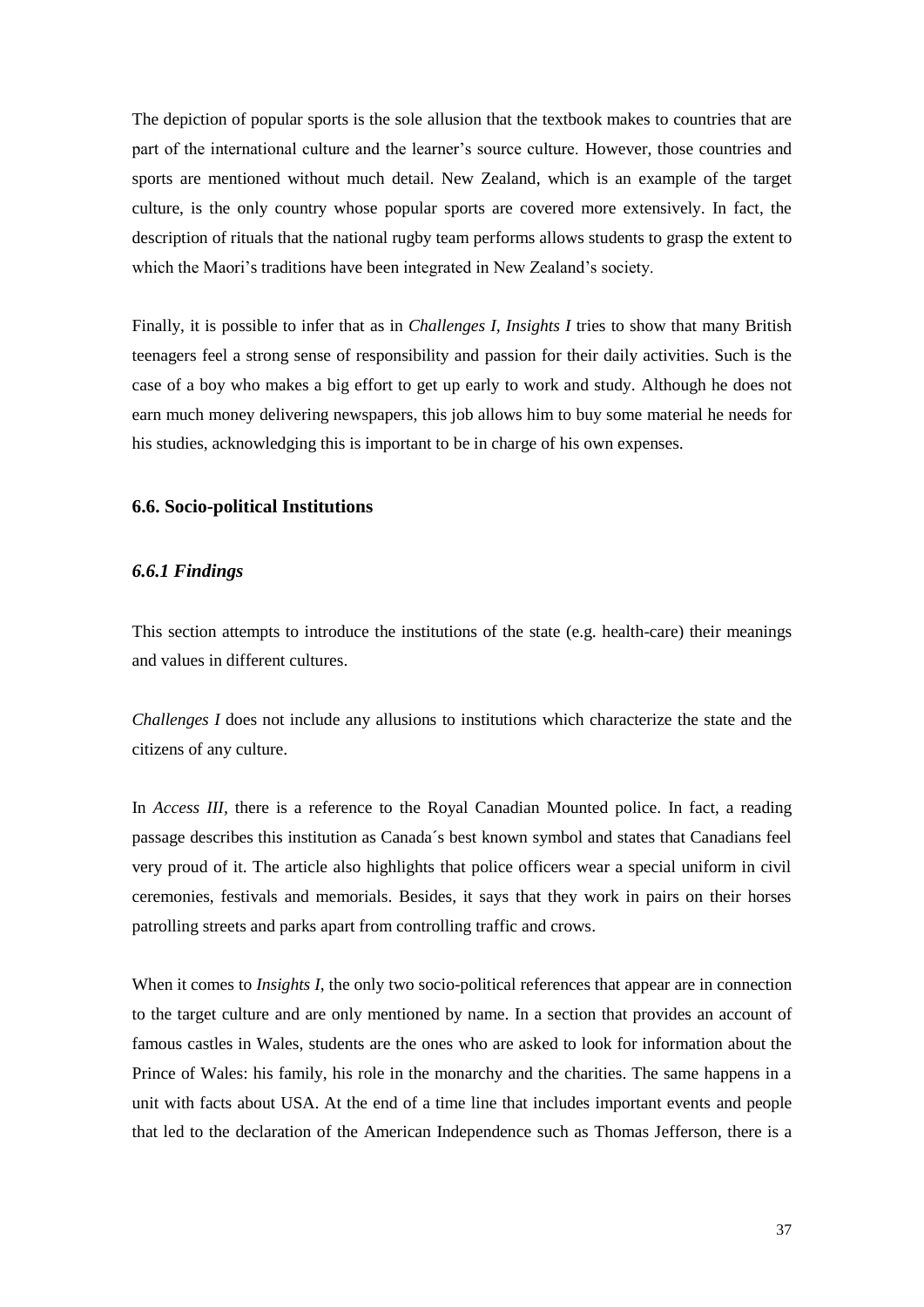The depiction of popular sports is the sole allusion that the textbook makes to countries that are part of the international culture and the learner's source culture. However, those countries and sports are mentioned without much detail. New Zealand, which is an example of the target culture, is the only country whose popular sports are covered more extensively. In fact, the description of rituals that the national rugby team performs allows students to grasp the extent to which the Maori's traditions have been integrated in New Zealand's society.

Finally, it is possible to infer that as in *Challenges I*, *Insights I* tries to show that many British teenagers feel a strong sense of responsibility and passion for their daily activities. Such is the case of a boy who makes a big effort to get up early to work and study. Although he does not earn much money delivering newspapers, this job allows him to buy some material he needs for his studies, acknowledging this is important to be in charge of his own expenses.

### 6.6. Socio-political Institutions

#### *6.6.1 Findings*

This section attempts to introduce the institutions of the state (e.g. health-care) their meanings and values in different cultures.

*Challenges I* does not include any allusions to institutions which characterize the state and the citizens of any culture.

In *Access III*, there is a reference to the Royal Canadian Mounted police. In fact, a reading passage describes this institution as Canada´s best known symbol and states that Canadians feel very proud of it. The article also highlights that police officers wear a special uniform in civil ceremonies, festivals and memorials. Besides, it says that they work in pairs on their horses patrolling streets and parks apart from controlling traffic and crows.

When it comes to *Insights I*, the only two socio-political references that appear are in connection to the target culture and are only mentioned by name. In a section that provides an account of famous castles in Wales, students are the ones who are asked to look for information about the Prince of Wales: his family, his role in the monarchy and the charities. The same happens in a unit with facts about USA. At the end of a time line that includes important events and people that led to the declaration of the American Independence such as Thomas Jefferson, there is a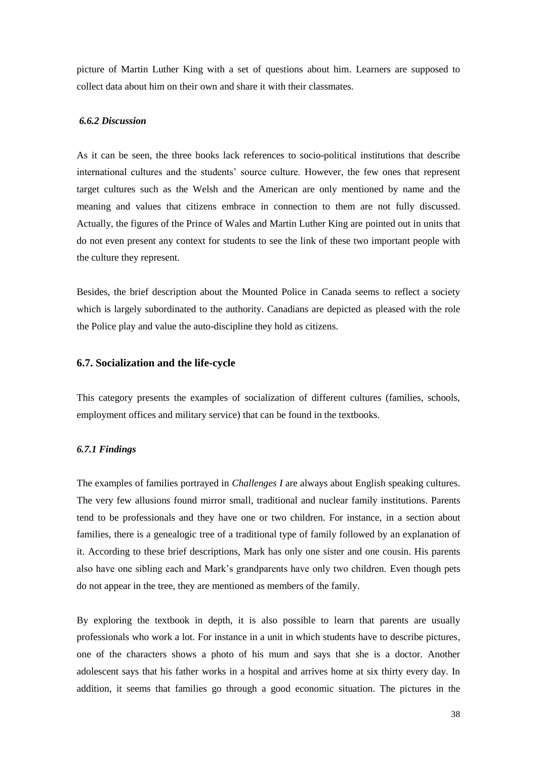picture of Martin Luther King with a set of questions about him. Learners are supposed to collect data about him on their own and share it with their classmates.

#### *6.6.2 Discussion*

As it can be seen, the three books lack references to socio-political institutions that describe international cultures and the students' source culture. However, the few ones that represent target cultures such as the Welsh and the American are only mentioned by name and the meaning and values that citizens embrace in connection to them are not fully discussed. Actually, the figures of the Prince of Wales and Martin Luther King are pointed out in units that do not even present any context for students to see the link of these two important people with the culture they represent.

Besides, the brief description about the Mounted Police in Canada seems to reflect a society which is largely subordinated to the authority. Canadians are depicted as pleased with the role the Police play and value the auto-discipline they hold as citizens.

### 6.7. Socialization and the life-cycle

This category presents the examples of socialization of different cultures (families, schools, employment offices and military service) that can be found in the textbooks.

#### *6.7.1 Findings*

The examples of families portrayed in *Challenges I* are always about English speaking cultures. The very few allusions found mirror small, traditional and nuclear family institutions. Parents tend to be professionals and they have one or two children. For instance, in a section about families, there is a genealogic tree of a traditional type of family followed by an explanation of it. According to these brief descriptions, Mark has only one sister and one cousin. His parents also have one sibling each and Mark's grandparents have only two children. Even though pets do not appear in the tree, they are mentioned as members of the family.

By exploring the textbook in depth, it is also possible to learn that parents are usually professionals who work a lot. For instance in a unit in which students have to describe pictures, one of the characters shows a photo of his mum and says that she is a doctor. Another adolescent says that his father works in a hospital and arrives home at six thirty every day. In addition, it seems that families go through a good economic situation. The pictures in the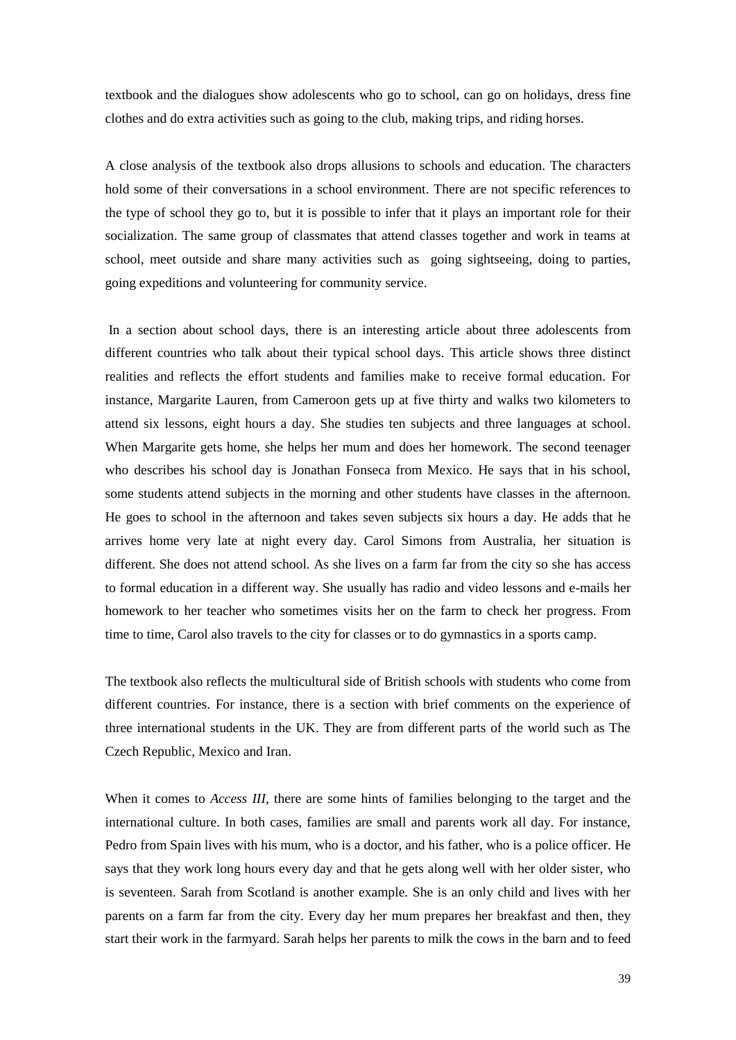textbook and the dialogues show adolescents who go to school, can go on holidays, dress fine clothes and do extra activities such as going to the club, making trips, and riding horses.

A close analysis of the textbook also drops allusions to schools and education. The characters hold some of their conversations in a school environment. There are not specific references to the type of school they go to, but it is possible to infer that it plays an important role for their socialization. The same group of classmates that attend classes together and work in teams at school, meet outside and share many activities such as going sightseeing, doing to parties, going expeditions and volunteering for community service.

In a section about school days, there is an interesting article about three adolescents from different countries who talk about their typical school days. This article shows three distinct realities and reflects the effort students and families make to receive formal education. For instance, Margarite Lauren, from Cameroon gets up at five thirty and walks two kilometers to attend six lessons, eight hours a day. She studies ten subjects and three languages at school. When Margarite gets home, she helps her mum and does her homework. The second teenager who describes his school day is Jonathan Fonseca from Mexico. He says that in his school, some students attend subjects in the morning and other students have classes in the afternoon. He goes to school in the afternoon and takes seven subjects six hours a day. He adds that he arrives home very late at night every day. Carol Simons from Australia, her situation is different. She does not attend school. As she lives on a farm far from the city so she has access to formal education in a different way. She usually has radio and video lessons and e-mails her homework to her teacher who sometimes visits her on the farm to check her progress. From time to time, Carol also travels to the city for classes or to do gymnastics in a sports camp.

The textbook also reflects the multicultural side of British schools with students who come from different countries. For instance, there is a section with brief comments on the experience of three international students in the UK. They are from different parts of the world such as The Czech Republic, Mexico and Iran.

When it comes to *Access III*, there are some hints of families belonging to the target and the international culture. In both cases, families are small and parents work all day. For instance, Pedro from Spain lives with his mum, who is a doctor, and his father, who is a police officer. He says that they work long hours every day and that he gets along well with her older sister, who is seventeen. Sarah from Scotland is another example. She is an only child and lives with her parents on a farm far from the city. Every day her mum prepares her breakfast and then, they start their work in the farmyard. Sarah helps her parents to milk the cows in the barn and to feed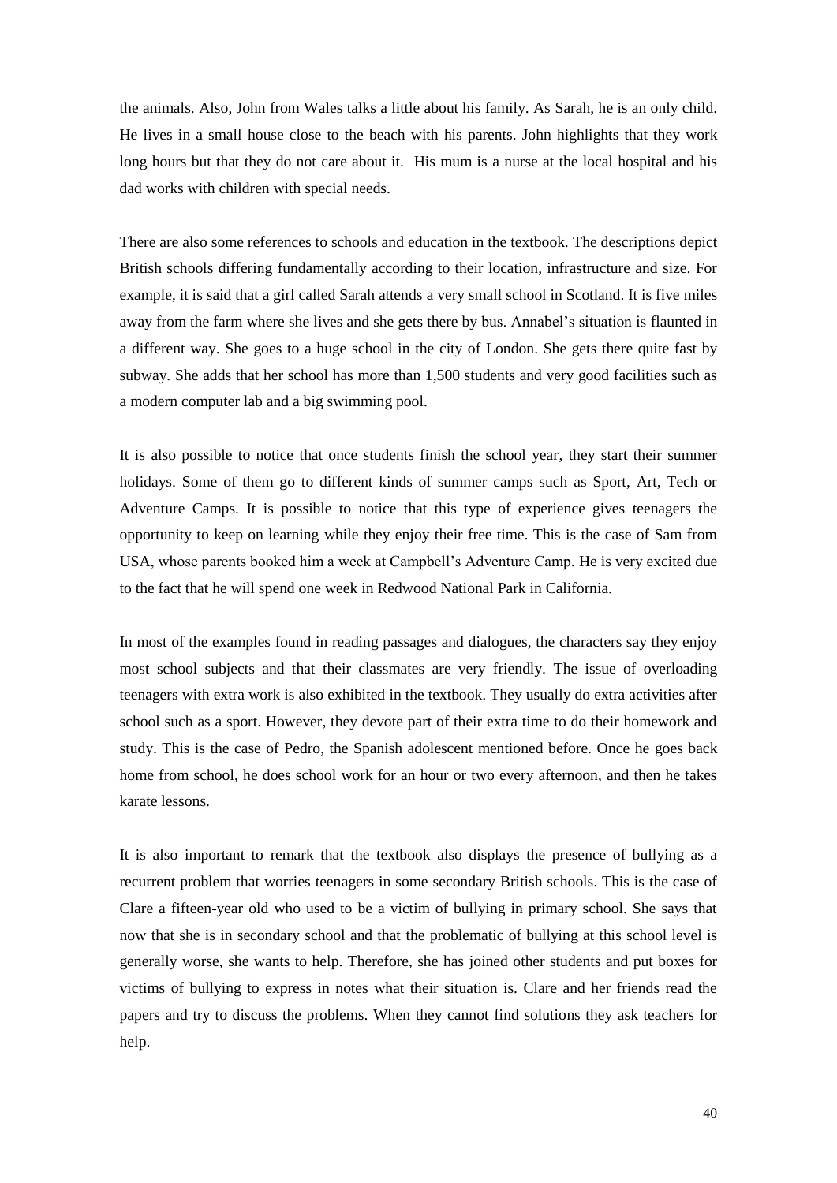the animals. Also, John from Wales talks a little about his family. As Sarah, he is an only child. He lives in a small house close to the beach with his parents. John highlights that they work long hours but that they do not care about it. His mum is a nurse at the local hospital and his dad works with children with special needs.

There are also some references to schools and education in the textbook. The descriptions depict British schools differing fundamentally according to their location, infrastructure and size. For example, it is said that a girl called Sarah attends a very small school in Scotland. It is five miles away from the farm where she lives and she gets there by bus. Annabel's situation is flaunted in a different way. She goes to a huge school in the city of London. She gets there quite fast by subway. She adds that her school has more than 1,500 students and very good facilities such as a modern computer lab and a big swimming pool.

It is also possible to notice that once students finish the school year, they start their summer holidays. Some of them go to different kinds of summer camps such as Sport, Art, Tech or Adventure Camps. It is possible to notice that this type of experience gives teenagers the opportunity to keep on learning while they enjoy their free time. This is the case of Sam from USA, whose parents booked him a week at Campbell's Adventure Camp. He is very excited due to the fact that he will spend one week in Redwood National Park in California.

In most of the examples found in reading passages and dialogues, the characters say they enjoy most school subjects and that their classmates are very friendly. The issue of overloading teenagers with extra work is also exhibited in the textbook. They usually do extra activities after school such as a sport. However, they devote part of their extra time to do their homework and study. This is the case of Pedro, the Spanish adolescent mentioned before. Once he goes back home from school, he does school work for an hour or two every afternoon, and then he takes karate lessons.

It is also important to remark that the textbook also displays the presence of bullying as a recurrent problem that worries teenagers in some secondary British schools. This is the case of Clare a fifteen-year old who used to be a victim of bullying in primary school. She says that now that she is in secondary school and that the problematic of bullying at this school level is generally worse, she wants to help. Therefore, she has joined other students and put boxes for victims of bullying to express in notes what their situation is. Clare and her friends read the papers and try to discuss the problems. When they cannot find solutions they ask teachers for help.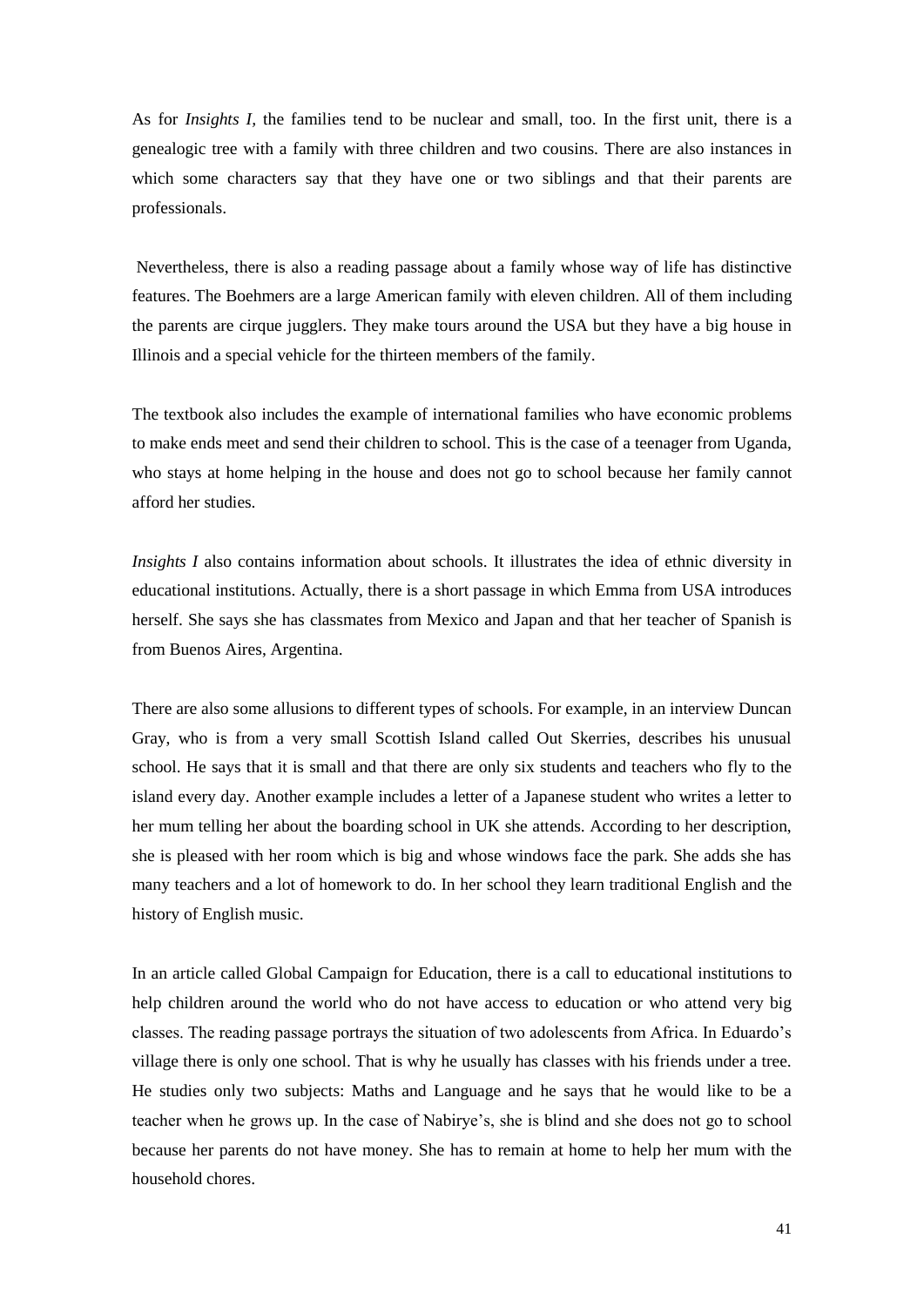As for *Insights I*, the families tend to be nuclear and small, too. In the first unit, there is a genealogic tree with a family with three children and two cousins. There are also instances in which some characters say that they have one or two siblings and that their parents are professionals.

Nevertheless, there is also a reading passage about a family whose way of life has distinctive features. The Boehmers are a large American family with eleven children. All of them including the parents are cirque jugglers. They make tours around the USA but they have a big house in Illinois and a special vehicle for the thirteen members of the family.

The textbook also includes the example of international families who have economic problems to make ends meet and send their children to school. This is the case of a teenager from Uganda, who stays at home helping in the house and does not go to school because her family cannot afford her studies.

*Insights I* also contains information about schools. It illustrates the idea of ethnic diversity in educational institutions. Actually, there is a short passage in which Emma from USA introduces herself. She says she has classmates from Mexico and Japan and that her teacher of Spanish is from Buenos Aires, Argentina.

There are also some allusions to different types of schools. For example, in an interview Duncan Gray, who is from a very small Scottish Island called Out Skerries, describes his unusual school. He says that it is small and that there are only six students and teachers who fly to the island every day. Another example includes a letter of a Japanese student who writes a letter to her mum telling her about the boarding school in UK she attends. According to her description, she is pleased with her room which is big and whose windows face the park. She adds she has many teachers and a lot of homework to do. In her school they learn traditional English and the history of English music.

In an article called Global Campaign for Education, there is a call to educational institutions to help children around the world who do not have access to education or who attend very big classes. The reading passage portrays the situation of two adolescents from Africa. In Eduardo's village there is only one school. That is why he usually has classes with his friends under a tree. He studies only two subjects: Maths and Language and he says that he would like to be a teacher when he grows up. In the case of Nabirye's, she is blind and she does not go to school because her parents do not have money. She has to remain at home to help her mum with the household chores.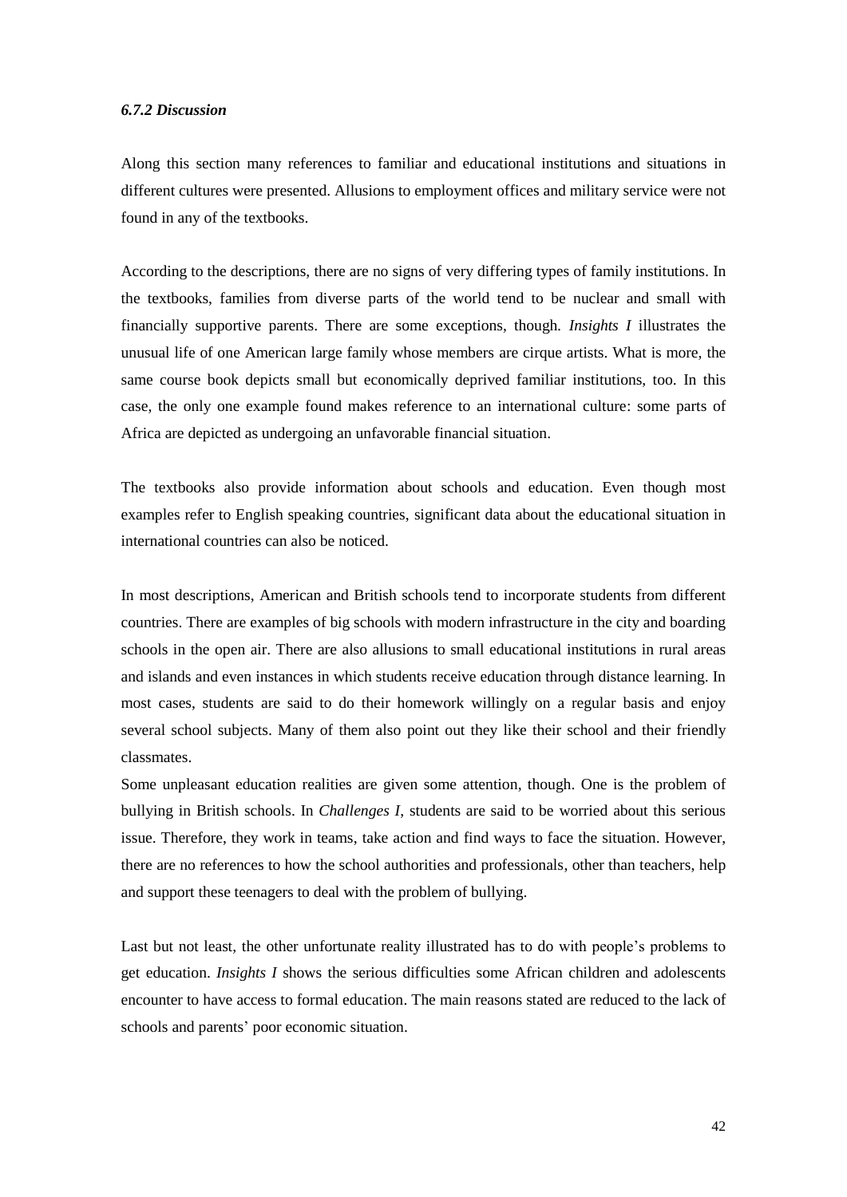### *6.7.2 Discussion*

Along this section many references to familiar and educational institutions and situations in different cultures were presented. Allusions to employment offices and military service were not found in any of the textbooks.

According to the descriptions, there are no signs of very differing types of family institutions. In the textbooks, families from diverse parts of the world tend to be nuclear and small with financially supportive parents. There are some exceptions, though. *Insights I* illustrates the unusual life of one American large family whose members are cirque artists. What is more, the same course book depicts small but economically deprived familiar institutions, too. In this case, the only one example found makes reference to an international culture: some parts of Africa are depicted as undergoing an unfavorable financial situation.

The textbooks also provide information about schools and education. Even though most examples refer to English speaking countries, significant data about the educational situation in international countries can also be noticed.

In most descriptions, American and British schools tend to incorporate students from different countries. There are examples of big schools with modern infrastructure in the city and boarding schools in the open air. There are also allusions to small educational institutions in rural areas and islands and even instances in which students receive education through distance learning. In most cases, students are said to do their homework willingly on a regular basis and enjoy several school subjects. Many of them also point out they like their school and their friendly classmates.

Some unpleasant education realities are given some attention, though. One is the problem of bullying in British schools. In *Challenges I*, students are said to be worried about this serious issue. Therefore, they work in teams, take action and find ways to face the situation. However, there are no references to how the school authorities and professionals, other than teachers, help and support these teenagers to deal with the problem of bullying.

Last but not least, the other unfortunate reality illustrated has to do with people's problems to get education. *Insights I* shows the serious difficulties some African children and adolescents encounter to have access to formal education. The main reasons stated are reduced to the lack of schools and parents' poor economic situation.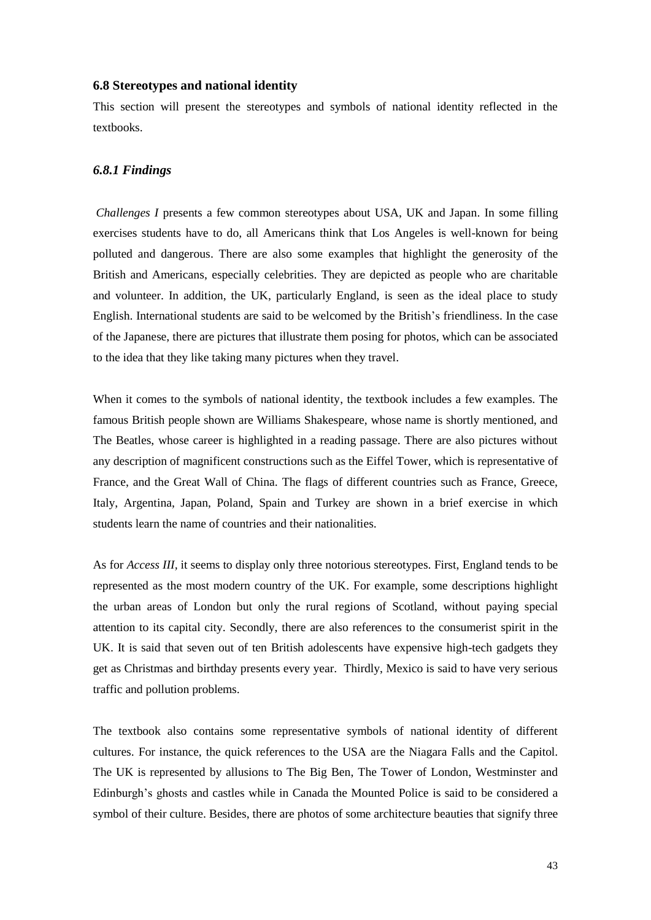## 6.8 Stereotypes and national identity

This section will present the stereotypes and symbols of national identity reflected in the textbooks.

### *6.8.1 Findings*

*Challenges I* presents a few common stereotypes about USA, UK and Japan. In some filling exercises students have to do, all Americans think that Los Angeles is well-known for being polluted and dangerous. There are also some examples that highlight the generosity of the British and Americans, especially celebrities. They are depicted as people who are charitable and volunteer. In addition, the UK, particularly England, is seen as the ideal place to study English. International students are said to be welcomed by the British's friendliness. In the case of the Japanese, there are pictures that illustrate them posing for photos, which can be associated to the idea that they like taking many pictures when they travel.

When it comes to the symbols of national identity, the textbook includes a few examples. The famous British people shown are Williams Shakespeare, whose name is shortly mentioned, and The Beatles, whose career is highlighted in a reading passage. There are also pictures without any description of magnificent constructions such as the Eiffel Tower, which is representative of France, and the Great Wall of China. The flags of different countries such as France, Greece, Italy, Argentina, Japan, Poland, Spain and Turkey are shown in a brief exercise in which students learn the name of countries and their nationalities.

As for *Access III*, it seems to display only three notorious stereotypes. First, England tends to be represented as the most modern country of the UK. For example, some descriptions highlight the urban areas of London but only the rural regions of Scotland, without paying special attention to its capital city. Secondly, there are also references to the consumerist spirit in the UK. It is said that seven out of ten British adolescents have expensive high-tech gadgets they get as Christmas and birthday presents every year. Thirdly, Mexico is said to have very serious traffic and pollution problems.

The textbook also contains some representative symbols of national identity of different cultures. For instance, the quick references to the USA are the Niagara Falls and the Capitol. The UK is represented by allusions to The Big Ben, The Tower of London, Westminster and Edinburgh's ghosts and castles while in Canada the Mounted Police is said to be considered a symbol of their culture. Besides, there are photos of some architecture beauties that signify three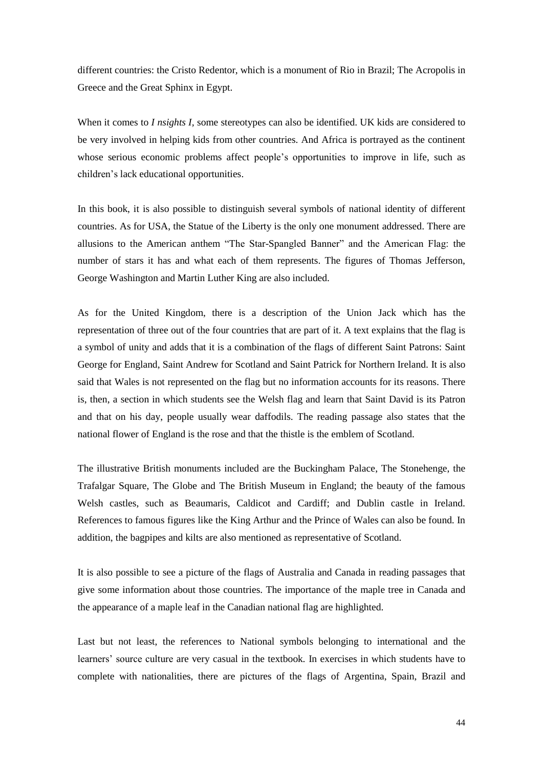different countries: the Cristo Redentor, which is a monument of Rio in Brazil; The Acropolis in Greece and the Great Sphinx in Egypt.

When it comes to *I nsights I,* some stereotypes can also be identified. UK kids are considered to be very involved in helping kids from other countries. And Africa is portrayed as the continent whose serious economic problems affect people's opportunities to improve in life, such as children's lack educational opportunities.

In this book, it is also possible to distinguish several symbols of national identity of different countries. As for USA, the Statue of the Liberty is the only one monument addressed. There are allusions to the American anthem "The Star-Spangled Banner" and the American Flag: the number of stars it has and what each of them represents. The figures of Thomas Jefferson, George Washington and Martin Luther King are also included.

As for the United Kingdom, there is a description of the Union Jack which has the representation of three out of the four countries that are part of it. A text explains that the flag is a symbol of unity and adds that it is a combination of the flags of different Saint Patrons: Saint George for England, Saint Andrew for Scotland and Saint Patrick for Northern Ireland. It is also said that Wales is not represented on the flag but no information accounts for its reasons. There is, then, a section in which students see the Welsh flag and learn that Saint David is its Patron and that on his day, people usually wear daffodils. The reading passage also states that the national flower of England is the rose and that the thistle is the emblem of Scotland.

The illustrative British monuments included are the Buckingham Palace, The Stonehenge, the Trafalgar Square, The Globe and The British Museum in England; the beauty of the famous Welsh castles, such as Beaumaris, Caldicot and Cardiff; and Dublin castle in Ireland. References to famous figures like the King Arthur and the Prince of Wales can also be found. In addition, the bagpipes and kilts are also mentioned as representative of Scotland.

It is also possible to see a picture of the flags of Australia and Canada in reading passages that give some information about those countries. The importance of the maple tree in Canada and the appearance of a maple leaf in the Canadian national flag are highlighted.

Last but not least, the references to National symbols belonging to international and the learners' source culture are very casual in the textbook. In exercises in which students have to complete with nationalities, there are pictures of the flags of Argentina, Spain, Brazil and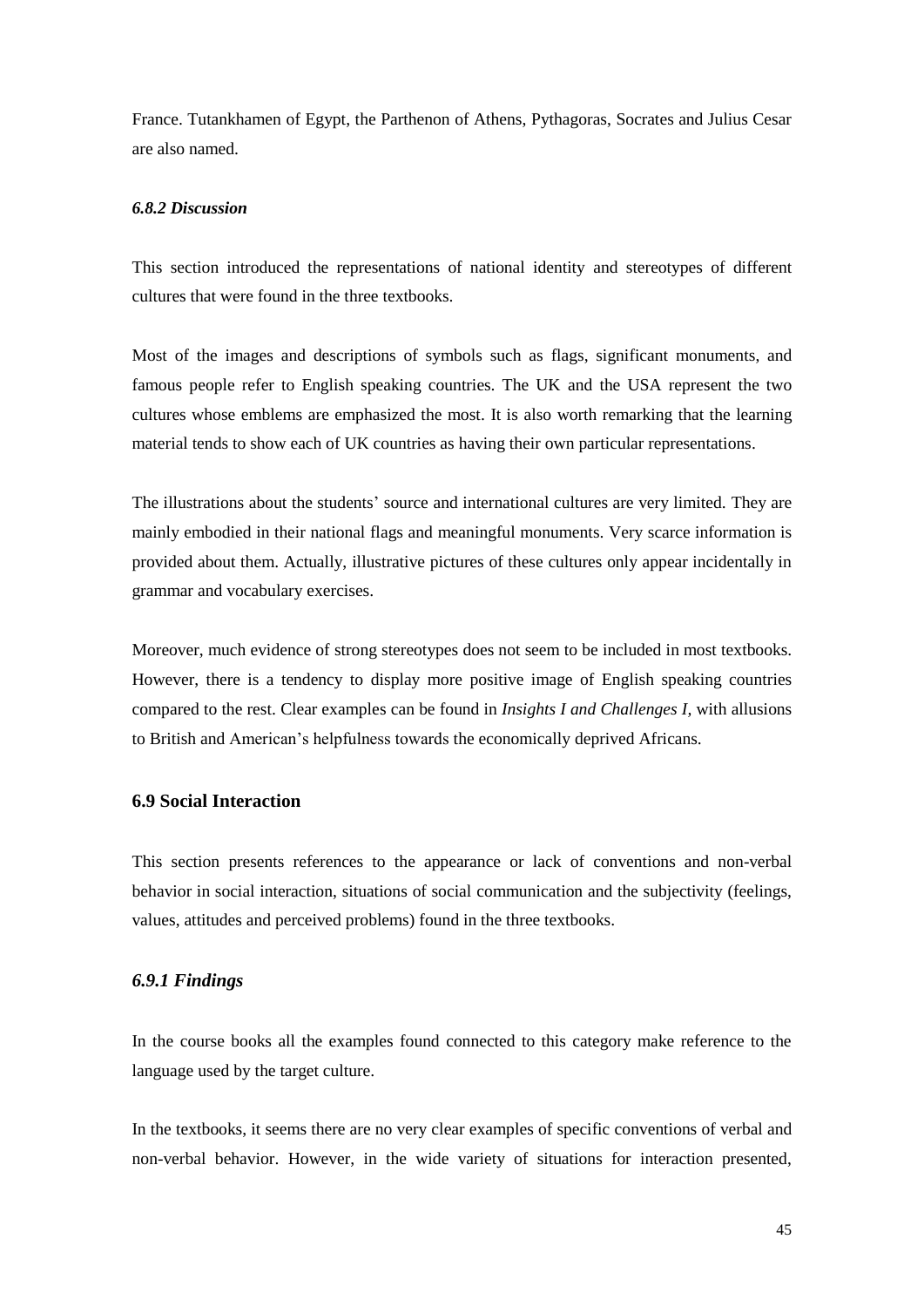France. Tutankhamen of Egypt, the Parthenon of Athens, Pythagoras, Socrates and Julius Cesar are also named.

#### *6.8.2 Discussion*

This section introduced the representations of national identity and stereotypes of different cultures that were found in the three textbooks.

Most of the images and descriptions of symbols such as flags, significant monuments, and famous people refer to English speaking countries. The UK and the USA represent the two cultures whose emblems are emphasized the most. It is also worth remarking that the learning material tends to show each of UK countries as having their own particular representations.

The illustrations about the students' source and international cultures are very limited. They are mainly embodied in their national flags and meaningful monuments. Very scarce information is provided about them. Actually, illustrative pictures of these cultures only appear incidentally in grammar and vocabulary exercises.

Moreover, much evidence of strong stereotypes does not seem to be included in most textbooks. However, there is a tendency to display more positive image of English speaking countries compared to the rest. Clear examples can be found in *Insights I and Challenges I,* with allusions to British and American's helpfulness towards the economically deprived Africans.

## **6.9 Social Interaction**

This section presents references to the appearance or lack of conventions and non-verbal behavior in social interaction, situations of social communication and the subjectivity (feelings, values, attitudes and perceived problems) found in the three textbooks.

### *6.9.1 Findings*

In the course books all the examples found connected to this category make reference to the language used by the target culture.

In the textbooks, it seems there are no very clear examples of specific conventions of verbal and non-verbal behavior. However, in the wide variety of situations for interaction presented,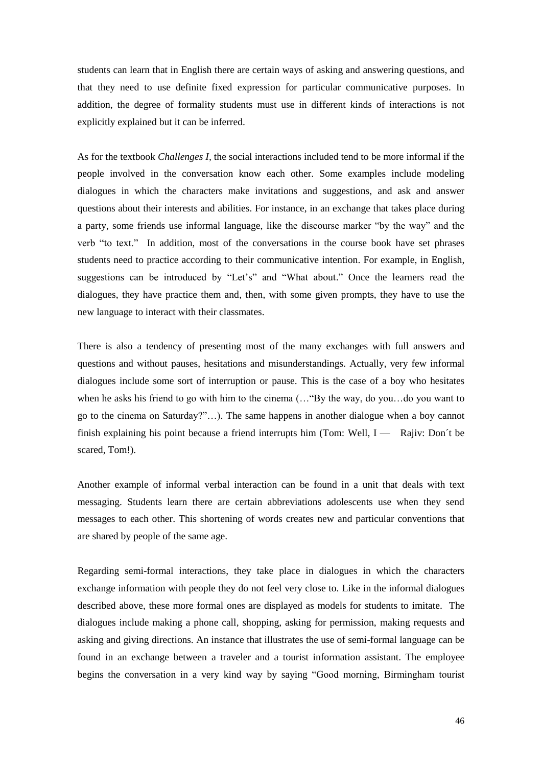students can learn that in English there are certain ways of asking and answering questions, and that they need to use definite fixed expression for particular communicative purposes. In addition, the degree of formality students must use in different kinds of interactions is not explicitly explained but it can be inferred.

As for the textbook *Challenges I,* the social interactions included tend to be more informal if the people involved in the conversation know each other. Some examples include modeling dialogues in which the characters make invitations and suggestions, and ask and answer questions about their interests and abilities. For instance, in an exchange that takes place during a party, some friends use informal language, like the discourse marker "by the way" and the verb "to text." In addition, most of the conversations in the course book have set phrases students need to practice according to their communicative intention. For example, in English, suggestions can be introduced by "Let's" and "What about." Once the learners read the dialogues, they have practice them and, then, with some given prompts, they have to use the new language to interact with their classmates.

There is also a tendency of presenting most of the many exchanges with full answers and questions and without pauses, hesitations and misunderstandings. Actually, very few informal dialogues include some sort of interruption or pause. This is the case of a boy who hesitates when he asks his friend to go with him to the cinema (…"By the way, do you…do you want to go to the cinema on Saturday?"…). The same happens in another dialogue when a boy cannot finish explaining his point because a friend interrupts him (Tom: Well, I — Rajiv: Don´t be scared, Tom!).

Another example of informal verbal interaction can be found in a unit that deals with text messaging. Students learn there are certain abbreviations adolescents use when they send messages to each other. This shortening of words creates new and particular conventions that are shared by people of the same age.

Regarding semi-formal interactions, they take place in dialogues in which the characters exchange information with people they do not feel very close to. Like in the informal dialogues described above, these more formal ones are displayed as models for students to imitate. The dialogues include making a phone call, shopping, asking for permission, making requests and asking and giving directions. An instance that illustrates the use of semi-formal language can be found in an exchange between a traveler and a tourist information assistant. The employee begins the conversation in a very kind way by saying "Good morning, Birmingham tourist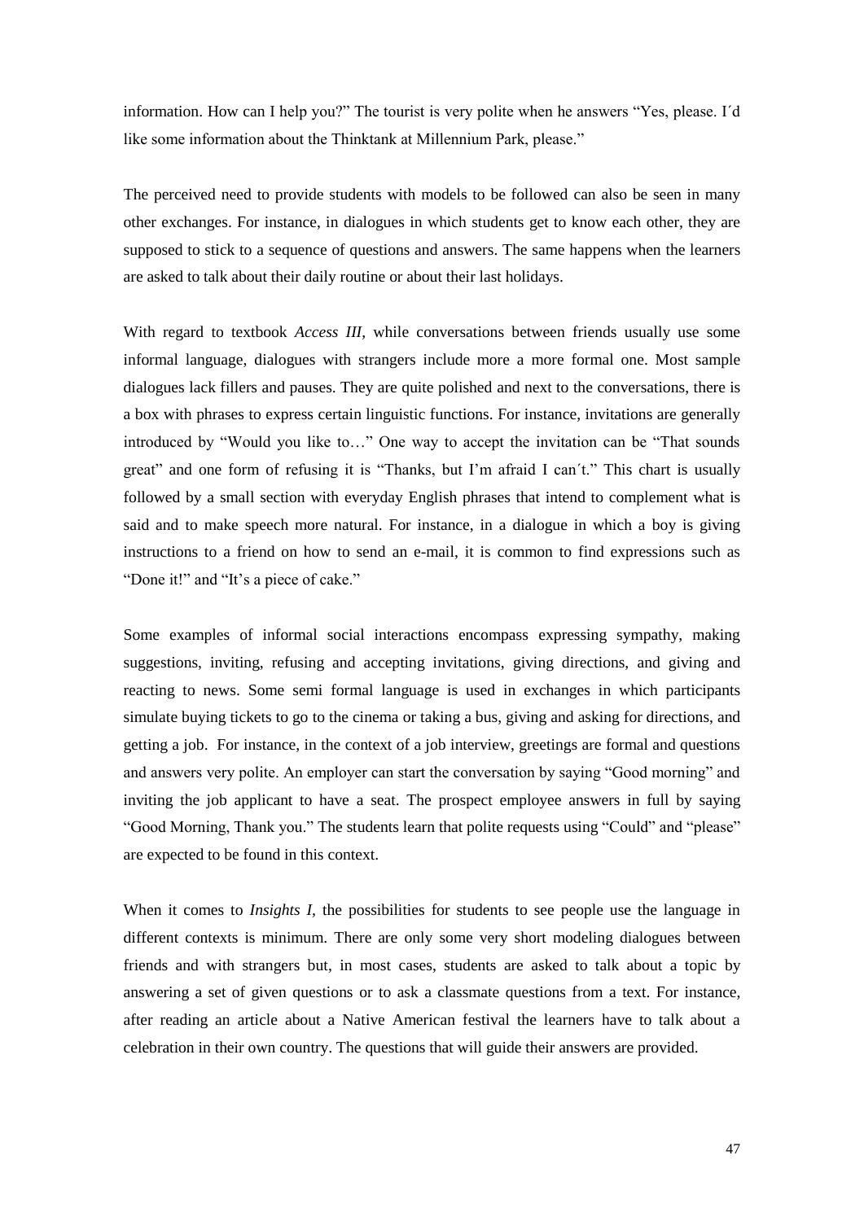information. How can I help you?" The tourist is very polite when he answers "Yes, please. I´d like some information about the Thinktank at Millennium Park, please."

The perceived need to provide students with models to be followed can also be seen in many other exchanges. For instance, in dialogues in which students get to know each other, they are supposed to stick to a sequence of questions and answers. The same happens when the learners are asked to talk about their daily routine or about their last holidays.

With regard to textbook *Access III,* while conversations between friends usually use some informal language, dialogues with strangers include more a more formal one. Most sample dialogues lack fillers and pauses. They are quite polished and next to the conversations, there is a box with phrases to express certain linguistic functions. For instance, invitations are generally introduced by "Would you like to…" One way to accept the invitation can be "That sounds great" and one form of refusing it is "Thanks, but I'm afraid I can´t." This chart is usually followed by a small section with everyday English phrases that intend to complement what is said and to make speech more natural. For instance, in a dialogue in which a boy is giving instructions to a friend on how to send an e-mail, it is common to find expressions such as "Done it!" and "It's a piece of cake."

Some examples of informal social interactions encompass expressing sympathy, making suggestions, inviting, refusing and accepting invitations, giving directions, and giving and reacting to news. Some semi formal language is used in exchanges in which participants simulate buying tickets to go to the cinema or taking a bus, giving and asking for directions, and getting a job. For instance, in the context of a job interview, greetings are formal and questions and answers very polite. An employer can start the conversation by saying "Good morning" and inviting the job applicant to have a seat. The prospect employee answers in full by saying "Good Morning, Thank you." The students learn that polite requests using "Could" and "please" are expected to be found in this context.

When it comes to *Insights I*, the possibilities for students to see people use the language in different contexts is minimum. There are only some very short modeling dialogues between friends and with strangers but, in most cases, students are asked to talk about a topic by answering a set of given questions or to ask a classmate questions from a text. For instance, after reading an article about a Native American festival the learners have to talk about a celebration in their own country. The questions that will guide their answers are provided.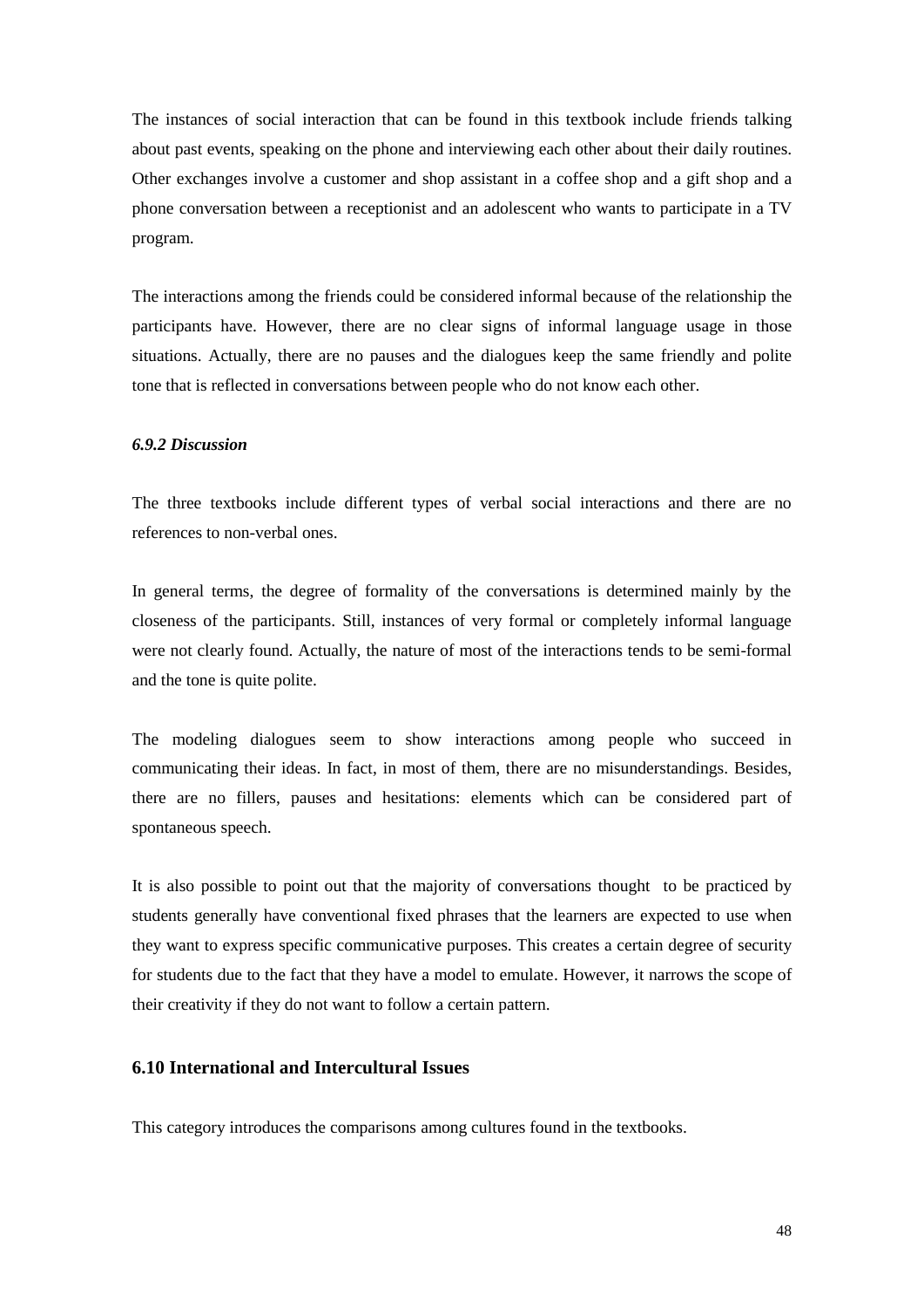The instances of social interaction that can be found in this textbook include friends talking about past events, speaking on the phone and interviewing each other about their daily routines. Other exchanges involve a customer and shop assistant in a coffee shop and a gift shop and a phone conversation between a receptionist and an adolescent who wants to participate in a TV program.

The interactions among the friends could be considered informal because of the relationship the participants have. However, there are no clear signs of informal language usage in those situations. Actually, there are no pauses and the dialogues keep the same friendly and polite tone that is reflected in conversations between people who do not know each other.

#### *6.9.2 Discussion*

The three textbooks include different types of verbal social interactions and there are no references to non-verbal ones.

In general terms, the degree of formality of the conversations is determined mainly by the closeness of the participants. Still, instances of very formal or completely informal language were not clearly found. Actually, the nature of most of the interactions tends to be semi-formal and the tone is quite polite.

The modeling dialogues seem to show interactions among people who succeed in communicating their ideas. In fact, in most of them, there are no misunderstandings. Besides, there are no fillers, pauses and hesitations: elements which can be considered part of spontaneous speech.

It is also possible to point out that the majority of conversations thought to be practiced by students generally have conventional fixed phrases that the learners are expected to use when they want to express specific communicative purposes. This creates a certain degree of security for students due to the fact that they have a model to emulate. However, it narrows the scope of their creativity if they do not want to follow a certain pattern.

### 6.10 International and Intercultural Issues

This category introduces the comparisons among cultures found in the textbooks.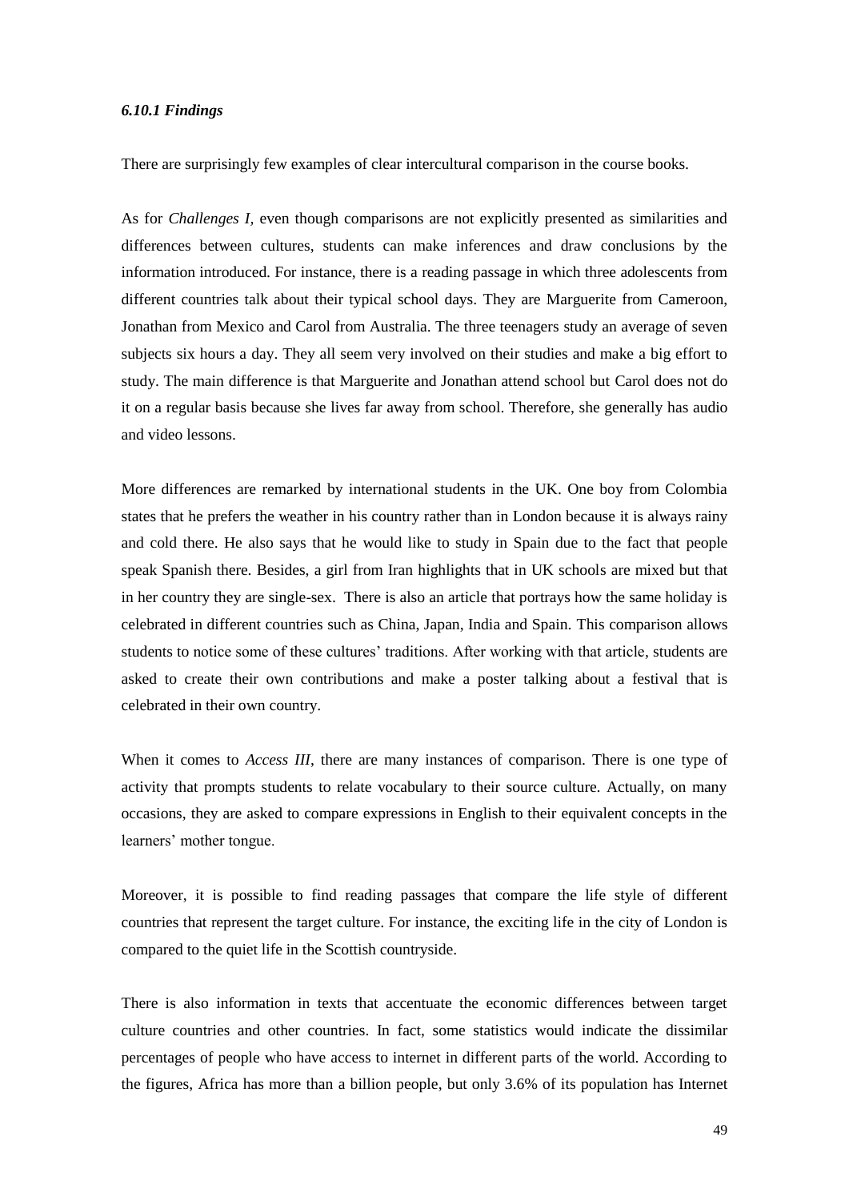### *6.10.1 Findings*

There are surprisingly few examples of clear intercultural comparison in the course books.

As for *Challenges I,* even though comparisons are not explicitly presented as similarities and differences between cultures, students can make inferences and draw conclusions by the information introduced. For instance, there is a reading passage in which three adolescents from different countries talk about their typical school days. They are Marguerite from Cameroon, Jonathan from Mexico and Carol from Australia. The three teenagers study an average of seven subjects six hours a day. They all seem very involved on their studies and make a big effort to study. The main difference is that Marguerite and Jonathan attend school but Carol does not do it on a regular basis because she lives far away from school. Therefore, she generally has audio and video lessons.

More differences are remarked by international students in the UK. One boy from Colombia states that he prefers the weather in his country rather than in London because it is always rainy and cold there. He also says that he would like to study in Spain due to the fact that people speak Spanish there. Besides, a girl from Iran highlights that in UK schools are mixed but that in her country they are single-sex. There is also an article that portrays how the same holiday is celebrated in different countries such as China, Japan, India and Spain. This comparison allows students to notice some of these cultures' traditions. After working with that article, students are asked to create their own contributions and make a poster talking about a festival that is celebrated in their own country.

When it comes to *Access III*, there are many instances of comparison. There is one type of activity that prompts students to relate vocabulary to their source culture. Actually, on many occasions, they are asked to compare expressions in English to their equivalent concepts in the learners' mother tongue.

Moreover, it is possible to find reading passages that compare the life style of different countries that represent the target culture. For instance, the exciting life in the city of London is compared to the quiet life in the Scottish countryside.

There is also information in texts that accentuate the economic differences between target culture countries and other countries. In fact, some statistics would indicate the dissimilar percentages of people who have access to internet in different parts of the world. According to the figures, Africa has more than a billion people, but only 3.6% of its population has Internet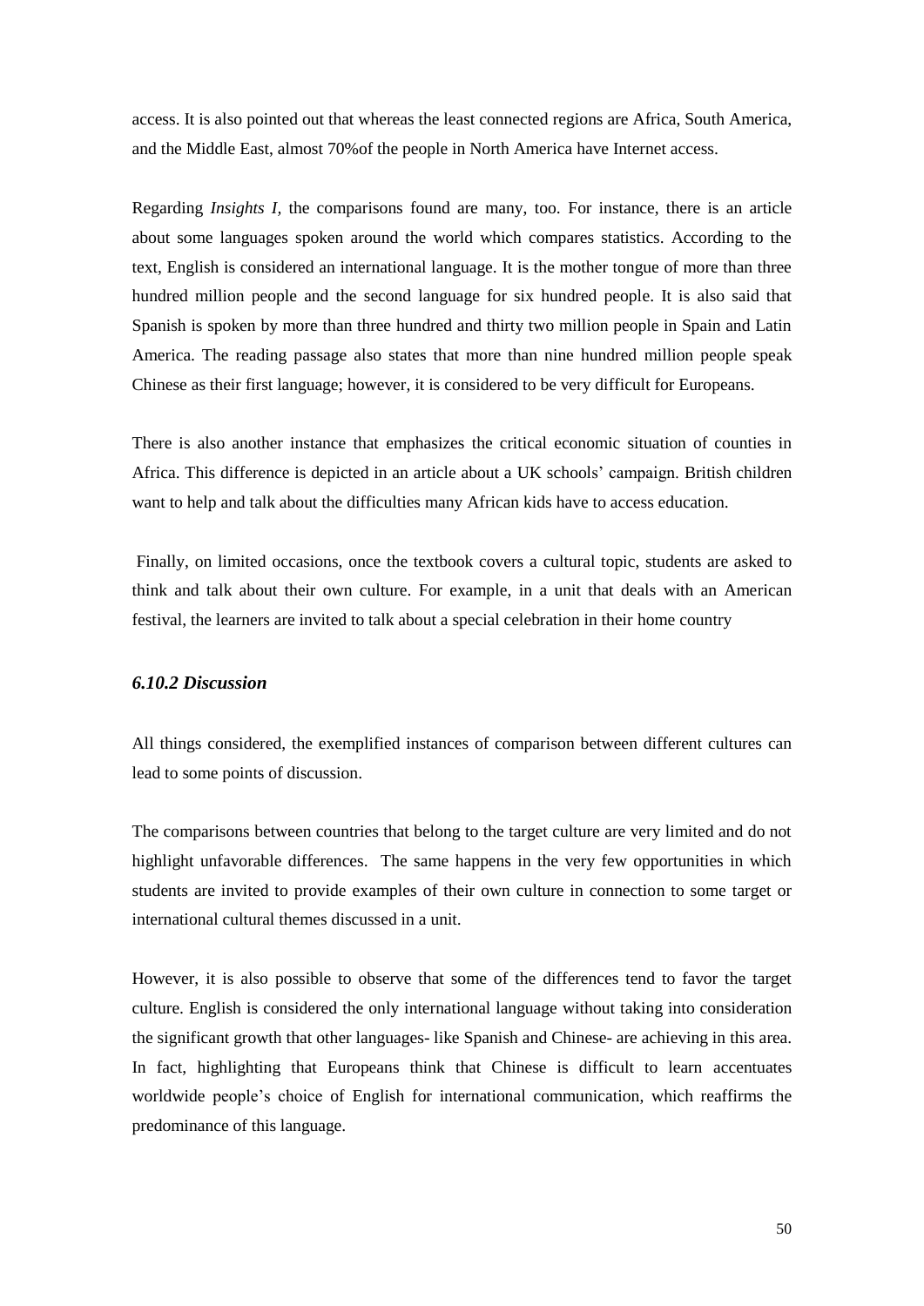access. It is also pointed out that whereas the least connected regions are Africa, South America, and the Middle East, almost 70%of the people in North America have Internet access.

Regarding *Insights I,* the comparisons found are many, too. For instance, there is an article about some languages spoken around the world which compares statistics. According to the text, English is considered an international language. It is the mother tongue of more than three hundred million people and the second language for six hundred people. It is also said that Spanish is spoken by more than three hundred and thirty two million people in Spain and Latin America. The reading passage also states that more than nine hundred million people speak Chinese as their first language; however, it is considered to be very difficult for Europeans.

There is also another instance that emphasizes the critical economic situation of counties in Africa. This difference is depicted in an article about a UK schools' campaign. British children want to help and talk about the difficulties many African kids have to access education.

Finally, on limited occasions, once the textbook covers a cultural topic, students are asked to think and talk about their own culture. For example, in a unit that deals with an American festival, the learners are invited to talk about a special celebration in their home country

### *6.10.2 Discussion*

All things considered, the exemplified instances of comparison between different cultures can lead to some points of discussion.

The comparisons between countries that belong to the target culture are very limited and do not highlight unfavorable differences. The same happens in the very few opportunities in which students are invited to provide examples of their own culture in connection to some target or international cultural themes discussed in a unit.

However, it is also possible to observe that some of the differences tend to favor the target culture. English is considered the only international language without taking into consideration the significant growth that other languages- like Spanish and Chinese- are achieving in this area. In fact, highlighting that Europeans think that Chinese is difficult to learn accentuates worldwide people's choice of English for international communication, which reaffirms the predominance of this language.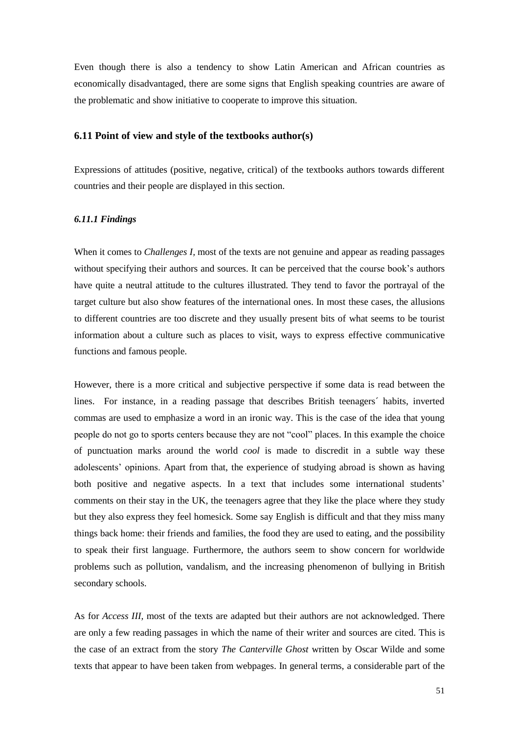Even though there is also a tendency to show Latin American and African countries as economically disadvantaged, there are some signs that English speaking countries are aware of the problematic and show initiative to cooperate to improve this situation.

## 6.11 Point of view and style of the textbooks author(s)

Expressions of attitudes (positive, negative, critical) of the textbooks authors towards different countries and their people are displayed in this section.

### *6.11.1 Findings*

When it comes to *Challenges I*, most of the texts are not genuine and appear as reading passages without specifying their authors and sources. It can be perceived that the course book's authors have quite a neutral attitude to the cultures illustrated. They tend to favor the portrayal of the target culture but also show features of the international ones. In most these cases, the allusions to different countries are too discrete and they usually present bits of what seems to be tourist information about a culture such as places to visit, ways to express effective communicative functions and famous people.

However, there is a more critical and subjective perspective if some data is read between the lines. For instance, in a reading passage that describes British teenagers´ habits, inverted commas are used to emphasize a word in an ironic way. This is the case of the idea that young people do not go to sports centers because they are not "cool" places. In this example the choice of punctuation marks around the world *cool* is made to discredit in a subtle way these adolescents' opinions. Apart from that, the experience of studying abroad is shown as having both positive and negative aspects. In a text that includes some international students' comments on their stay in the UK, the teenagers agree that they like the place where they study but they also express they feel homesick. Some say English is difficult and that they miss many things back home: their friends and families, the food they are used to eating, and the possibility to speak their first language. Furthermore, the authors seem to show concern for worldwide problems such as pollution, vandalism, and the increasing phenomenon of bullying in British secondary schools.

As for *Access III*, most of the texts are adapted but their authors are not acknowledged. There are only a few reading passages in which the name of their writer and sources are cited. This is the case of an extract from the story *The Canterville Ghost* written by Oscar Wilde and some texts that appear to have been taken from webpages. In general terms, a considerable part of the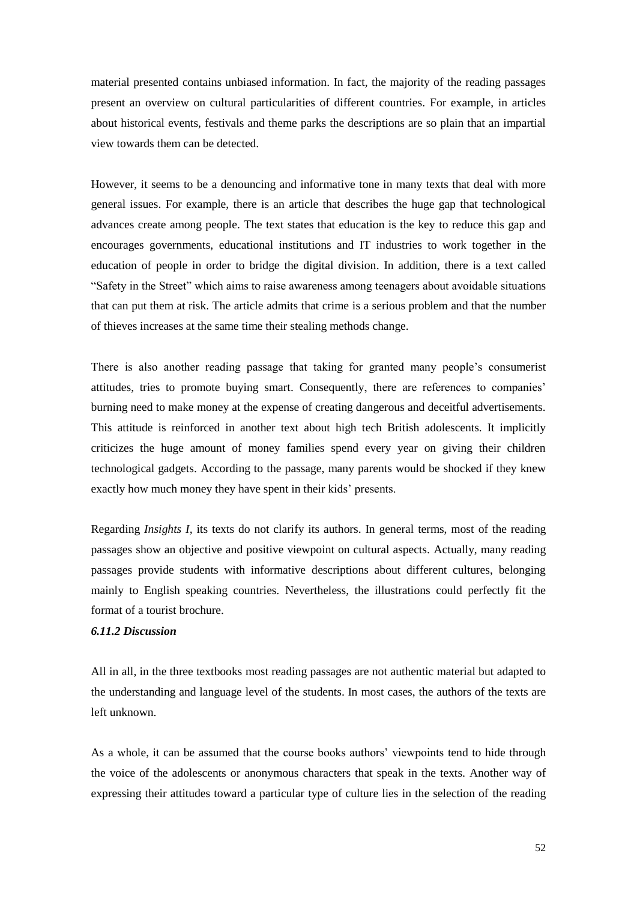material presented contains unbiased information. In fact, the majority of the reading passages present an overview on cultural particularities of different countries. For example, in articles about historical events, festivals and theme parks the descriptions are so plain that an impartial view towards them can be detected.

However, it seems to be a denouncing and informative tone in many texts that deal with more general issues. For example, there is an article that describes the huge gap that technological advances create among people. The text states that education is the key to reduce this gap and encourages governments, educational institutions and IT industries to work together in the education of people in order to bridge the digital division. In addition, there is a text called "Safety in the Street" which aims to raise awareness among teenagers about avoidable situations that can put them at risk. The article admits that crime is a serious problem and that the number of thieves increases at the same time their stealing methods change.

There is also another reading passage that taking for granted many people's consumerist attitudes, tries to promote buying smart. Consequently, there are references to companies' burning need to make money at the expense of creating dangerous and deceitful advertisements. This attitude is reinforced in another text about high tech British adolescents. It implicitly criticizes the huge amount of money families spend every year on giving their children technological gadgets. According to the passage, many parents would be shocked if they knew exactly how much money they have spent in their kids' presents.

Regarding *Insights I,* its texts do not clarify its authors. In general terms, most of the reading passages show an objective and positive viewpoint on cultural aspects. Actually, many reading passages provide students with informative descriptions about different cultures, belonging mainly to English speaking countries. Nevertheless, the illustrations could perfectly fit the format of a tourist brochure.

### *6.11.2 Discussion*

All in all, in the three textbooks most reading passages are not authentic material but adapted to the understanding and language level of the students. In most cases, the authors of the texts are left unknown.

As a whole, it can be assumed that the course books authors' viewpoints tend to hide through the voice of the adolescents or anonymous characters that speak in the texts. Another way of expressing their attitudes toward a particular type of culture lies in the selection of the reading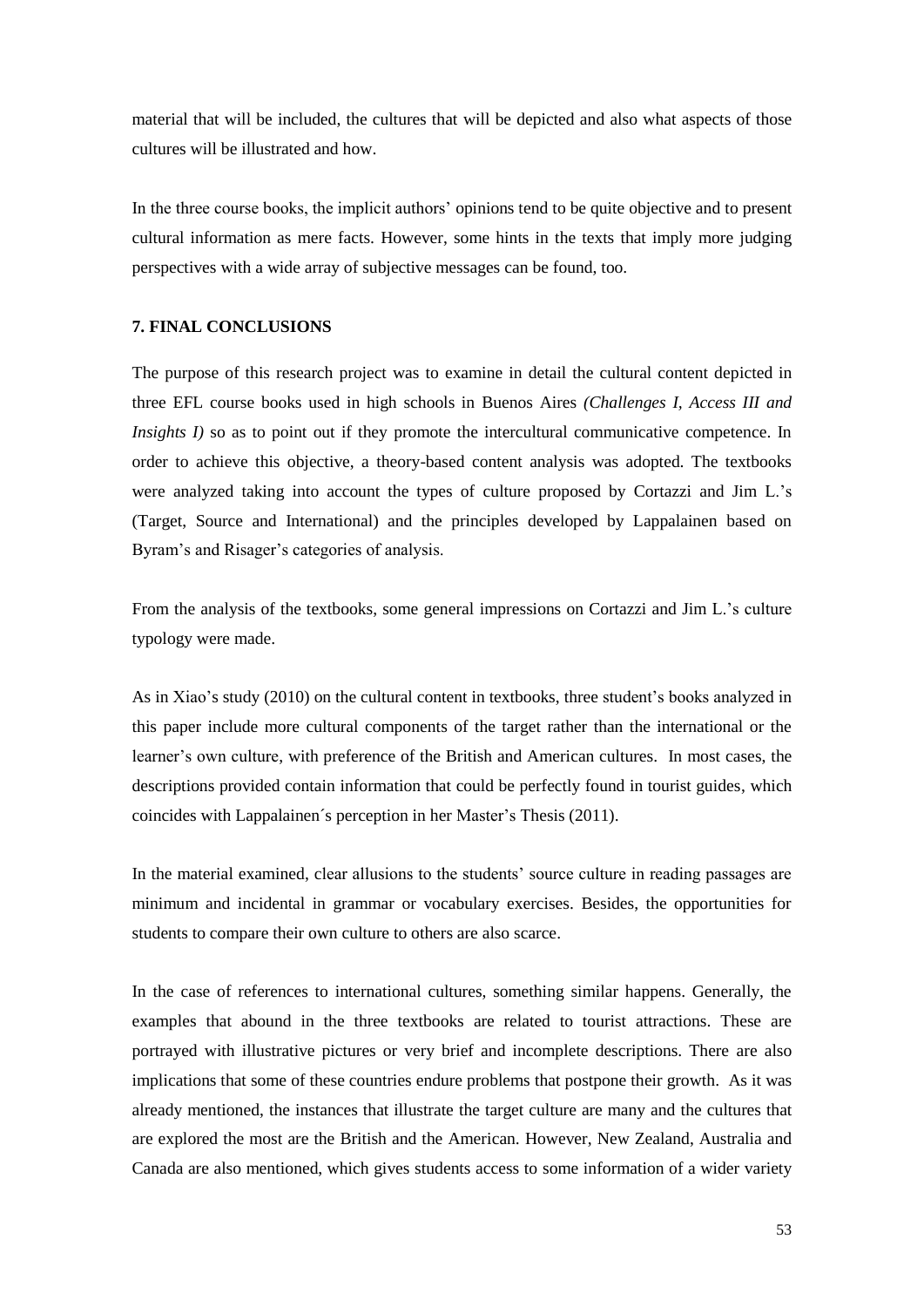material that will be included, the cultures that will be depicted and also what aspects of those cultures will be illustrated and how.

In the three course books, the implicit authors' opinions tend to be quite objective and to present cultural information as mere facts. However, some hints in the texts that imply more judging perspectives with a wide array of subjective messages can be found, too.

## 7. FINAL CONCLUSIONS

The purpose of this research project was to examine in detail the cultural content depicted in three EFL course books used in high schools in Buenos Aires *(Challenges I, Access III and Insights I)* so as to point out if they promote the intercultural communicative competence. In order to achieve this objective, a theory-based content analysis was adopted. The textbooks were analyzed taking into account the types of culture proposed by Cortazzi and Jim L.'s (Target, Source and International) and the principles developed by Lappalainen based on Byram's and Risager's categories of analysis.

From the analysis of the textbooks, some general impressions on Cortazzi and Jim L.'s culture typology were made.

As in Xiao's study (2010) on the cultural content in textbooks, three student's books analyzed in this paper include more cultural components of the target rather than the international or the learner's own culture, with preference of the British and American cultures. In most cases, the descriptions provided contain information that could be perfectly found in tourist guides, which coincides with Lappalainen´s perception in her Master's Thesis (2011).

In the material examined, clear allusions to the students' source culture in reading passages are minimum and incidental in grammar or vocabulary exercises. Besides, the opportunities for students to compare their own culture to others are also scarce.

In the case of references to international cultures, something similar happens. Generally, the examples that abound in the three textbooks are related to tourist attractions. These are portrayed with illustrative pictures or very brief and incomplete descriptions. There are also implications that some of these countries endure problems that postpone their growth. As it was already mentioned, the instances that illustrate the target culture are many and the cultures that are explored the most are the British and the American. However, New Zealand, Australia and Canada are also mentioned, which gives students access to some information of a wider variety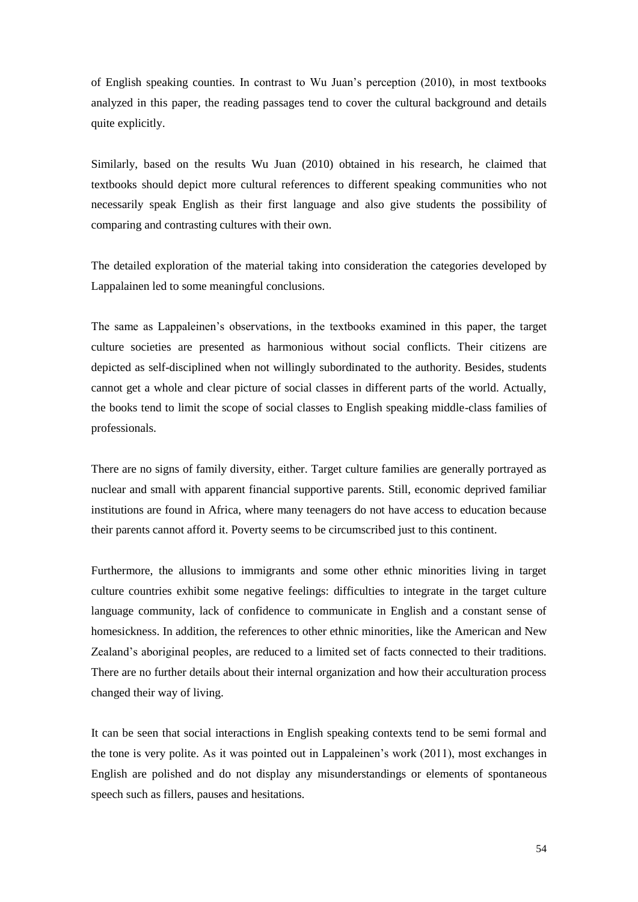of English speaking counties. In contrast to Wu Juan's perception (2010), in most textbooks analyzed in this paper, the reading passages tend to cover the cultural background and details quite explicitly.

Similarly, based on the results Wu Juan (2010) obtained in his research, he claimed that textbooks should depict more cultural references to different speaking communities who not necessarily speak English as their first language and also give students the possibility of comparing and contrasting cultures with their own.

The detailed exploration of the material taking into consideration the categories developed by Lappalainen led to some meaningful conclusions.

The same as Lappaleinen's observations, in the textbooks examined in this paper, the target culture societies are presented as harmonious without social conflicts. Their citizens are depicted as self-disciplined when not willingly subordinated to the authority. Besides, students cannot get a whole and clear picture of social classes in different parts of the world. Actually, the books tend to limit the scope of social classes to English speaking middle-class families of professionals.

There are no signs of family diversity, either. Target culture families are generally portrayed as nuclear and small with apparent financial supportive parents. Still, economic deprived familiar institutions are found in Africa, where many teenagers do not have access to education because their parents cannot afford it. Poverty seems to be circumscribed just to this continent.

Furthermore, the allusions to immigrants and some other ethnic minorities living in target culture countries exhibit some negative feelings: difficulties to integrate in the target culture language community, lack of confidence to communicate in English and a constant sense of homesickness. In addition, the references to other ethnic minorities, like the American and New Zealand's aboriginal peoples, are reduced to a limited set of facts connected to their traditions. There are no further details about their internal organization and how their acculturation process changed their way of living.

It can be seen that social interactions in English speaking contexts tend to be semi formal and the tone is very polite. As it was pointed out in Lappaleinen's work (2011), most exchanges in English are polished and do not display any misunderstandings or elements of spontaneous speech such as fillers, pauses and hesitations.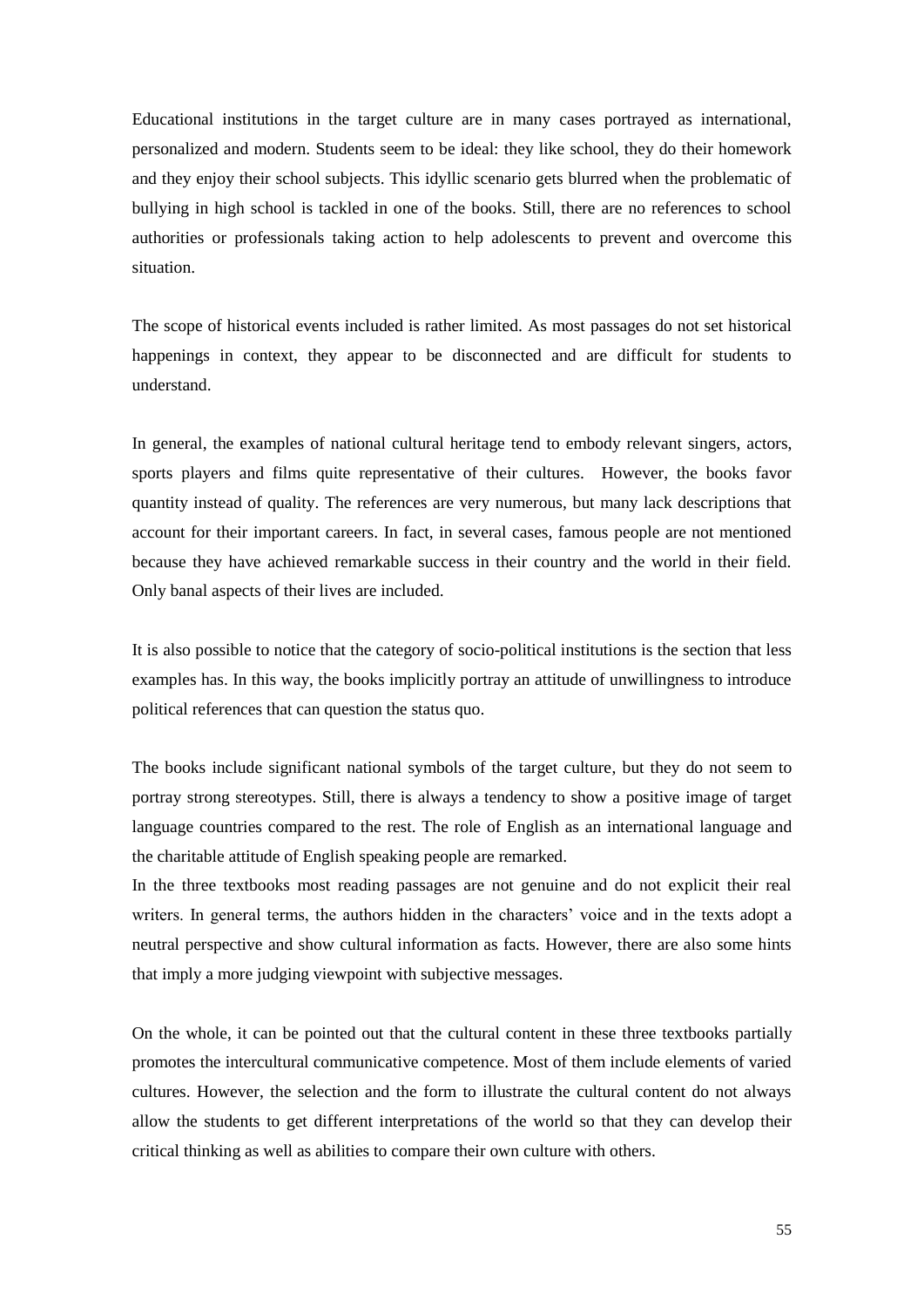Educational institutions in the target culture are in many cases portrayed as international, personalized and modern. Students seem to be ideal: they like school, they do their homework and they enjoy their school subjects. This idyllic scenario gets blurred when the problematic of bullying in high school is tackled in one of the books. Still, there are no references to school authorities or professionals taking action to help adolescents to prevent and overcome this situation.

The scope of historical events included is rather limited. As most passages do not set historical happenings in context, they appear to be disconnected and are difficult for students to understand.

In general, the examples of national cultural heritage tend to embody relevant singers, actors, sports players and films quite representative of their cultures. However, the books favor quantity instead of quality. The references are very numerous, but many lack descriptions that account for their important careers. In fact, in several cases, famous people are not mentioned because they have achieved remarkable success in their country and the world in their field. Only banal aspects of their lives are included.

It is also possible to notice that the category of socio-political institutions is the section that less examples has. In this way, the books implicitly portray an attitude of unwillingness to introduce political references that can question the status quo.

The books include significant national symbols of the target culture, but they do not seem to portray strong stereotypes. Still, there is always a tendency to show a positive image of target language countries compared to the rest. The role of English as an international language and the charitable attitude of English speaking people are remarked.

In the three textbooks most reading passages are not genuine and do not explicit their real writers. In general terms, the authors hidden in the characters' voice and in the texts adopt a neutral perspective and show cultural information as facts. However, there are also some hints that imply a more judging viewpoint with subjective messages.

On the whole, it can be pointed out that the cultural content in these three textbooks partially promotes the intercultural communicative competence. Most of them include elements of varied cultures. However, the selection and the form to illustrate the cultural content do not always allow the students to get different interpretations of the world so that they can develop their critical thinking as well as abilities to compare their own culture with others.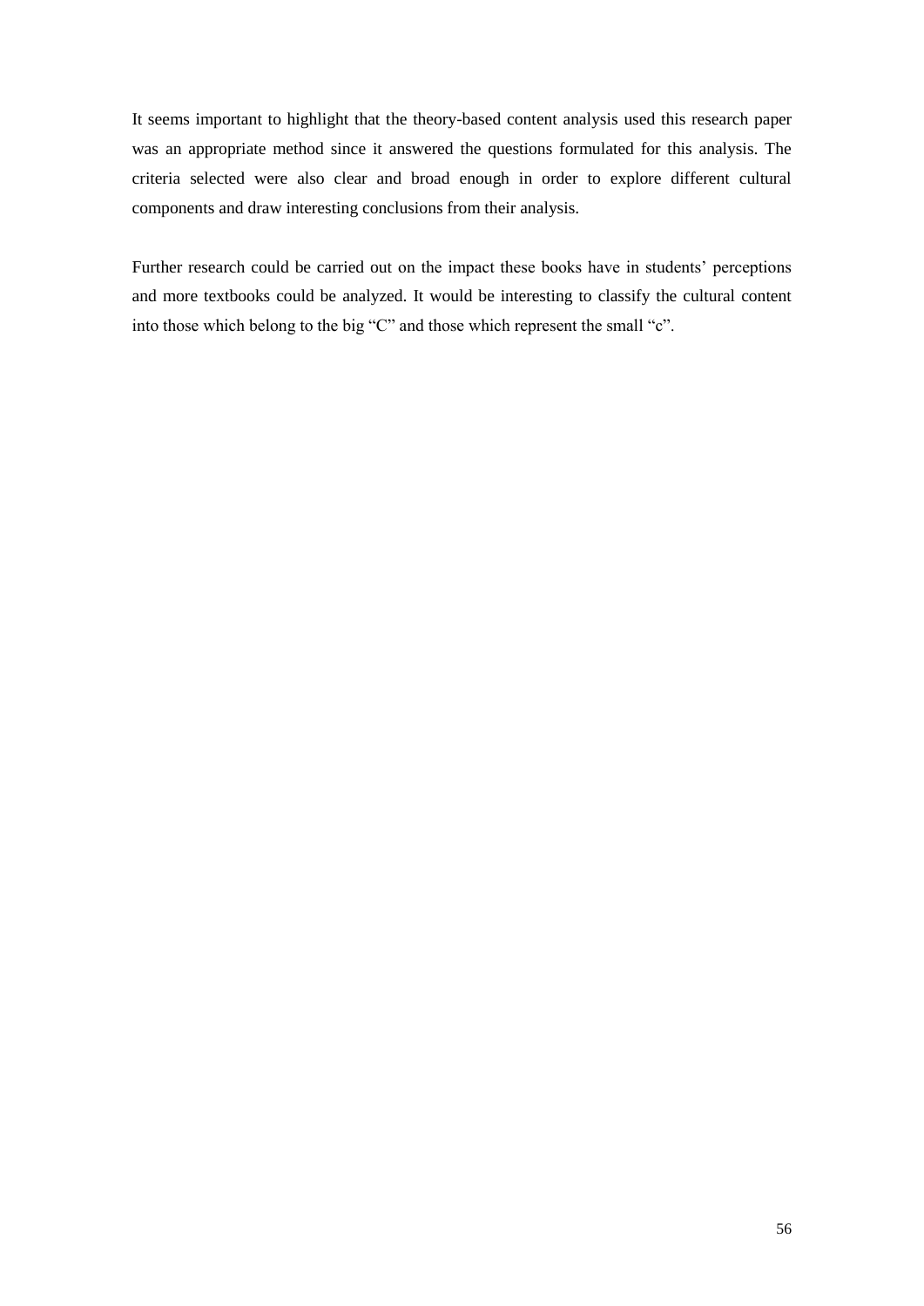It seems important to highlight that the theory-based content analysis used this research paper was an appropriate method since it answered the questions formulated for this analysis. The criteria selected were also clear and broad enough in order to explore different cultural components and draw interesting conclusions from their analysis.

Further research could be carried out on the impact these books have in students' perceptions and more textbooks could be analyzed. It would be interesting to classify the cultural content into those which belong to the big "C" and those which represent the small "c".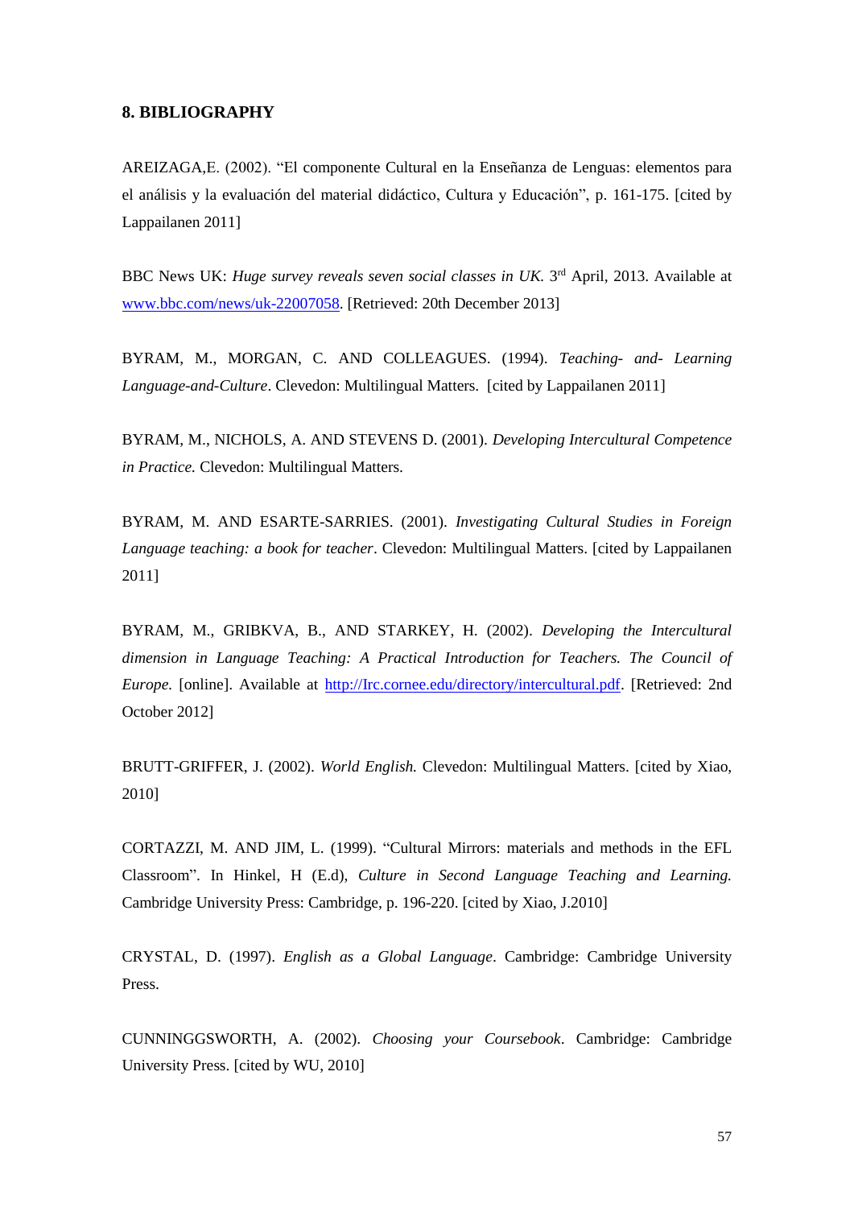## 8. BIBLIOGRAPHY

AREIZAGA,E. (2002). "El componente Cultural en la Enseñanza de Lenguas: elementos para el análisis y la evaluación del material didáctico, Cultura y Educación", p. 161-175. [cited by Lappailanen 2011]

BBC News UK: *Huge survey reveals seven social classes in UK.* 3rd April, 2013. Available at www.bbc.com/news/uk-22007058. [Retrieved: 20th December 2013]

BYRAM, M., MORGAN, C. AND COLLEAGUES. (1994). *Teaching- and- Learning Language-and-Culture*. Clevedon: Multilingual Matters. [cited by Lappailanen 2011]

BYRAM, M., NICHOLS, A. AND STEVENS D. (2001). *Developing Intercultural Competence in Practice.* Clevedon: Multilingual Matters.

BYRAM, M. AND ESARTE-SARRIES. (2001). *Investigating Cultural Studies in Foreign Language teaching: a book for teacher*. Clevedon: Multilingual Matters. [cited by Lappailanen 2011]

BYRAM, M., GRIBKVA, B., AND STARKEY, H. (2002). *Developing the Intercultural dimension in Language Teaching: A Practical Introduction for Teachers. The Council of Europe.* [online]. Available at http://Irc.cornee.edu/directory/intercultural.pdf. [Retrieved: 2nd October 2012]

BRUTT-GRIFFER, J. (2002). *World English.* Clevedon: Multilingual Matters. [cited by Xiao, 2010]

CORTAZZI, M. AND JIM, L. (1999). "Cultural Mirrors: materials and methods in the EFL Classroom". In Hinkel, H (E.d), *Culture in Second Language Teaching and Learning.* Cambridge University Press: Cambridge, p. 196-220. [cited by Xiao, J.2010]

CRYSTAL, D. (1997). *English as a Global Language*. Cambridge: Cambridge University Press.

CUNNINGGSWORTH, A. (2002). *Choosing your Coursebook*. Cambridge: Cambridge University Press. [cited by WU, 2010]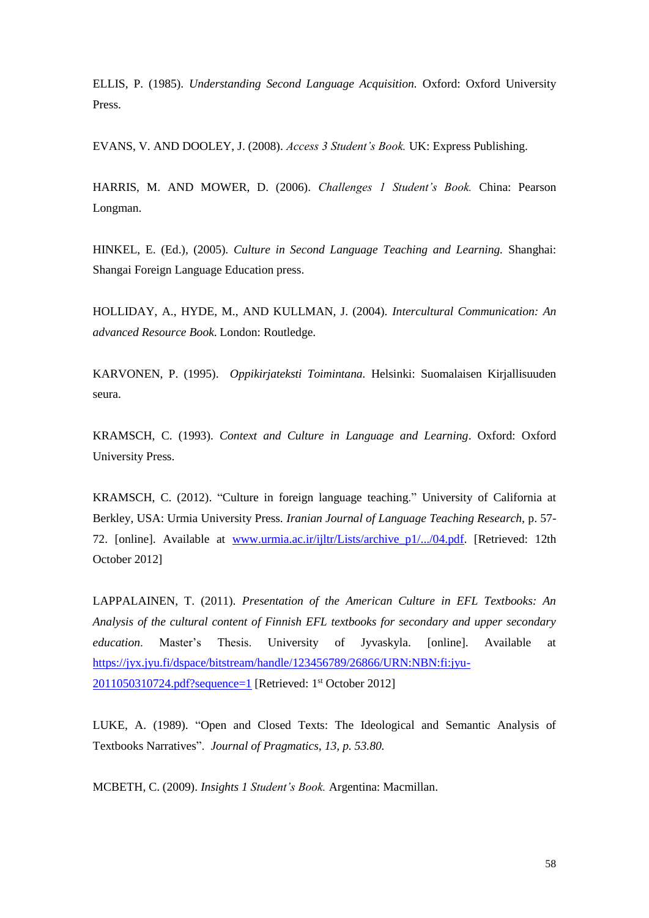ELLIS, P. (1985). *Understanding Second Language Acquisition.* Oxford: Oxford University Press.

EVANS, V. AND DOOLEY, J. (2008). *Access 3 Student's Book.* UK: Express Publishing.

HARRIS, M. AND MOWER, D. (2006). *Challenges 1 Student's Book.* China: Pearson Longman.

HINKEL, E. (Ed.), (2005). *Culture in Second Language Teaching and Learning.* Shanghai: Shangai Foreign Language Education press.

HOLLIDAY, A., HYDE, M., AND KULLMAN, J. (2004). *Intercultural Communication: An advanced Resource Book.* London: Routledge.

KARVONEN, P. (1995). *Oppikirjateksti Toimintana.* Helsinki: Suomalaisen Kirjallisuuden seura.

KRAMSCH, C. (1993). *Context and Culture in Language and Learning*. Oxford: Oxford University Press.

KRAMSCH, C. (2012). "Culture in foreign language teaching." University of California at Berkley, USA: Urmia University Press. *Iranian Journal of Language Teaching Research*, p. 57-72. [online]. Available at www.urmia.ac.ir/ijltr/Lists/archive_p1/.../04.pdf. [Retrieved: 12th October 2012]

LAPPALAINEN, T. (2011). *Presentation of the American Culture in EFL Textbooks: An Analysis of the cultural content of Finnish EFL textbooks for secondary and upper secondary education.* Master's Thesis. University of Jyvaskyla. [online]. Available at https://jyx.jyu.fi/dspace/bitstream/handle/123456789/26866/URN:NBN:fi:jyu-2011050310724.pdf?sequence=1 [Retrieved: 1st October 2012]

LUKE, A. (1989). "Open and Closed Texts: The Ideological and Semantic Analysis of Textbooks Narratives". *Journal of Pragmatics, 13, p. 53.80.*

MCBETH, C. (2009). *Insights 1 Student's Book.* Argentina: Macmillan.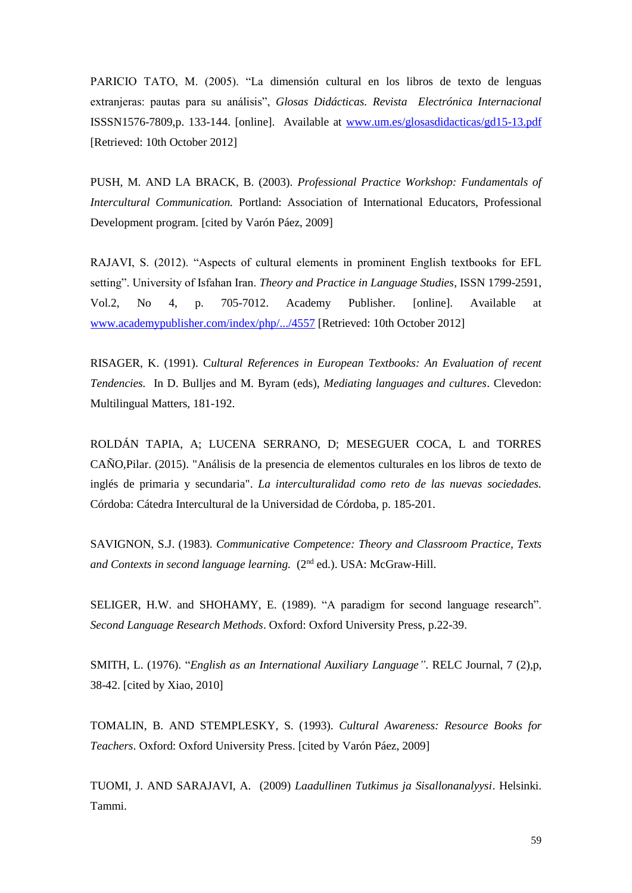PARICIO TATO, M. (2005). “La dimensión cultural en los libros de texto de lenguas extranjeras: pautas para su análisis”, *Glosas Didácticas. Revista Electrónica Internacional* ISSSN1576-7809,p. 133-144. [online]. Available at [www.um.es/glosasdidacticas/gd15-13.pdf](www.um.es/glosasdidacticas/gd15-13.pdf) [Retrieved: 10th October 2012]

PUSH, M. AND LA BRACK, B. (2003). *Professional Practice Workshop: Fundamentals of Intercultural Communication.* Portland: Association of International Educators, Professional Development program. [cited by Varón Páez, 2009]

RAJAVI, S. (2012). “Aspects of cultural elements in prominent English textbooks for EFL setting”. University of Isfahan Iran. *Theory and Practice in Language Studies*, ISSN 1799-2591, Vol.2, No 4, p. 705-7012. Academy Publisher. [online]. Available at [www.academypublisher.com/index/php/.../4557](www.academypublisher.com/index/php/.../4557) [Retrieved: 10th October 2012]

RISAGER, K. (1991). C*ultural References in European Textbooks: An Evaluation of recent Tendencies.* In D. Bulljes and M. Byram (eds), *Mediating languages and cultures*. Clevedon: Multilingual Matters, 181-192.

ROLDÁN TAPIA, A; LUCENA SERRANO, D; MESEGUER COCA, L and TORRES CAÑO,Pilar. (2015). "Análisis de la presencia de elementos culturales en los libros de texto de inglés de primaria y secundaria". *La interculturalidad como reto de las nuevas sociedades.* Córdoba: Cátedra Intercultural de la Universidad de Córdoba, p. 185-201.

SAVIGNON, S.J. (1983). *Communicative Competence: Theory and Classroom Practice, Texts and Contexts in second language learning.* (2nd ed.). USA: McGraw-Hill.

SELIGER, H.W. and SHOHAMY, E. (1989). “A paradigm for second language research”. *Second Language Research Methods*. Oxford: Oxford University Press, p.22-39.

SMITH, L. (1976). “*English as an International Auxiliary Language”*. RELC Journal, 7 (2),p, 38-42. [cited by Xiao, 2010]

TOMALIN, B. AND STEMPLESKY, S. (1993). *Cultural Awareness: Resource Books for Teachers*. Oxford: Oxford University Press. [cited by Varón Páez, 2009]

TUOMI, J. AND SARAJAVI, A. (2009) *Laadullinen Tutkimus ja Sisallonanalyysi*. Helsinki. Tammi.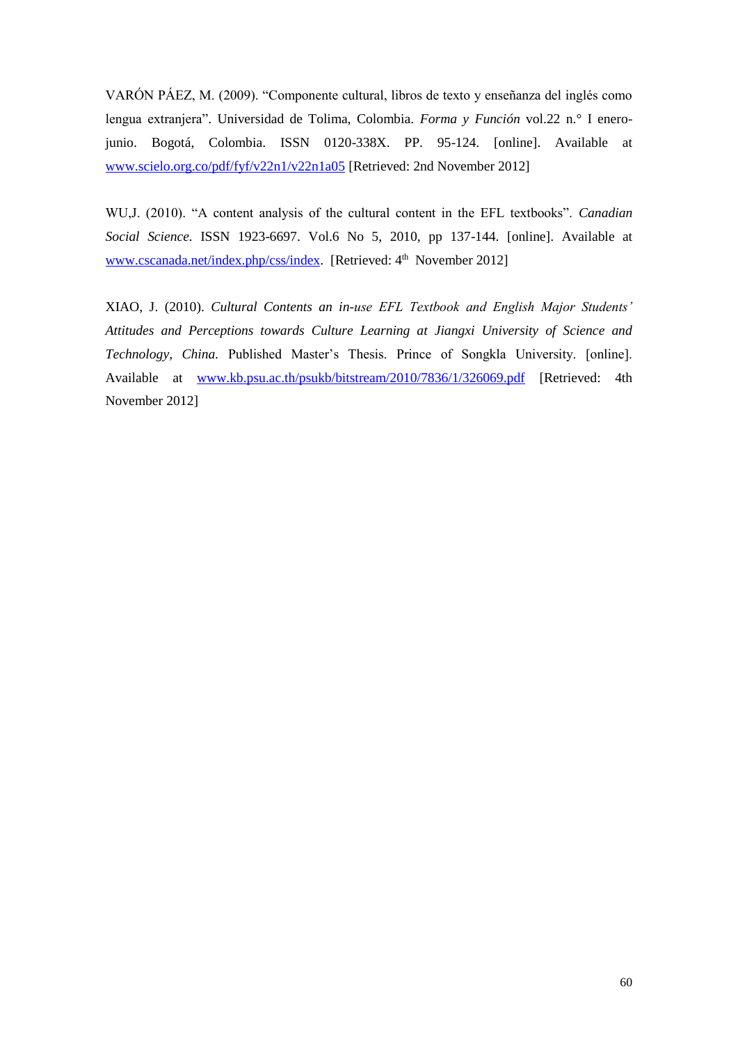VARÓN PÁEZ, M. (2009). "Componente cultural, libros de texto y enseñanza del inglés como lengua extranjera". Universidad de Tolima, Colombia. *Forma y Función* vol.22 n.° I enero-junio. Bogotá, Colombia. ISSN 0120-338X. PP. 95-124. [online]. Available at www.scielo.org.co/pdf/fyf/v22n1/v22n1a05 [Retrieved: 2nd November 2012]

WU,J. (2010). "A content analysis of the cultural content in the EFL textbooks". *Canadian Social Science.* ISSN 1923-6697. Vol.6 No 5, 2010, pp 137-144. [online]. Available at www.cscanada.net/index.php/css/index. [Retrieved: 4th November 2012]

XIAO, J. (2010). *Cultural Contents an in-use EFL Textbook and English Major Students' Attitudes and Perceptions towards Culture Learning at Jiangxi University of Science and Technology, China.* Published Master's Thesis. Prince of Songkla University. [online]. Available at www.kb.psu.ac.th/psukb/bitstream/2010/7836/1/326069.pdf [Retrieved: 4th November 2012]